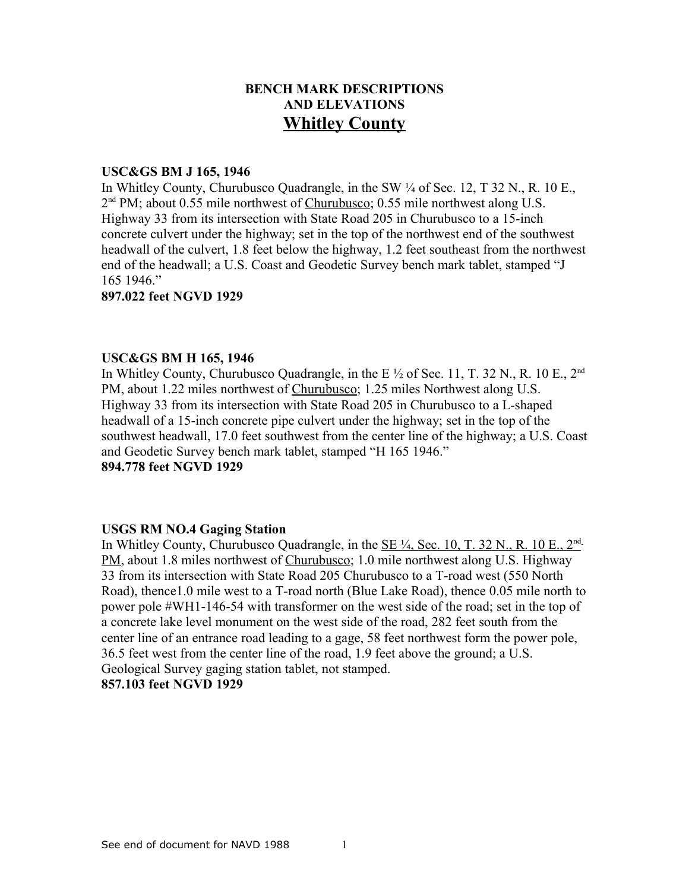# BENCH MARK DESCRIPTIONS AND ELEVATIONS

## Whitley County

**USC&GS BM J 165, 1946**

In Whitley County, Churubusco Quadrangle, in the SW ¼ of Sec. 12, T 32 N., R. 10 E., 2nd PM; about 0.55 mile northwest of Churubusco; 0.55 mile northwest along U.S. Highway 33 from its intersection with State Road 205 in Churubusco to a 15-inch concrete culvert under the highway; set in the top of the northwest end of the southwest headwall of the culvert, 1.8 feet below the highway, 1.2 feet southeast from the northwest end of the headwall; a U.S. Coast and Geodetic Survey bench mark tablet, stamped "J 165 1946."

**897.022 feet NGVD 1929**

**USC&GS BM H 165, 1946**

In Whitley County, Churubusco Quadrangle, in the E ½ of Sec. 11, T. 32 N., R. 10 E., 2nd PM, about 1.22 miles northwest of Churubusco; 1.25 miles Northwest along U.S. Highway 33 from its intersection with State Road 205 in Churubusco to a L-shaped headwall of a 15-inch concrete pipe culvert under the highway; set in the top of the southwest headwall, 17.0 feet southwest from the center line of the highway; a U.S. Coast and Geodetic Survey bench mark tablet, stamped "H 165 1946."

**894.778 feet NGVD 1929**

**USGS RM NO.4 Gaging Station**

In Whitley County, Churubusco Quadrangle, in the SE ¼, Sec. 10, T. 32 N., R. 10 E., 2nd PM, about 1.8 miles northwest of Churubusco; 1.0 mile northwest along U.S. Highway 33 from its intersection with State Road 205 Churubusco to a T-road west (550 North Road), thence1.0 mile west to a T-road north (Blue Lake Road), thence 0.05 mile north to power pole #WH1-146-54 with transformer on the west side of the road; set in the top of a concrete lake level monument on the west side of the road, 282 feet south from the center line of an entrance road leading to a gage, 58 feet northwest form the power pole, 36.5 feet west from the center line of the road, 1.9 feet above the ground; a U.S. Geological Survey gaging station tablet, not stamped.

**857.103 feet NGVD 1929**

See end of document for NAVD 1988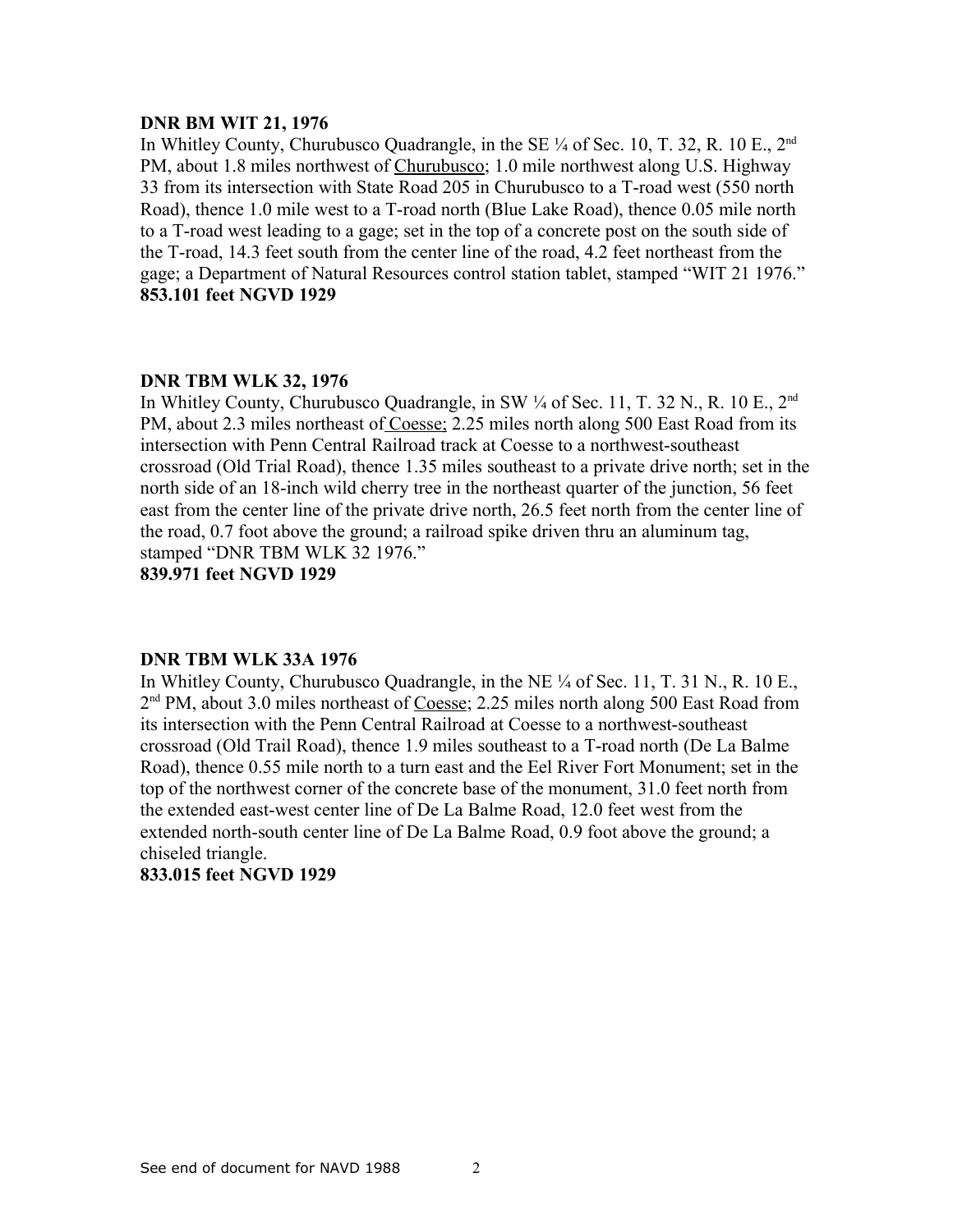**DNR BM WIT 21, 1976**

In Whitley County, Churubusco Quadrangle, in the SE ¼ of Sec. 10, T. 32, R. 10 E., 2nd PM, about 1.8 miles northwest of Churubusco; 1.0 mile northwest along U.S. Highway 33 from its intersection with State Road 205 in Churubusco to a T-road west (550 north Road), thence 1.0 mile west to a T-road north (Blue Lake Road), thence 0.05 mile north to a T-road west leading to a gage; set in the top of a concrete post on the south side of the T-road, 14.3 feet south from the center line of the road, 4.2 feet northeast from the gage; a Department of Natural Resources control station tablet, stamped "WIT 21 1976."

**853.101 feet NGVD 1929**

**DNR TBM WLK 32, 1976**

In Whitley County, Churubusco Quadrangle, in SW ¼ of Sec. 11, T. 32 N., R. 10 E., 2nd PM, about 2.3 miles northeast of Coesse; 2.25 miles north along 500 East Road from its intersection with Penn Central Railroad track at Coesse to a northwest-southeast crossroad (Old Trial Road), thence 1.35 miles southeast to a private drive north; set in the north side of an 18-inch wild cherry tree in the northeast quarter of the junction, 56 feet east from the center line of the private drive north, 26.5 feet north from the center line of the road, 0.7 foot above the ground; a railroad spike driven thru an aluminum tag, stamped "DNR TBM WLK 32 1976."

**839.971 feet NGVD 1929**

**DNR TBM WLK 33A 1976**

In Whitley County, Churubusco Quadrangle, in the NE ¼ of Sec. 11, T. 31 N., R. 10 E., 2nd PM, about 3.0 miles northeast of Coesse; 2.25 miles north along 500 East Road from its intersection with the Penn Central Railroad at Coesse to a northwest-southeast crossroad (Old Trail Road), thence 1.9 miles southeast to a T-road north (De La Balme Road), thence 0.55 mile north to a turn east and the Eel River Fort Monument; set in the top of the northwest corner of the concrete base of the monument, 31.0 feet north from the extended east-west center line of De La Balme Road, 12.0 feet west from the extended north-south center line of De La Balme Road, 0.9 foot above the ground; a chiseled triangle.

**833.015 feet NGVD 1929**

See end of document for NAVD 1988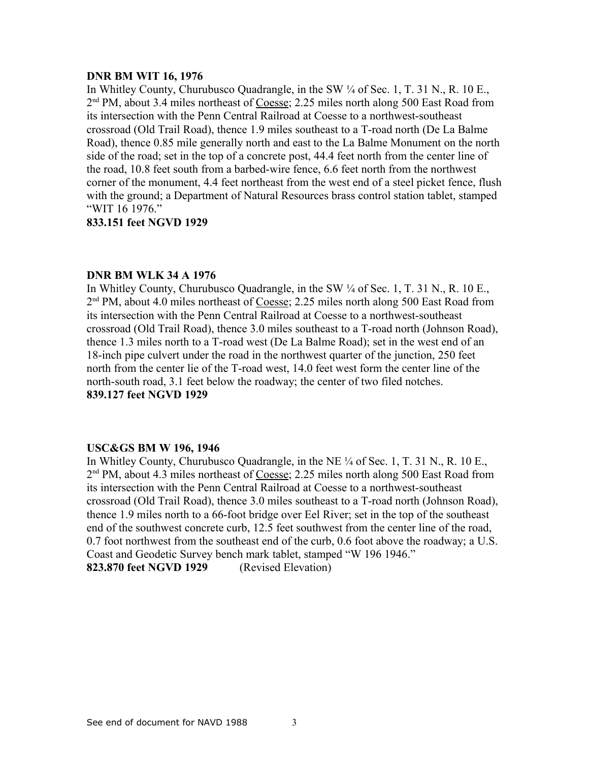**DNR BM WIT 16, 1976**

In Whitley County, Churubusco Quadrangle, in the SW ¼ of Sec. 1, T. 31 N., R. 10 E., 2nd PM, about 3.4 miles northeast of Coesse; 2.25 miles north along 500 East Road from its intersection with the Penn Central Railroad at Coesse to a northwest-southeast crossroad (Old Trail Road), thence 1.9 miles southeast to a T-road north (De La Balme Road), thence 0.85 mile generally north and east to the La Balme Monument on the north side of the road; set in the top of a concrete post, 44.4 feet north from the center line of the road, 10.8 feet south from a barbed-wire fence, 6.6 feet north from the northwest corner of the monument, 4.4 feet northeast from the west end of a steel picket fence, flush with the ground; a Department of Natural Resources brass control station tablet, stamped "WIT 16 1976."

**833.151 feet NGVD 1929**

**DNR BM WLK 34 A 1976**

In Whitley County, Churubusco Quadrangle, in the SW ¼ of Sec. 1, T. 31 N., R. 10 E., 2nd PM, about 4.0 miles northeast of Coesse; 2.25 miles north along 500 East Road from its intersection with the Penn Central Railroad at Coesse to a northwest-southeast crossroad (Old Trail Road), thence 3.0 miles southeast to a T-road north (Johnson Road), thence 1.3 miles north to a T-road west (De La Balme Road); set in the west end of an 18-inch pipe culvert under the road in the northwest quarter of the junction, 250 feet north from the center lie of the T-road west, 14.0 feet west form the center line of the north-south road, 3.1 feet below the roadway; the center of two filed notches.

**839.127 feet NGVD 1929**

**USC&GS BM W 196, 1946**

In Whitley County, Churubusco Quadrangle, in the NE ¼ of Sec. 1, T. 31 N., R. 10 E., 2nd PM, about 4.3 miles northeast of Coesse; 2.25 miles north along 500 East Road from its intersection with the Penn Central Railroad at Coesse to a northwest-southeast crossroad (Old Trail Road), thence 3.0 miles southeast to a T-road north (Johnson Road), thence 1.9 miles north to a 66-foot bridge over Eel River; set in the top of the southeast end of the southwest concrete curb, 12.5 feet southwest from the center line of the road, 0.7 foot northwest from the southeast end of the curb, 0.6 foot above the roadway; a U.S. Coast and Geodetic Survey bench mark tablet, stamped "W 196 1946."

**823.870 feet NGVD 1929** (Revised Elevation)

See end of document for NAVD 1988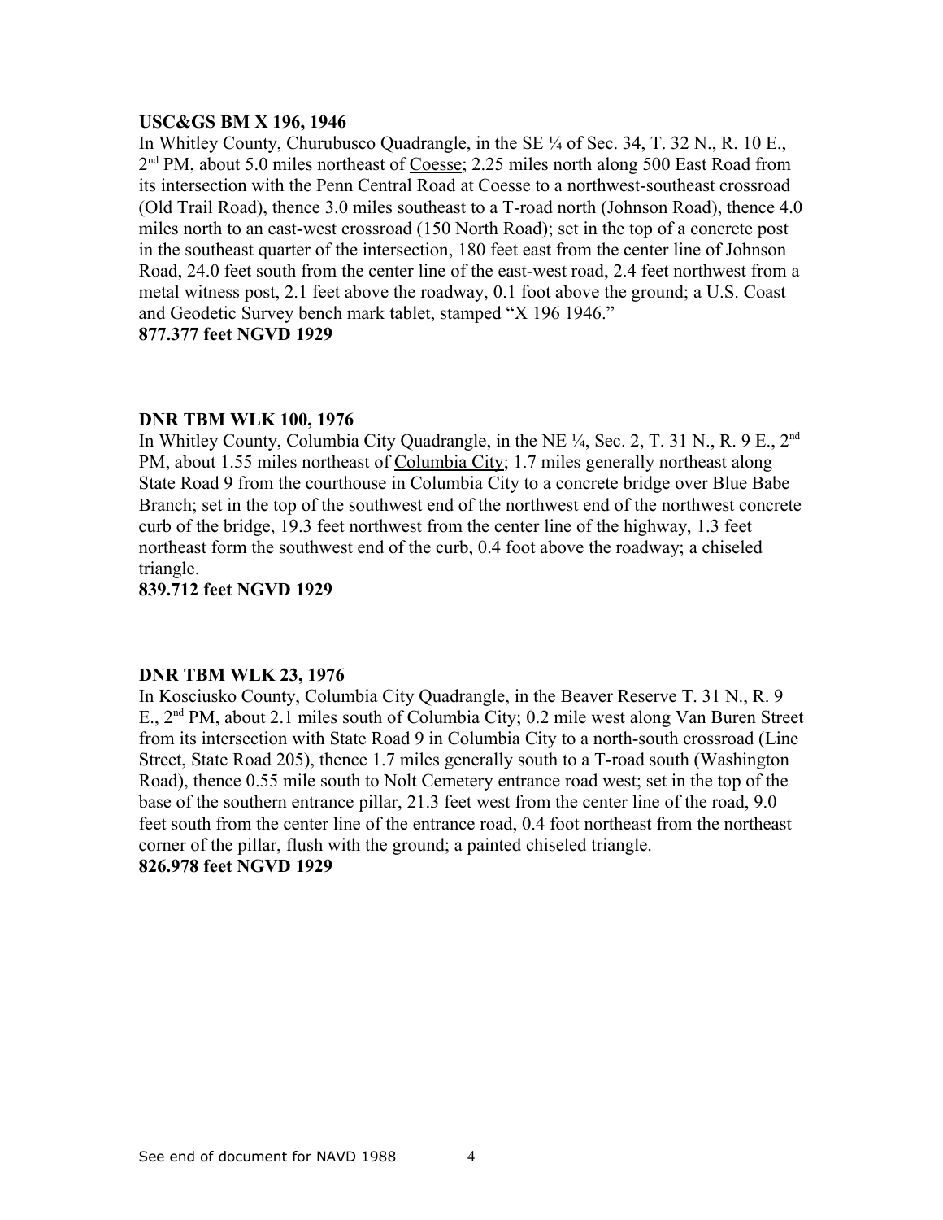**USC&GS BM X 196, 1946**

In Whitley County, Churubusco Quadrangle, in the SE ¼ of Sec. 34, T. 32 N., R. 10 E., 2nd PM, about 5.0 miles northeast of Coesse; 2.25 miles north along 500 East Road from its intersection with the Penn Central Road at Coesse to a northwest-southeast crossroad (Old Trail Road), thence 3.0 miles southeast to a T-road north (Johnson Road), thence 4.0 miles north to an east-west crossroad (150 North Road); set in the top of a concrete post in the southeast quarter of the intersection, 180 feet east from the center line of Johnson Road, 24.0 feet south from the center line of the east-west road, 2.4 feet northwest from a metal witness post, 2.1 feet above the roadway, 0.1 foot above the ground; a U.S. Coast and Geodetic Survey bench mark tablet, stamped "X 196 1946."

**877.377 feet NGVD 1929**

**DNR TBM WLK 100, 1976**

In Whitley County, Columbia City Quadrangle, in the NE ¼, Sec. 2, T. 31 N., R. 9 E., 2nd PM, about 1.55 miles northeast of Columbia City; 1.7 miles generally northeast along State Road 9 from the courthouse in Columbia City to a concrete bridge over Blue Babe Branch; set in the top of the southwest end of the northwest end of the northwest concrete curb of the bridge, 19.3 feet northwest from the center line of the highway, 1.3 feet northeast form the southwest end of the curb, 0.4 foot above the roadway; a chiseled triangle.

**839.712 feet NGVD 1929**

**DNR TBM WLK 23, 1976**

In Kosciusko County, Columbia City Quadrangle, in the Beaver Reserve T. 31 N., R. 9 E., 2nd PM, about 2.1 miles south of Columbia City; 0.2 mile west along Van Buren Street from its intersection with State Road 9 in Columbia City to a north-south crossroad (Line Street, State Road 205), thence 1.7 miles generally south to a T-road south (Washington Road), thence 0.55 mile south to Nolt Cemetery entrance road west; set in the top of the base of the southern entrance pillar, 21.3 feet west from the center line of the road, 9.0 feet south from the center line of the entrance road, 0.4 foot northeast from the northeast corner of the pillar, flush with the ground; a painted chiseled triangle.

**826.978 feet NGVD 1929**

See end of document for NAVD 1988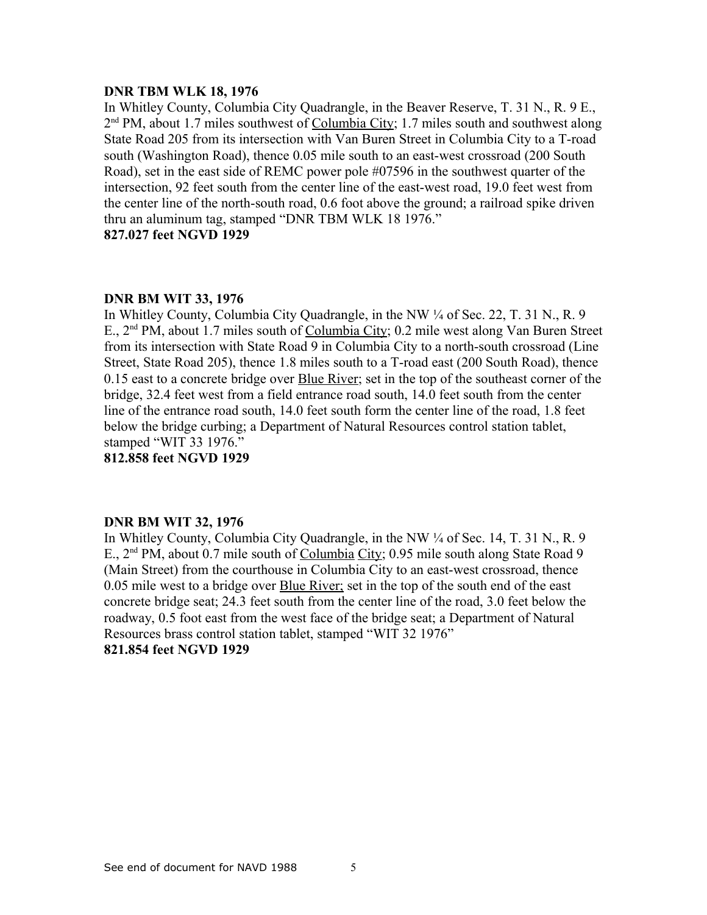**DNR TBM WLK 18, 1976**

In Whitley County, Columbia City Quadrangle, in the Beaver Reserve, T. 31 N., R. 9 E., 2nd PM, about 1.7 miles southwest of Columbia City; 1.7 miles south and southwest along State Road 205 from its intersection with Van Buren Street in Columbia City to a T-road south (Washington Road), thence 0.05 mile south to an east-west crossroad (200 South Road), set in the east side of REMC power pole #07596 in the southwest quarter of the intersection, 92 feet south from the center line of the east-west road, 19.0 feet west from the center line of the north-south road, 0.6 foot above the ground; a railroad spike driven thru an aluminum tag, stamped "DNR TBM WLK 18 1976."

**827.027 feet NGVD 1929**

**DNR BM WIT 33, 1976**

In Whitley County, Columbia City Quadrangle, in the NW ¼ of Sec. 22, T. 31 N., R. 9 E., 2nd PM, about 1.7 miles south of Columbia City; 0.2 mile west along Van Buren Street from its intersection with State Road 9 in Columbia City to a north-south crossroad (Line Street, State Road 205), thence 1.8 miles south to a T-road east (200 South Road), thence 0.15 east to a concrete bridge over Blue River; set in the top of the southeast corner of the bridge, 32.4 feet west from a field entrance road south, 14.0 feet south from the center line of the entrance road south, 14.0 feet south form the center line of the road, 1.8 feet below the bridge curbing; a Department of Natural Resources control station tablet, stamped "WIT 33 1976."

**812.858 feet NGVD 1929**

**DNR BM WIT 32, 1976**

In Whitley County, Columbia City Quadrangle, in the NW ¼ of Sec. 14, T. 31 N., R. 9 E., 2nd PM, about 0.7 mile south of Columbia City; 0.95 mile south along State Road 9 (Main Street) from the courthouse in Columbia City to an east-west crossroad, thence 0.05 mile west to a bridge over Blue River; set in the top of the south end of the east concrete bridge seat; 24.3 feet south from the center line of the road, 3.0 feet below the roadway, 0.5 foot east from the west face of the bridge seat; a Department of Natural Resources brass control station tablet, stamped "WIT 32 1976"

**821.854 feet NGVD 1929**

See end of document for NAVD 1988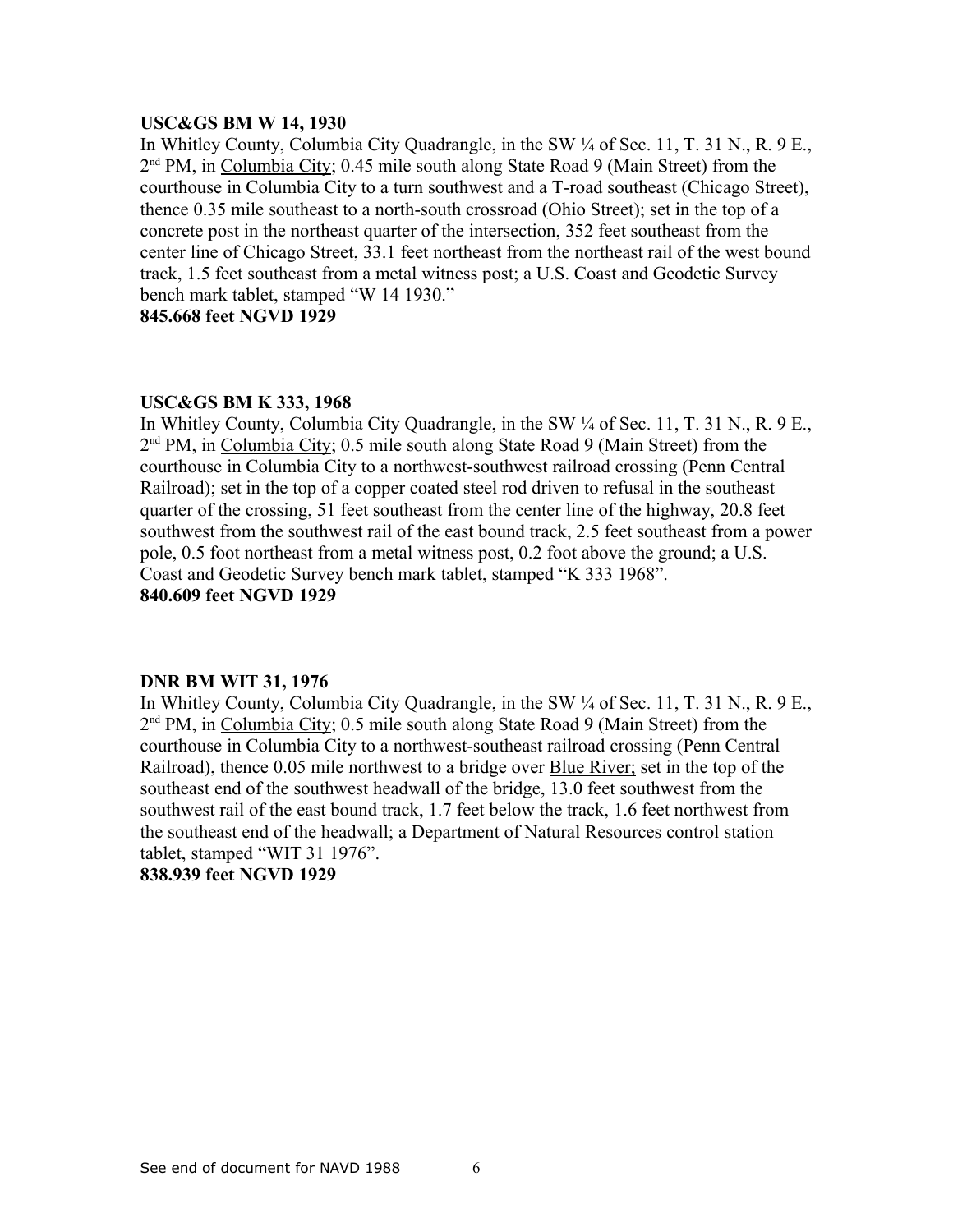**USC&GS BM W 14, 1930**

In Whitley County, Columbia City Quadrangle, in the SW ¼ of Sec. 11, T. 31 N., R. 9 E., 2nd PM, in Columbia City; 0.45 mile south along State Road 9 (Main Street) from the courthouse in Columbia City to a turn southwest and a T-road southeast (Chicago Street), thence 0.35 mile southeast to a north-south crossroad (Ohio Street); set in the top of a concrete post in the northeast quarter of the intersection, 352 feet southeast from the center line of Chicago Street, 33.1 feet northeast from the northeast rail of the west bound track, 1.5 feet southeast from a metal witness post; a U.S. Coast and Geodetic Survey bench mark tablet, stamped "W 14 1930."

**845.668 feet NGVD 1929**

**USC&GS BM K 333, 1968**

In Whitley County, Columbia City Quadrangle, in the SW ¼ of Sec. 11, T. 31 N., R. 9 E., 2nd PM, in Columbia City; 0.5 mile south along State Road 9 (Main Street) from the courthouse in Columbia City to a northwest-southwest railroad crossing (Penn Central Railroad); set in the top of a copper coated steel rod driven to refusal in the southeast quarter of the crossing, 51 feet southeast from the center line of the highway, 20.8 feet southwest from the southwest rail of the east bound track, 2.5 feet southeast from a power pole, 0.5 foot northeast from a metal witness post, 0.2 foot above the ground; a U.S. Coast and Geodetic Survey bench mark tablet, stamped "K 333 1968".

**840.609 feet NGVD 1929**

**DNR BM WIT 31, 1976**

In Whitley County, Columbia City Quadrangle, in the SW ¼ of Sec. 11, T. 31 N., R. 9 E., 2nd PM, in Columbia City; 0.5 mile south along State Road 9 (Main Street) from the courthouse in Columbia City to a northwest-southeast railroad crossing (Penn Central Railroad), thence 0.05 mile northwest to a bridge over Blue River; set in the top of the southeast end of the southwest headwall of the bridge, 13.0 feet southwest from the southwest rail of the east bound track, 1.7 feet below the track, 1.6 feet northwest from the southeast end of the headwall; a Department of Natural Resources control station tablet, stamped "WIT 31 1976".

**838.939 feet NGVD 1929**

See end of document for NAVD 1988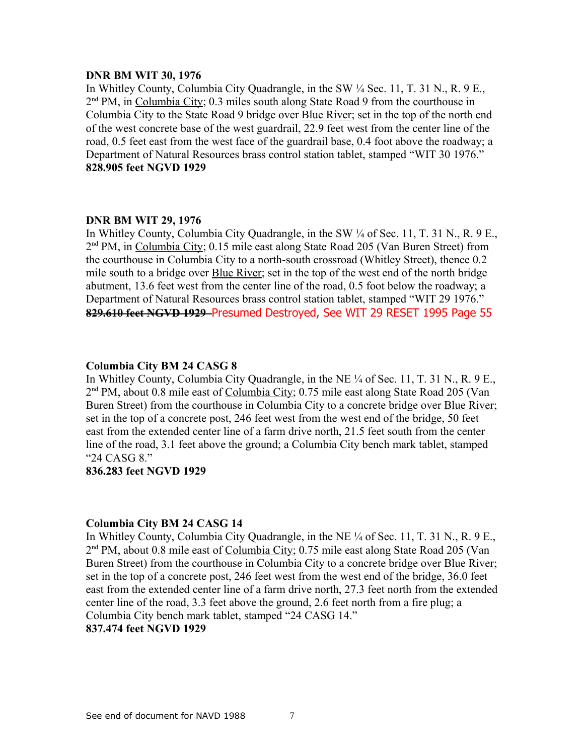**DNR BM WIT 30, 1976**

In Whitley County, Columbia City Quadrangle, in the SW ¼ Sec. 11, T. 31 N., R. 9 E., 2nd PM, in Columbia City; 0.3 miles south along State Road 9 from the courthouse in Columbia City to the State Road 9 bridge over Blue River; set in the top of the north end of the west concrete base of the west guardrail, 22.9 feet west from the center line of the road, 0.5 feet east from the west face of the guardrail base, 0.4 foot above the roadway; a Department of Natural Resources brass control station tablet, stamped "WIT 30 1976."

**828.905 feet NGVD 1929**

**DNR BM WIT 29, 1976**

In Whitley County, Columbia City Quadrangle, in the SW ¼ of Sec. 11, T. 31 N., R. 9 E., 2nd PM, in Columbia City; 0.15 mile east along State Road 205 (Van Buren Street) from the courthouse in Columbia City to a north-south crossroad (Whitley Street), thence 0.2 mile south to a bridge over Blue River; set in the top of the west end of the north bridge abutment, 13.6 feet west from the center line of the road, 0.5 foot below the roadway; a Department of Natural Resources brass control station tablet, stamped "WIT 29 1976."

~~**829.610 feet NGVD 1929**~~ Presumed Destroyed, See WIT 29 RESET 1995 Page 55

**Columbia City BM 24 CASG 8**

In Whitley County, Columbia City Quadrangle, in the NE ¼ of Sec. 11, T. 31 N., R. 9 E., 2nd PM, about 0.8 mile east of Columbia City; 0.75 mile east along State Road 205 (Van Buren Street) from the courthouse in Columbia City to a concrete bridge over Blue River; set in the top of a concrete post, 246 feet west from the west end of the bridge, 50 feet east from the extended center line of a farm drive north, 21.5 feet south from the center line of the road, 3.1 feet above the ground; a Columbia City bench mark tablet, stamped "24 CASG 8."

**836.283 feet NGVD 1929**

**Columbia City BM 24 CASG 14**

In Whitley County, Columbia City Quadrangle, in the NE ¼ of Sec. 11, T. 31 N., R. 9 E., 2nd PM, about 0.8 mile east of Columbia City; 0.75 mile east along State Road 205 (Van Buren Street) from the courthouse in Columbia City to a concrete bridge over Blue River; set in the top of a concrete post, 246 feet west from the west end of the bridge, 36.0 feet east from the extended center line of a farm drive north, 27.3 feet north from the extended center line of the road, 3.3 feet above the ground, 2.6 feet north from a fire plug; a Columbia City bench mark tablet, stamped "24 CASG 14."

**837.474 feet NGVD 1929**

See end of document for NAVD 1988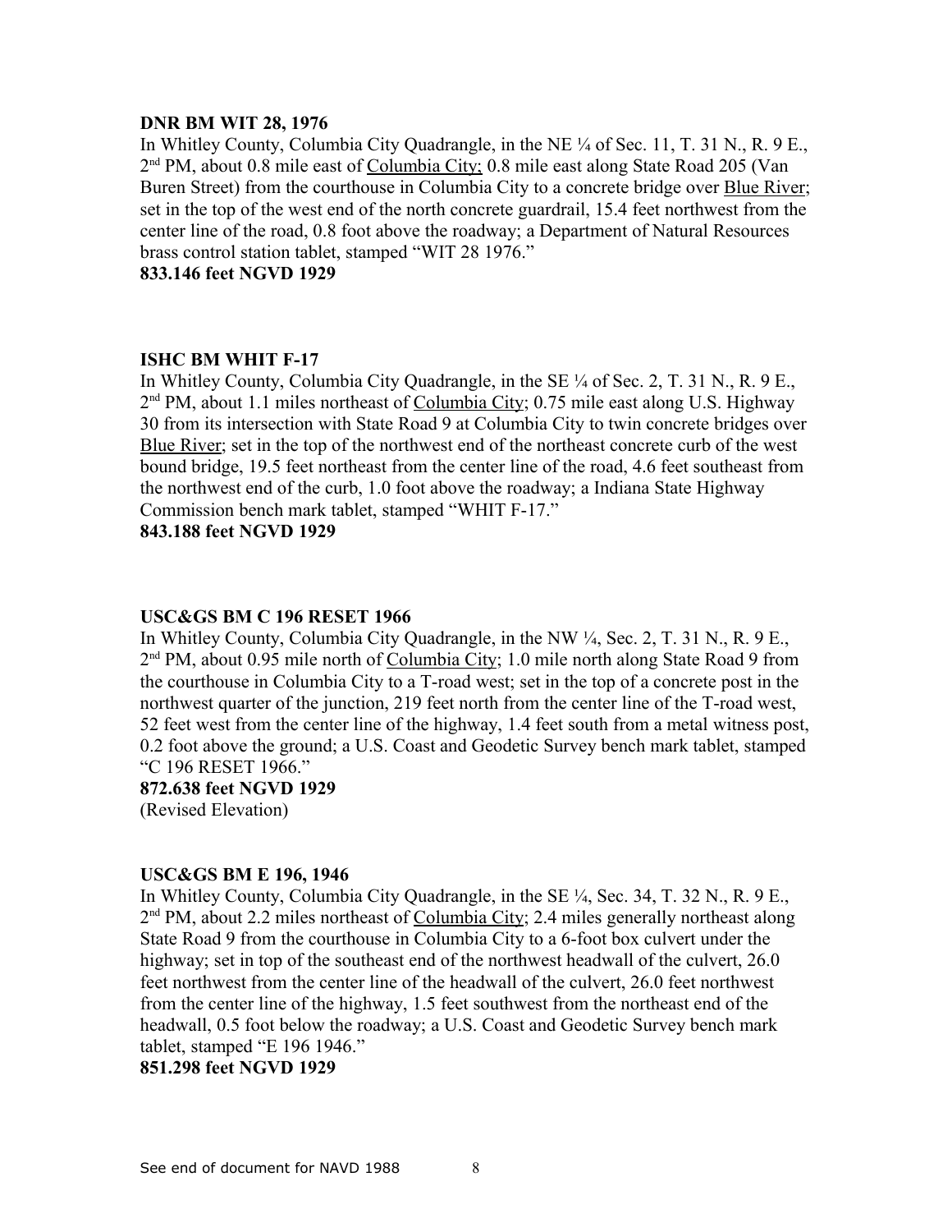**DNR BM WIT 28, 1976**

In Whitley County, Columbia City Quadrangle, in the NE ¼ of Sec. 11, T. 31 N., R. 9 E., 2nd PM, about 0.8 mile east of Columbia City; 0.8 mile east along State Road 205 (Van Buren Street) from the courthouse in Columbia City to a concrete bridge over Blue River; set in the top of the west end of the north concrete guardrail, 15.4 feet northwest from the center line of the road, 0.8 foot above the roadway; a Department of Natural Resources brass control station tablet, stamped "WIT 28 1976."

**833.146 feet NGVD 1929**

**ISHC BM WHIT F-17**

In Whitley County, Columbia City Quadrangle, in the SE ¼ of Sec. 2, T. 31 N., R. 9 E., 2nd PM, about 1.1 miles northeast of Columbia City; 0.75 mile east along U.S. Highway 30 from its intersection with State Road 9 at Columbia City to twin concrete bridges over Blue River; set in the top of the northwest end of the northeast concrete curb of the west bound bridge, 19.5 feet northeast from the center line of the road, 4.6 feet southeast from the northwest end of the curb, 1.0 foot above the roadway; a Indiana State Highway Commission bench mark tablet, stamped "WHIT F-17."

**843.188 feet NGVD 1929**

**USC&GS BM C 196 RESET 1966**

In Whitley County, Columbia City Quadrangle, in the NW ¼, Sec. 2, T. 31 N., R. 9 E., 2nd PM, about 0.95 mile north of Columbia City; 1.0 mile north along State Road 9 from the courthouse in Columbia City to a T-road west; set in the top of a concrete post in the northwest quarter of the junction, 219 feet north from the center line of the T-road west, 52 feet west from the center line of the highway, 1.4 feet south from a metal witness post, 0.2 foot above the ground; a U.S. Coast and Geodetic Survey bench mark tablet, stamped "C 196 RESET 1966."

**872.638 feet NGVD 1929**

(Revised Elevation)

**USC&GS BM E 196, 1946**

In Whitley County, Columbia City Quadrangle, in the SE ¼, Sec. 34, T. 32 N., R. 9 E., 2nd PM, about 2.2 miles northeast of Columbia City; 2.4 miles generally northeast along State Road 9 from the courthouse in Columbia City to a 6-foot box culvert under the highway; set in top of the southeast end of the northwest headwall of the culvert, 26.0 feet northwest from the center line of the headwall of the culvert, 26.0 feet northwest from the center line of the highway, 1.5 feet southwest from the northeast end of the headwall, 0.5 foot below the roadway; a U.S. Coast and Geodetic Survey bench mark tablet, stamped "E 196 1946."

**851.298 feet NGVD 1929**

See end of document for NAVD 1988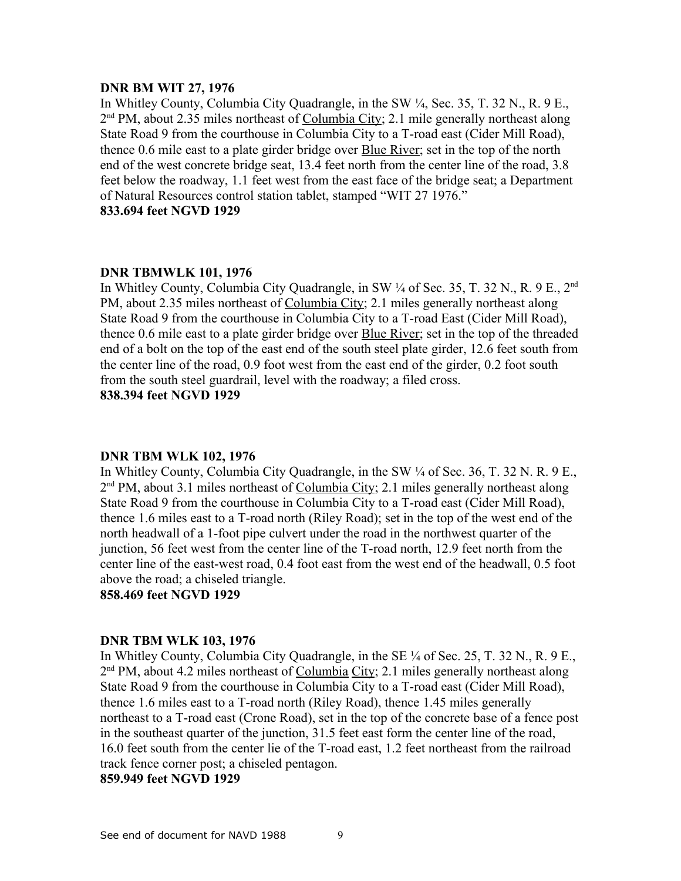**DNR BM WIT 27, 1976**

In Whitley County, Columbia City Quadrangle, in the SW ¼, Sec. 35, T. 32 N., R. 9 E., 2nd PM, about 2.35 miles northeast of Columbia City; 2.1 mile generally northeast along State Road 9 from the courthouse in Columbia City to a T-road east (Cider Mill Road), thence 0.6 mile east to a plate girder bridge over Blue River; set in the top of the north end of the west concrete bridge seat, 13.4 feet north from the center line of the road, 3.8 feet below the roadway, 1.1 feet west from the east face of the bridge seat; a Department of Natural Resources control station tablet, stamped "WIT 27 1976."

**833.694 feet NGVD 1929**

**DNR TBMWLK 101, 1976**

In Whitley County, Columbia City Quadrangle, in SW ¼ of Sec. 35, T. 32 N., R. 9 E., 2nd PM, about 2.35 miles northeast of Columbia City; 2.1 miles generally northeast along State Road 9 from the courthouse in Columbia City to a T-road East (Cider Mill Road), thence 0.6 mile east to a plate girder bridge over Blue River; set in the top of the threaded end of a bolt on the top of the east end of the south steel plate girder, 12.6 feet south from the center line of the road, 0.9 foot west from the east end of the girder, 0.2 foot south from the south steel guardrail, level with the roadway; a filed cross.

**838.394 feet NGVD 1929**

**DNR TBM WLK 102, 1976**

In Whitley County, Columbia City Quadrangle, in the SW ¼ of Sec. 36, T. 32 N. R. 9 E., 2nd PM, about 3.1 miles northeast of Columbia City; 2.1 miles generally northeast along State Road 9 from the courthouse in Columbia City to a T-road east (Cider Mill Road), thence 1.6 miles east to a T-road north (Riley Road); set in the top of the west end of the north headwall of a 1-foot pipe culvert under the road in the northwest quarter of the junction, 56 feet west from the center line of the T-road north, 12.9 feet north from the center line of the east-west road, 0.4 foot east from the west end of the headwall, 0.5 foot above the road; a chiseled triangle.

**858.469 feet NGVD 1929**

**DNR TBM WLK 103, 1976**

In Whitley County, Columbia City Quadrangle, in the SE ¼ of Sec. 25, T. 32 N., R. 9 E., 2nd PM, about 4.2 miles northeast of Columbia City; 2.1 miles generally northeast along State Road 9 from the courthouse in Columbia City to a T-road east (Cider Mill Road), thence 1.6 miles east to a T-road north (Riley Road), thence 1.45 miles generally northeast to a T-road east (Crone Road), set in the top of the concrete base of a fence post in the southeast quarter of the junction, 31.5 feet east form the center line of the road, 16.0 feet south from the center lie of the T-road east, 1.2 feet northeast from the railroad track fence corner post; a chiseled pentagon.

**859.949 feet NGVD 1929**

See end of document for NAVD 1988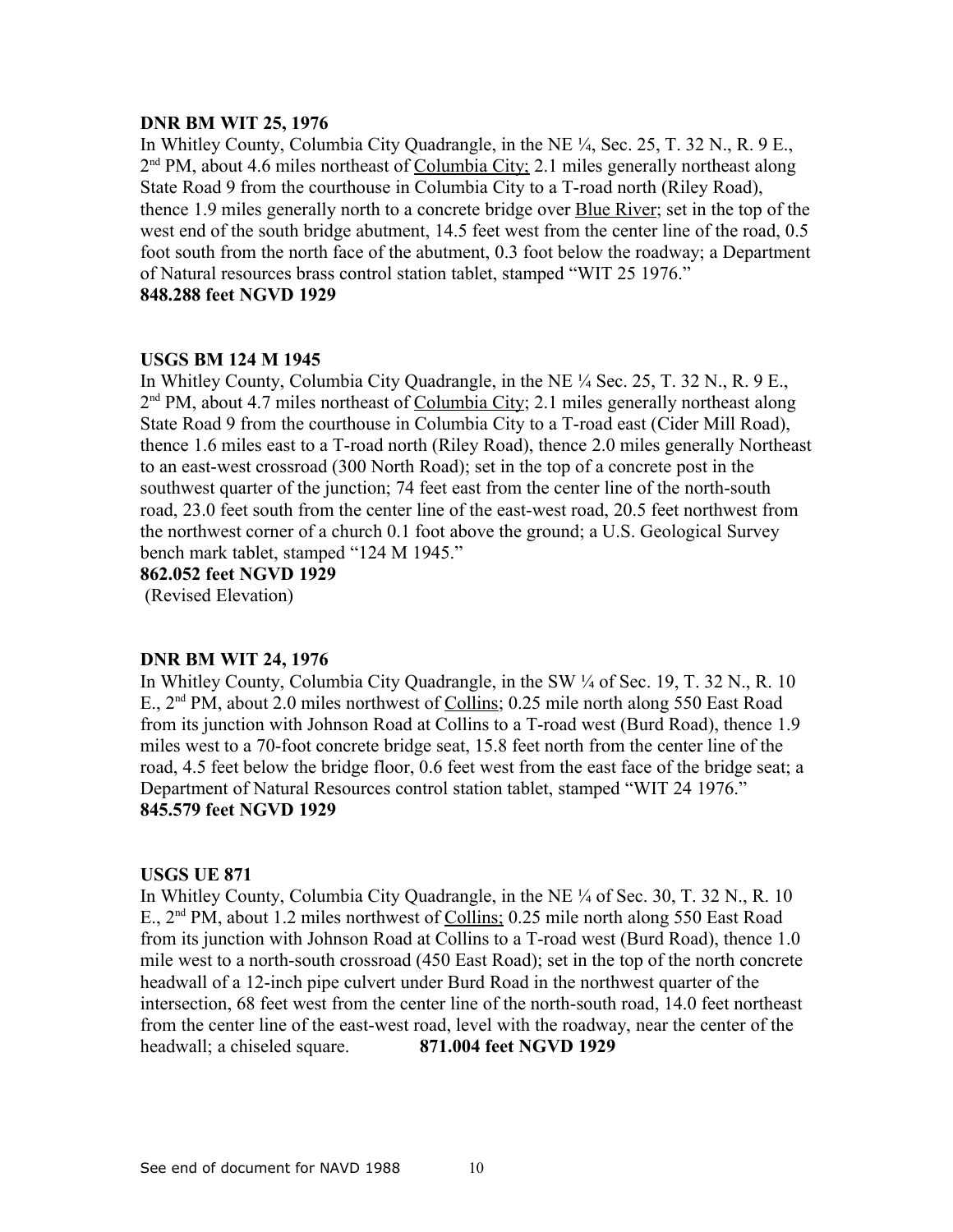**DNR BM WIT 25, 1976**
In Whitley County, Columbia City Quadrangle, in the NE ¼, Sec. 25, T. 32 N., R. 9 E., 2nd PM, about 4.6 miles northeast of Columbia City; 2.1 miles generally northeast along State Road 9 from the courthouse in Columbia City to a T-road north (Riley Road), thence 1.9 miles generally north to a concrete bridge over Blue River; set in the top of the west end of the south bridge abutment, 14.5 feet west from the center line of the road, 0.5 foot south from the north face of the abutment, 0.3 foot below the roadway; a Department of Natural resources brass control station tablet, stamped "WIT 25 1976."
**848.288 feet NGVD 1929**

**USGS BM 124 M 1945**
In Whitley County, Columbia City Quadrangle, in the NE ¼ Sec. 25, T. 32 N., R. 9 E., 2nd PM, about 4.7 miles northeast of Columbia City; 2.1 miles generally northeast along State Road 9 from the courthouse in Columbia City to a T-road east (Cider Mill Road), thence 1.6 miles east to a T-road north (Riley Road), thence 2.0 miles generally Northeast to an east-west crossroad (300 North Road); set in the top of a concrete post in the southwest quarter of the junction; 74 feet east from the center line of the north-south road, 23.0 feet south from the center line of the east-west road, 20.5 feet northwest from the northwest corner of a church 0.1 foot above the ground; a U.S. Geological Survey bench mark tablet, stamped "124 M 1945."
**862.052 feet NGVD 1929**
(Revised Elevation)

**DNR BM WIT 24, 1976**
In Whitley County, Columbia City Quadrangle, in the SW ¼ of Sec. 19, T. 32 N., R. 10 E., 2nd PM, about 2.0 miles northwest of Collins; 0.25 mile north along 550 East Road from its junction with Johnson Road at Collins to a T-road west (Burd Road), thence 1.9 miles west to a 70-foot concrete bridge seat, 15.8 feet north from the center line of the road, 4.5 feet below the bridge floor, 0.6 feet west from the east face of the bridge seat; a Department of Natural Resources control station tablet, stamped "WIT 24 1976."
**845.579 feet NGVD 1929**

**USGS UE 871**
In Whitley County, Columbia City Quadrangle, in the NE ¼ of Sec. 30, T. 32 N., R. 10 E., 2nd PM, about 1.2 miles northwest of Collins; 0.25 mile north along 550 East Road from its junction with Johnson Road at Collins to a T-road west (Burd Road), thence 1.0 mile west to a north-south crossroad (450 East Road); set in the top of the north concrete headwall of a 12-inch pipe culvert under Burd Road in the northwest quarter of the intersection, 68 feet west from the center line of the north-south road, 14.0 feet northeast from the center line of the east-west road, level with the roadway, near the center of the headwall; a chiseled square. **871.004 feet NGVD 1929**

See end of document for NAVD 1988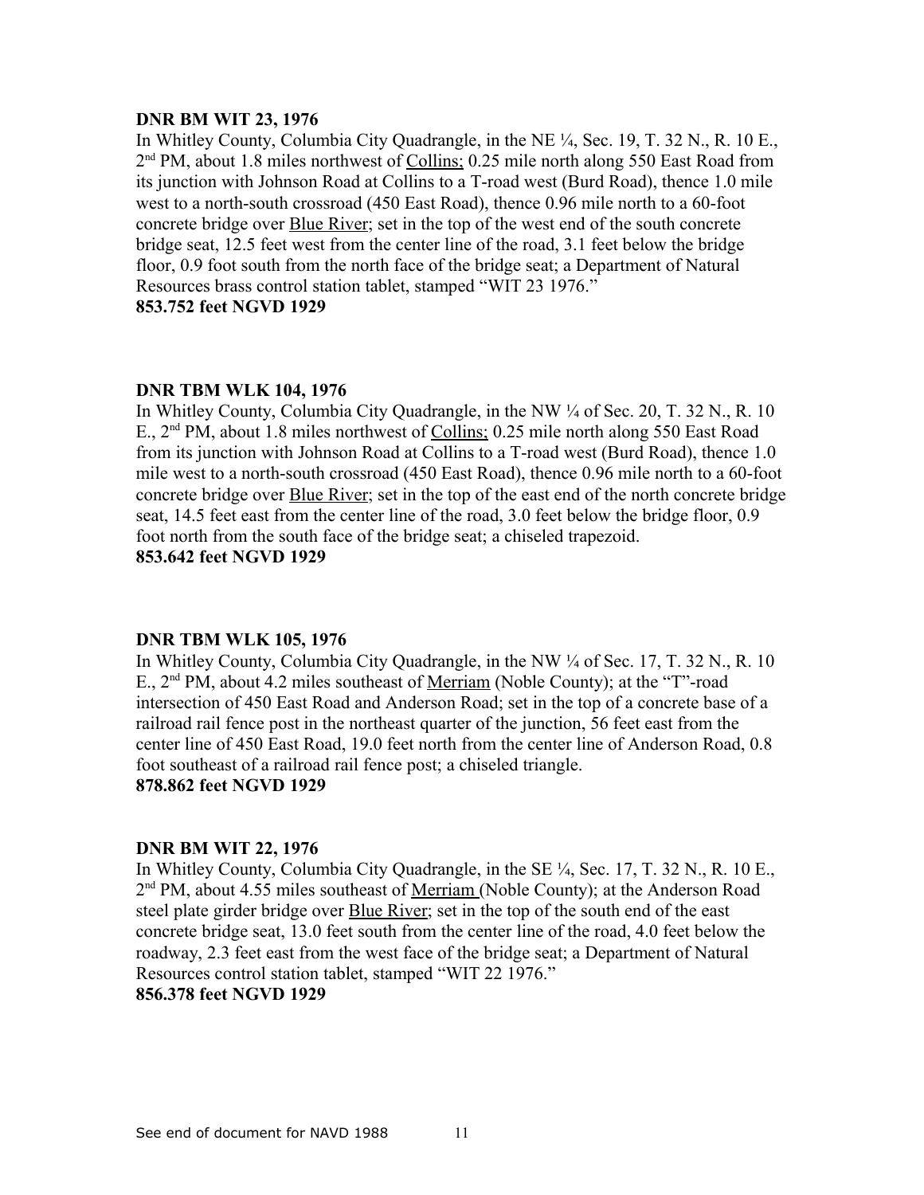**DNR BM WIT 23, 1976**

In Whitley County, Columbia City Quadrangle, in the NE ¼, Sec. 19, T. 32 N., R. 10 E., 2nd PM, about 1.8 miles northwest of Collins; 0.25 mile north along 550 East Road from its junction with Johnson Road at Collins to a T-road west (Burd Road), thence 1.0 mile west to a north-south crossroad (450 East Road), thence 0.96 mile north to a 60-foot concrete bridge over Blue River; set in the top of the west end of the south concrete bridge seat, 12.5 feet west from the center line of the road, 3.1 feet below the bridge floor, 0.9 foot south from the north face of the bridge seat; a Department of Natural Resources brass control station tablet, stamped "WIT 23 1976."

**853.752 feet NGVD 1929**

**DNR TBM WLK 104, 1976**

In Whitley County, Columbia City Quadrangle, in the NW ¼ of Sec. 20, T. 32 N., R. 10 E., 2nd PM, about 1.8 miles northwest of Collins; 0.25 mile north along 550 East Road from its junction with Johnson Road at Collins to a T-road west (Burd Road), thence 1.0 mile west to a north-south crossroad (450 East Road), thence 0.96 mile north to a 60-foot concrete bridge over Blue River; set in the top of the east end of the north concrete bridge seat, 14.5 feet east from the center line of the road, 3.0 feet below the bridge floor, 0.9 foot north from the south face of the bridge seat; a chiseled trapezoid.

**853.642 feet NGVD 1929**

**DNR TBM WLK 105, 1976**

In Whitley County, Columbia City Quadrangle, in the NW ¼ of Sec. 17, T. 32 N., R. 10 E., 2nd PM, about 4.2 miles southeast of Merriam (Noble County); at the "T"-road intersection of 450 East Road and Anderson Road; set in the top of a concrete base of a railroad rail fence post in the northeast quarter of the junction, 56 feet east from the center line of 450 East Road, 19.0 feet north from the center line of Anderson Road, 0.8 foot southeast of a railroad rail fence post; a chiseled triangle.

**878.862 feet NGVD 1929**

**DNR BM WIT 22, 1976**

In Whitley County, Columbia City Quadrangle, in the SE ¼, Sec. 17, T. 32 N., R. 10 E., 2nd PM, about 4.55 miles southeast of Merriam (Noble County); at the Anderson Road steel plate girder bridge over Blue River; set in the top of the south end of the east concrete bridge seat, 13.0 feet south from the center line of the road, 4.0 feet below the roadway, 2.3 feet east from the west face of the bridge seat; a Department of Natural Resources control station tablet, stamped "WIT 22 1976."

**856.378 feet NGVD 1929**

See end of document for NAVD 1988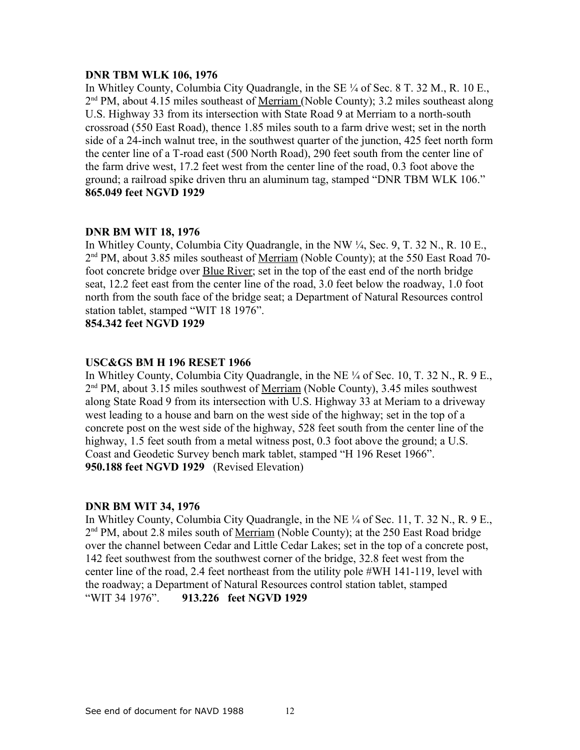**DNR TBM WLK 106, 1976**

In Whitley County, Columbia City Quadrangle, in the SE ¼ of Sec. 8 T. 32 M., R. 10 E., 2nd PM, about 4.15 miles southeast of Merriam (Noble County); 3.2 miles southeast along U.S. Highway 33 from its intersection with State Road 9 at Merriam to a north-south crossroad (550 East Road), thence 1.85 miles south to a farm drive west; set in the north side of a 24-inch walnut tree, in the southwest quarter of the junction, 425 feet north form the center line of a T-road east (500 North Road), 290 feet south from the center line of the farm drive west, 17.2 feet west from the center line of the road, 0.3 foot above the ground; a railroad spike driven thru an aluminum tag, stamped "DNR TBM WLK 106."
**865.049 feet NGVD 1929**

**DNR BM WIT 18, 1976**

In Whitley County, Columbia City Quadrangle, in the NW ¼, Sec. 9, T. 32 N., R. 10 E., 2nd PM, about 3.85 miles southeast of Merriam (Noble County); at the 550 East Road 70-foot concrete bridge over Blue River; set in the top of the east end of the north bridge seat, 12.2 feet east from the center line of the road, 3.0 feet below the roadway, 1.0 foot north from the south face of the bridge seat; a Department of Natural Resources control station tablet, stamped "WIT 18 1976".
**854.342 feet NGVD 1929**

**USC&GS BM H 196 RESET 1966**

In Whitley County, Columbia City Quadrangle, in the NE ¼ of Sec. 10, T. 32 N., R. 9 E., 2nd PM, about 3.15 miles southwest of Merriam (Noble County), 3.45 miles southwest along State Road 9 from its intersection with U.S. Highway 33 at Meriam to a driveway west leading to a house and barn on the west side of the highway; set in the top of a concrete post on the west side of the highway, 528 feet south from the center line of the highway, 1.5 feet south from a metal witness post, 0.3 foot above the ground; a U.S. Coast and Geodetic Survey bench mark tablet, stamped "H 196 Reset 1966".
**950.188 feet NGVD 1929** (Revised Elevation)

**DNR BM WIT 34, 1976**

In Whitley County, Columbia City Quadrangle, in the NE ¼ of Sec. 11, T. 32 N., R. 9 E., 2nd PM, about 2.8 miles south of Merriam (Noble County); at the 250 East Road bridge over the channel between Cedar and Little Cedar Lakes; set in the top of a concrete post, 142 feet southwest from the southwest corner of the bridge, 32.8 feet west from the center line of the road, 2.4 feet northeast from the utility pole #WH 141-119, level with the roadway; a Department of Natural Resources control station tablet, stamped "WIT 34 1976". **913.226 feet NGVD 1929**

See end of document for NAVD 1988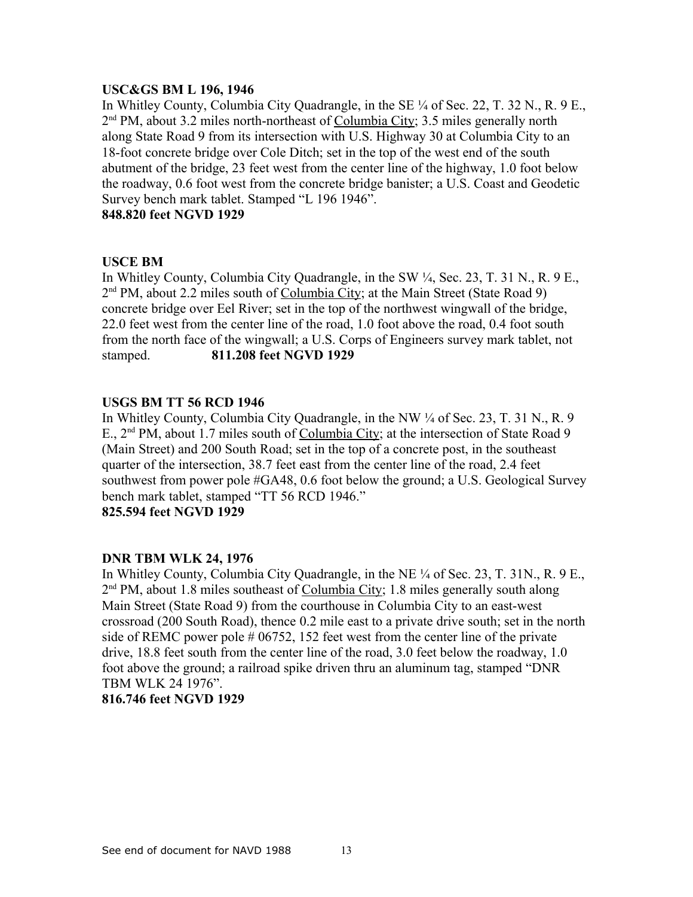**USC&GS BM L 196, 1946**

In Whitley County, Columbia City Quadrangle, in the SE ¼ of Sec. 22, T. 32 N., R. 9 E., 2nd PM, about 3.2 miles north-northeast of Columbia City; 3.5 miles generally north along State Road 9 from its intersection with U.S. Highway 30 at Columbia City to an 18-foot concrete bridge over Cole Ditch; set in the top of the west end of the south abutment of the bridge, 23 feet west from the center line of the highway, 1.0 foot below the roadway, 0.6 foot west from the concrete bridge banister; a U.S. Coast and Geodetic Survey bench mark tablet. Stamped "L 196 1946".

**848.820 feet NGVD 1929**

**USCE BM**

In Whitley County, Columbia City Quadrangle, in the SW ¼, Sec. 23, T. 31 N., R. 9 E., 2nd PM, about 2.2 miles south of Columbia City; at the Main Street (State Road 9) concrete bridge over Eel River; set in the top of the northwest wingwall of the bridge, 22.0 feet west from the center line of the road, 1.0 foot above the road, 0.4 foot south from the north face of the wingwall; a U.S. Corps of Engineers survey mark tablet, not stamped. **811.208 feet NGVD 1929**

**USGS BM TT 56 RCD 1946**

In Whitley County, Columbia City Quadrangle, in the NW ¼ of Sec. 23, T. 31 N., R. 9 E., 2nd PM, about 1.7 miles south of Columbia City; at the intersection of State Road 9 (Main Street) and 200 South Road; set in the top of a concrete post, in the southeast quarter of the intersection, 38.7 feet east from the center line of the road, 2.4 feet southwest from power pole #GA48, 0.6 foot below the ground; a U.S. Geological Survey bench mark tablet, stamped "TT 56 RCD 1946."

**825.594 feet NGVD 1929**

**DNR TBM WLK 24, 1976**

In Whitley County, Columbia City Quadrangle, in the NE ¼ of Sec. 23, T. 31N., R. 9 E., 2nd PM, about 1.8 miles southeast of Columbia City; 1.8 miles generally south along Main Street (State Road 9) from the courthouse in Columbia City to an east-west crossroad (200 South Road), thence 0.2 mile east to a private drive south; set in the north side of REMC power pole # 06752, 152 feet west from the center line of the private drive, 18.8 feet south from the center line of the road, 3.0 feet below the roadway, 1.0 foot above the ground; a railroad spike driven thru an aluminum tag, stamped "DNR TBM WLK 24 1976".

**816.746 feet NGVD 1929**

See end of document for NAVD 1988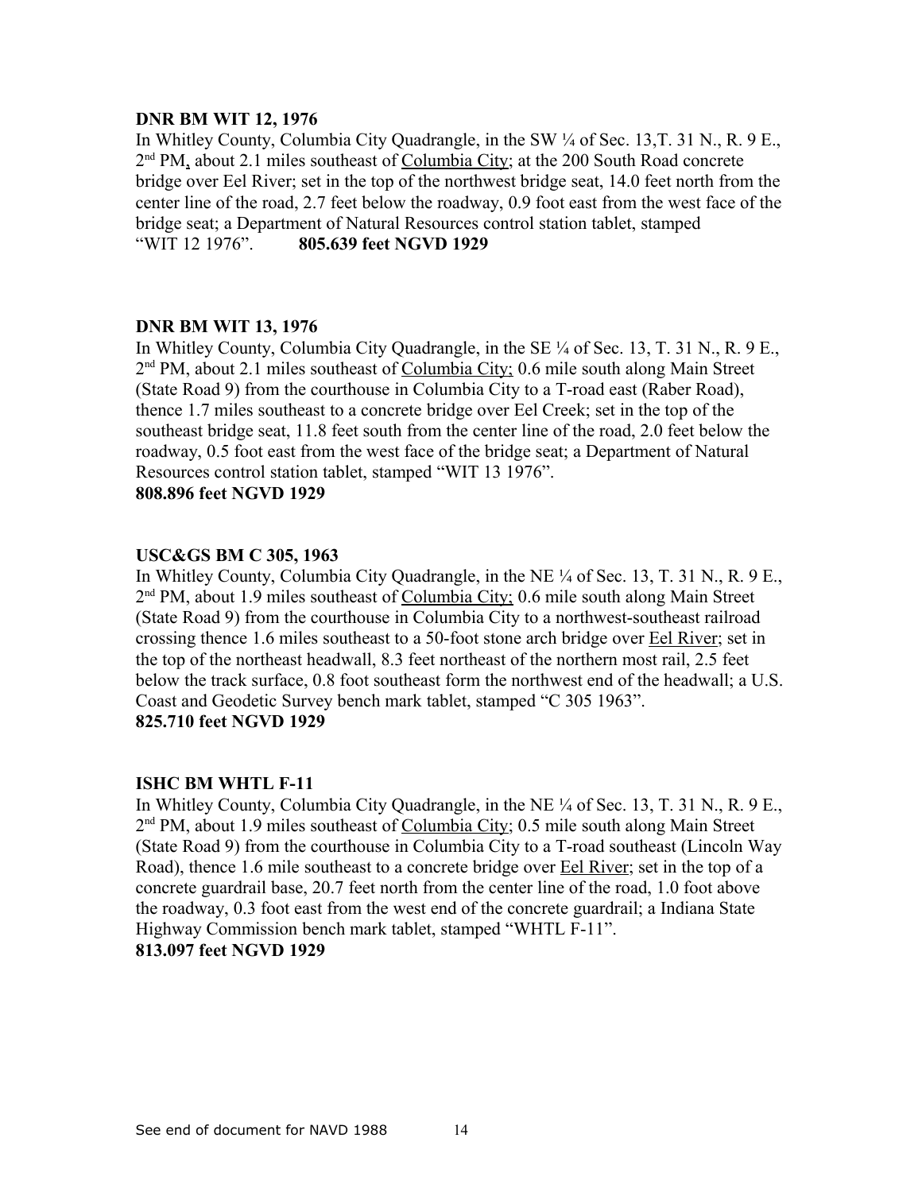**DNR BM WIT 12, 1976**

In Whitley County, Columbia City Quadrangle, in the SW ¼ of Sec. 13,T. 31 N., R. 9 E., 2nd PM, about 2.1 miles southeast of Columbia City; at the 200 South Road concrete bridge over Eel River; set in the top of the northwest bridge seat, 14.0 feet north from the center line of the road, 2.7 feet below the roadway, 0.9 foot east from the west face of the bridge seat; a Department of Natural Resources control station tablet, stamped "WIT 12 1976". **805.639 feet NGVD 1929**

**DNR BM WIT 13, 1976**

In Whitley County, Columbia City Quadrangle, in the SE ¼ of Sec. 13, T. 31 N., R. 9 E., 2nd PM, about 2.1 miles southeast of Columbia City; 0.6 mile south along Main Street (State Road 9) from the courthouse in Columbia City to a T-road east (Raber Road), thence 1.7 miles southeast to a concrete bridge over Eel Creek; set in the top of the southeast bridge seat, 11.8 feet south from the center line of the road, 2.0 feet below the roadway, 0.5 foot east from the west face of the bridge seat; a Department of Natural Resources control station tablet, stamped "WIT 13 1976".

**808.896 feet NGVD 1929**

**USC&GS BM C 305, 1963**

In Whitley County, Columbia City Quadrangle, in the NE ¼ of Sec. 13, T. 31 N., R. 9 E., 2nd PM, about 1.9 miles southeast of Columbia City; 0.6 mile south along Main Street (State Road 9) from the courthouse in Columbia City to a northwest-southeast railroad crossing thence 1.6 miles southeast to a 50-foot stone arch bridge over Eel River; set in the top of the northeast headwall, 8.3 feet northeast of the northern most rail, 2.5 feet below the track surface, 0.8 foot southeast form the northwest end of the headwall; a U.S. Coast and Geodetic Survey bench mark tablet, stamped "C 305 1963".

**825.710 feet NGVD 1929**

**ISHC BM WHTL F-11**

In Whitley County, Columbia City Quadrangle, in the NE ¼ of Sec. 13, T. 31 N., R. 9 E., 2nd PM, about 1.9 miles southeast of Columbia City; 0.5 mile south along Main Street (State Road 9) from the courthouse in Columbia City to a T-road southeast (Lincoln Way Road), thence 1.6 mile southeast to a concrete bridge over Eel River; set in the top of a concrete guardrail base, 20.7 feet north from the center line of the road, 1.0 foot above the roadway, 0.3 foot east from the west end of the concrete guardrail; a Indiana State Highway Commission bench mark tablet, stamped "WHTL F-11".

**813.097 feet NGVD 1929**

See end of document for NAVD 1988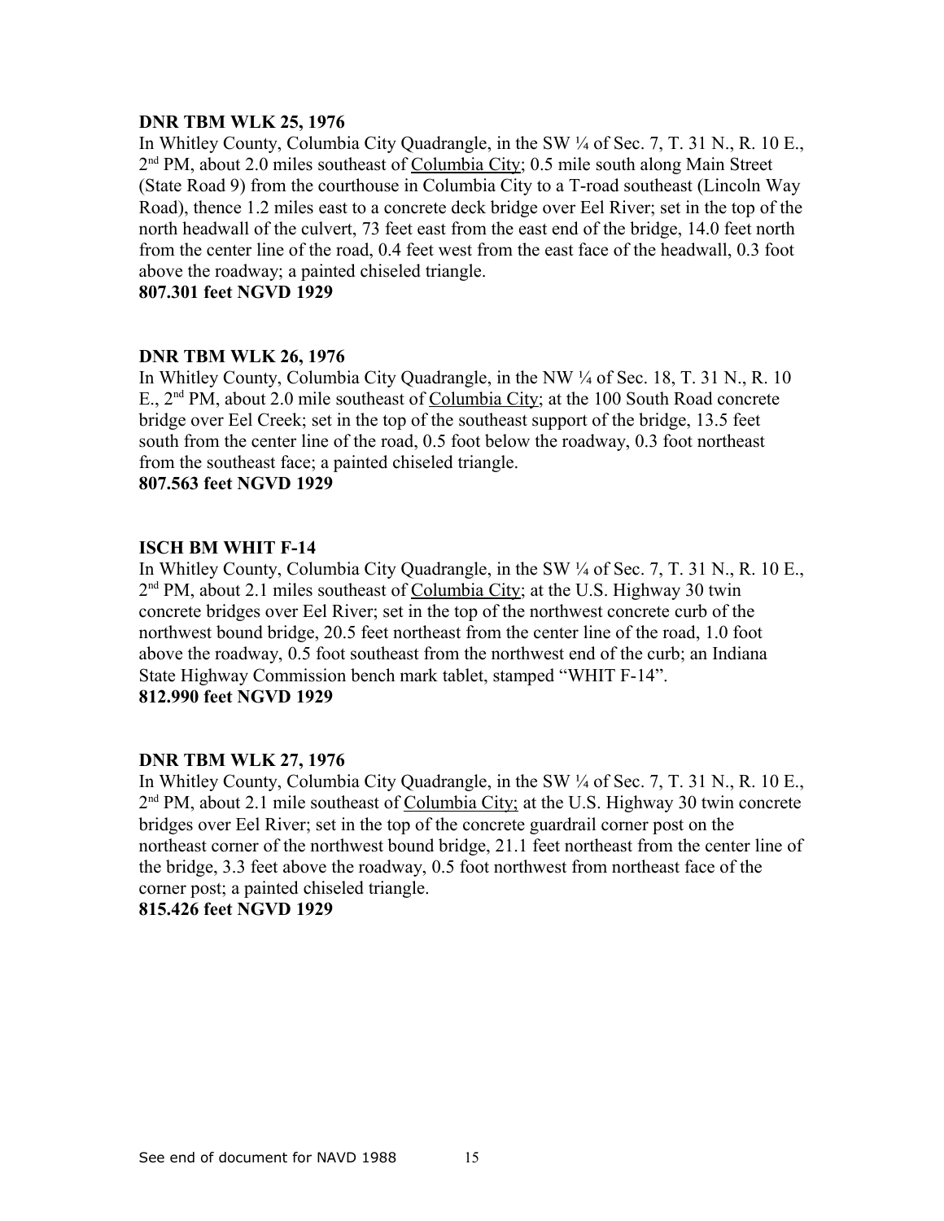**DNR TBM WLK 25, 1976**

In Whitley County, Columbia City Quadrangle, in the SW ¼ of Sec. 7, T. 31 N., R. 10 E., 2nd PM, about 2.0 miles southeast of Columbia City; 0.5 mile south along Main Street (State Road 9) from the courthouse in Columbia City to a T-road southeast (Lincoln Way Road), thence 1.2 miles east to a concrete deck bridge over Eel River; set in the top of the north headwall of the culvert, 73 feet east from the east end of the bridge, 14.0 feet north from the center line of the road, 0.4 feet west from the east face of the headwall, 0.3 foot above the roadway; a painted chiseled triangle.

**807.301 feet NGVD 1929**

**DNR TBM WLK 26, 1976**

In Whitley County, Columbia City Quadrangle, in the NW ¼ of Sec. 18, T. 31 N., R. 10 E., 2nd PM, about 2.0 mile southeast of Columbia City; at the 100 South Road concrete bridge over Eel Creek; set in the top of the southeast support of the bridge, 13.5 feet south from the center line of the road, 0.5 foot below the roadway, 0.3 foot northeast from the southeast face; a painted chiseled triangle.

**807.563 feet NGVD 1929**

**ISCH BM WHIT F-14**

In Whitley County, Columbia City Quadrangle, in the SW ¼ of Sec. 7, T. 31 N., R. 10 E., 2nd PM, about 2.1 miles southeast of Columbia City; at the U.S. Highway 30 twin concrete bridges over Eel River; set in the top of the northwest concrete curb of the northwest bound bridge, 20.5 feet northeast from the center line of the road, 1.0 foot above the roadway, 0.5 foot southeast from the northwest end of the curb; an Indiana State Highway Commission bench mark tablet, stamped "WHIT F-14".

**812.990 feet NGVD 1929**

**DNR TBM WLK 27, 1976**

In Whitley County, Columbia City Quadrangle, in the SW ¼ of Sec. 7, T. 31 N., R. 10 E., 2nd PM, about 2.1 mile southeast of Columbia City; at the U.S. Highway 30 twin concrete bridges over Eel River; set in the top of the concrete guardrail corner post on the northeast corner of the northwest bound bridge, 21.1 feet northeast from the center line of the bridge, 3.3 feet above the roadway, 0.5 foot northwest from northeast face of the corner post; a painted chiseled triangle.

**815.426 feet NGVD 1929**

See end of document for NAVD 1988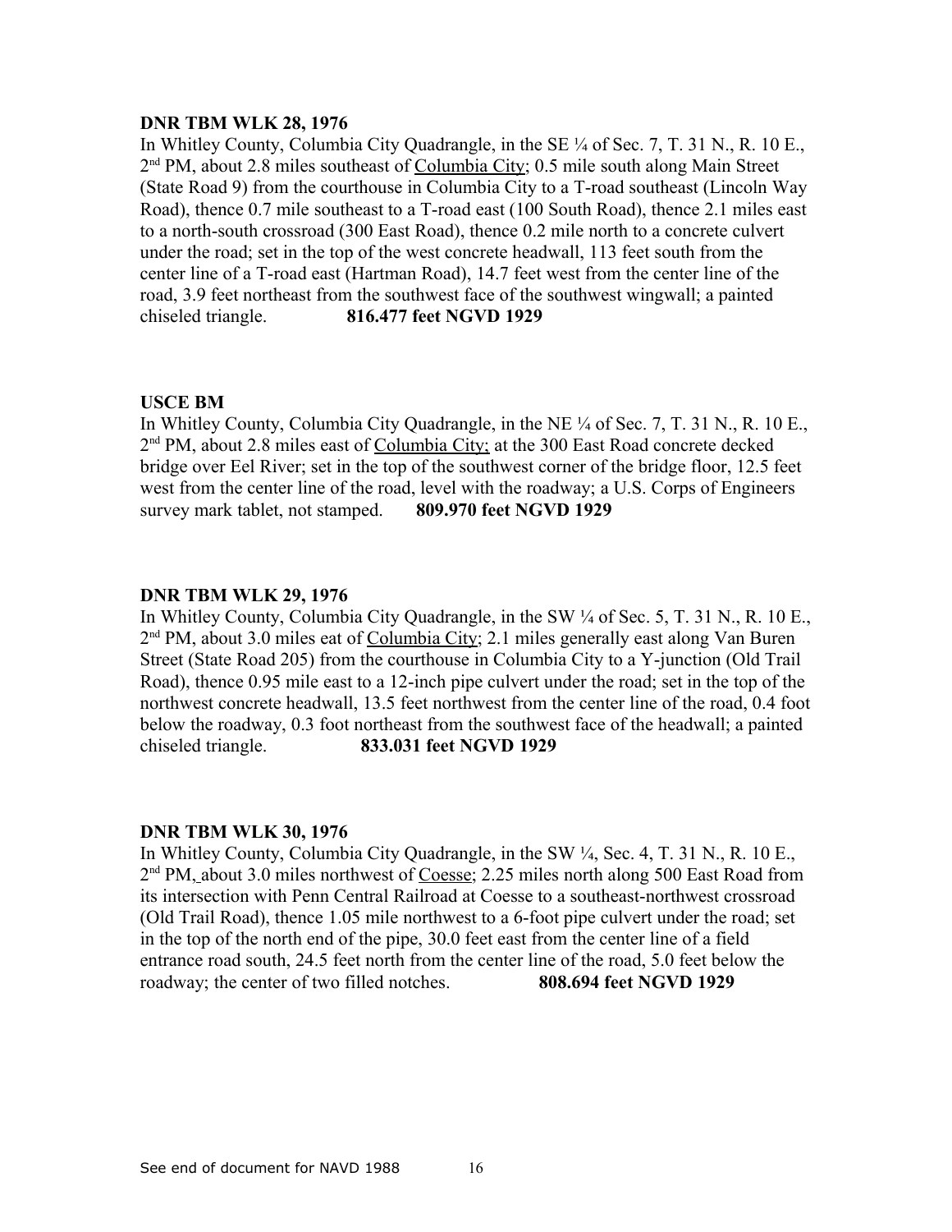**DNR TBM WLK 28, 1976**

In Whitley County, Columbia City Quadrangle, in the SE ¼ of Sec. 7, T. 31 N., R. 10 E., 2nd PM, about 2.8 miles southeast of Columbia City; 0.5 mile south along Main Street (State Road 9) from the courthouse in Columbia City to a T-road southeast (Lincoln Way Road), thence 0.7 mile southeast to a T-road east (100 South Road), thence 2.1 miles east to a north-south crossroad (300 East Road), thence 0.2 mile north to a concrete culvert under the road; set in the top of the west concrete headwall, 113 feet south from the center line of a T-road east (Hartman Road), 14.7 feet west from the center line of the road, 3.9 feet northeast from the southwest face of the southwest wingwall; a painted chiseled triangle. **816.477 feet NGVD 1929**

**USCE BM**

In Whitley County, Columbia City Quadrangle, in the NE ¼ of Sec. 7, T. 31 N., R. 10 E., 2nd PM, about 2.8 miles east of Columbia City; at the 300 East Road concrete decked bridge over Eel River; set in the top of the southwest corner of the bridge floor, 12.5 feet west from the center line of the road, level with the roadway; a U.S. Corps of Engineers survey mark tablet, not stamped. **809.970 feet NGVD 1929**

**DNR TBM WLK 29, 1976**

In Whitley County, Columbia City Quadrangle, in the SW ¼ of Sec. 5, T. 31 N., R. 10 E., 2nd PM, about 3.0 miles eat of Columbia City; 2.1 miles generally east along Van Buren Street (State Road 205) from the courthouse in Columbia City to a Y-junction (Old Trail Road), thence 0.95 mile east to a 12-inch pipe culvert under the road; set in the top of the northwest concrete headwall, 13.5 feet northwest from the center line of the road, 0.4 foot below the roadway, 0.3 foot northeast from the southwest face of the headwall; a painted chiseled triangle. **833.031 feet NGVD 1929**

**DNR TBM WLK 30, 1976**

In Whitley County, Columbia City Quadrangle, in the SW ¼, Sec. 4, T. 31 N., R. 10 E., 2nd PM, about 3.0 miles northwest of Coesse; 2.25 miles north along 500 East Road from its intersection with Penn Central Railroad at Coesse to a southeast-northwest crossroad (Old Trail Road), thence 1.05 mile northwest to a 6-foot pipe culvert under the road; set in the top of the north end of the pipe, 30.0 feet east from the center line of a field entrance road south, 24.5 feet north from the center line of the road, 5.0 feet below the roadway; the center of two filled notches. **808.694 feet NGVD 1929**

See end of document for NAVD 1988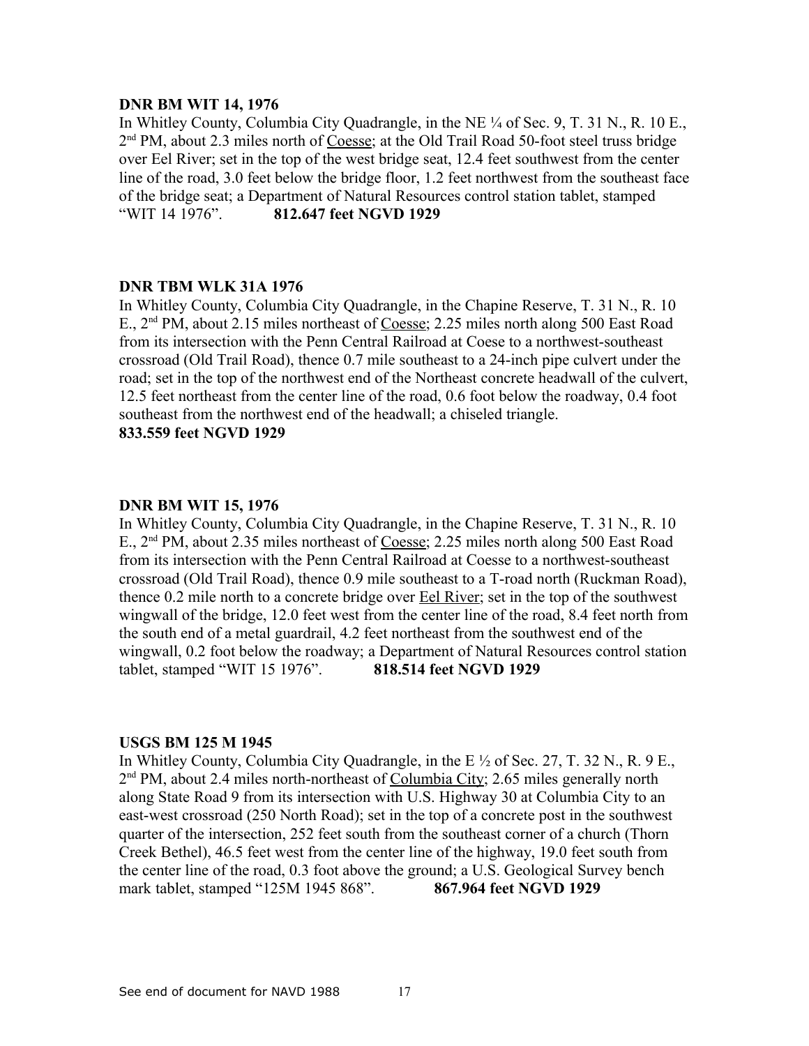**DNR BM WIT 14, 1976**

In Whitley County, Columbia City Quadrangle, in the NE ¼ of Sec. 9, T. 31 N., R. 10 E., 2nd PM, about 2.3 miles north of Coesse; at the Old Trail Road 50-foot steel truss bridge over Eel River; set in the top of the west bridge seat, 12.4 feet southwest from the center line of the road, 3.0 feet below the bridge floor, 1.2 feet northwest from the southeast face of the bridge seat; a Department of Natural Resources control station tablet, stamped "WIT 14 1976". **812.647 feet NGVD 1929**

**DNR TBM WLK 31A 1976**

In Whitley County, Columbia City Quadrangle, in the Chapine Reserve, T. 31 N., R. 10 E., 2nd PM, about 2.15 miles northeast of Coesse; 2.25 miles north along 500 East Road from its intersection with the Penn Central Railroad at Coese to a northwest-southeast crossroad (Old Trail Road), thence 0.7 mile southeast to a 24-inch pipe culvert under the road; set in the top of the northwest end of the Northeast concrete headwall of the culvert, 12.5 feet northeast from the center line of the road, 0.6 foot below the roadway, 0.4 foot southeast from the northwest end of the headwall; a chiseled triangle.
**833.559 feet NGVD 1929**

**DNR BM WIT 15, 1976**

In Whitley County, Columbia City Quadrangle, in the Chapine Reserve, T. 31 N., R. 10 E., 2nd PM, about 2.35 miles northeast of Coesse; 2.25 miles north along 500 East Road from its intersection with the Penn Central Railroad at Coesse to a northwest-southeast crossroad (Old Trail Road), thence 0.9 mile southeast to a T-road north (Ruckman Road), thence 0.2 mile north to a concrete bridge over Eel River; set in the top of the southwest wingwall of the bridge, 12.0 feet west from the center line of the road, 8.4 feet north from the south end of a metal guardrail, 4.2 feet northeast from the southwest end of the wingwall, 0.2 foot below the roadway; a Department of Natural Resources control station tablet, stamped "WIT 15 1976". **818.514 feet NGVD 1929**

**USGS BM 125 M 1945**

In Whitley County, Columbia City Quadrangle, in the E ½ of Sec. 27, T. 32 N., R. 9 E., 2nd PM, about 2.4 miles north-northeast of Columbia City; 2.65 miles generally north along State Road 9 from its intersection with U.S. Highway 30 at Columbia City to an east-west crossroad (250 North Road); set in the top of a concrete post in the southwest quarter of the intersection, 252 feet south from the southeast corner of a church (Thorn Creek Bethel), 46.5 feet west from the center line of the highway, 19.0 feet south from the center line of the road, 0.3 foot above the ground; a U.S. Geological Survey bench mark tablet, stamped "125M 1945 868". **867.964 feet NGVD 1929**

See end of document for NAVD 1988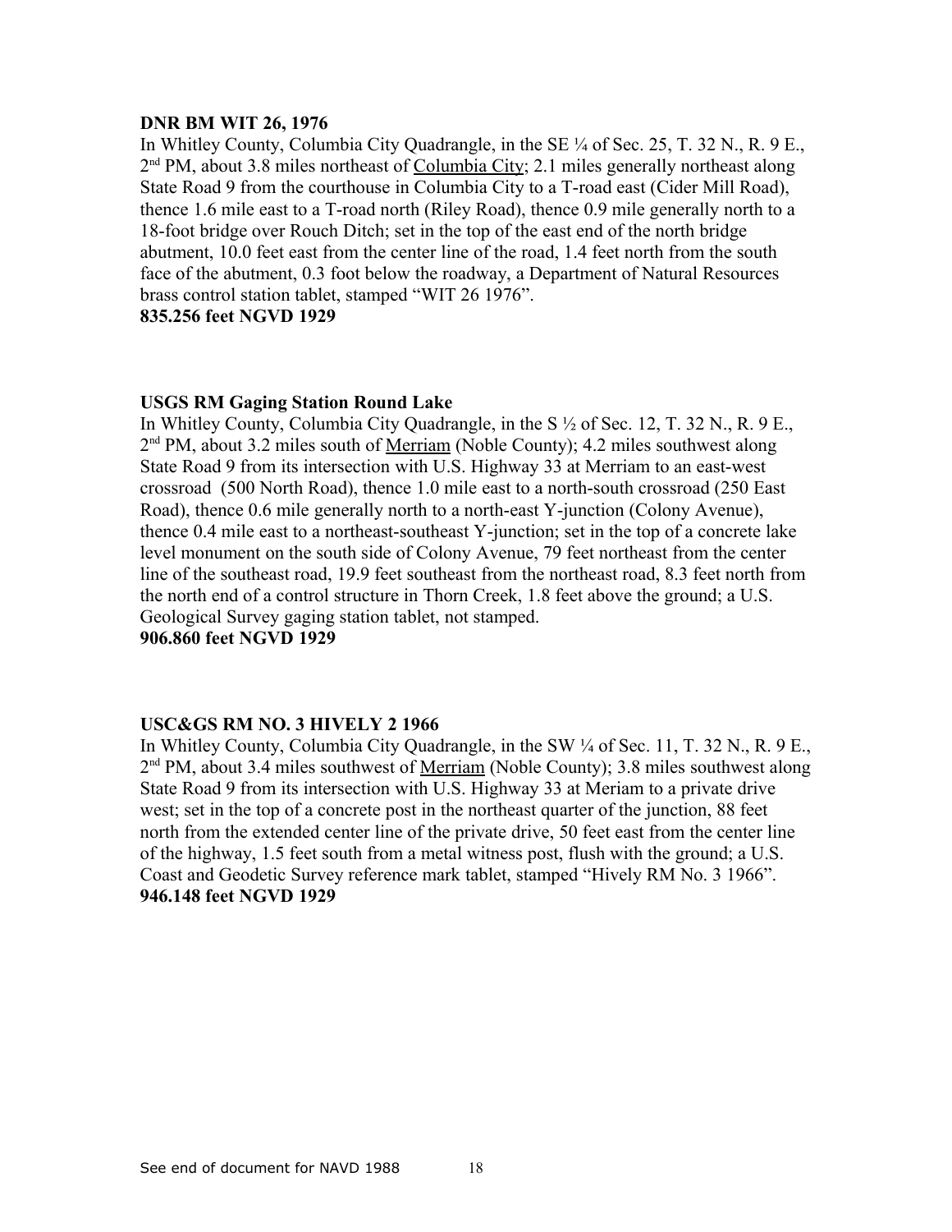**DNR BM WIT 26, 1976**

In Whitley County, Columbia City Quadrangle, in the SE ¼ of Sec. 25, T. 32 N., R. 9 E., 2nd PM, about 3.8 miles northeast of Columbia City; 2.1 miles generally northeast along State Road 9 from the courthouse in Columbia City to a T-road east (Cider Mill Road), thence 1.6 mile east to a T-road north (Riley Road), thence 0.9 mile generally north to a 18-foot bridge over Rouch Ditch; set in the top of the east end of the north bridge abutment, 10.0 feet east from the center line of the road, 1.4 feet north from the south face of the abutment, 0.3 foot below the roadway, a Department of Natural Resources brass control station tablet, stamped "WIT 26 1976".

**835.256 feet NGVD 1929**

**USGS RM Gaging Station Round Lake**

In Whitley County, Columbia City Quadrangle, in the S ½ of Sec. 12, T. 32 N., R. 9 E., 2nd PM, about 3.2 miles south of Merriam (Noble County); 4.2 miles southwest along State Road 9 from its intersection with U.S. Highway 33 at Merriam to an east-west crossroad (500 North Road), thence 1.0 mile east to a north-south crossroad (250 East Road), thence 0.6 mile generally north to a north-east Y-junction (Colony Avenue), thence 0.4 mile east to a northeast-southeast Y-junction; set in the top of a concrete lake level monument on the south side of Colony Avenue, 79 feet northeast from the center line of the southeast road, 19.9 feet southeast from the northeast road, 8.3 feet north from the north end of a control structure in Thorn Creek, 1.8 feet above the ground; a U.S. Geological Survey gaging station tablet, not stamped.

**906.860 feet NGVD 1929**

**USC&GS RM NO. 3 HIVELY 2 1966**

In Whitley County, Columbia City Quadrangle, in the SW ¼ of Sec. 11, T. 32 N., R. 9 E., 2nd PM, about 3.4 miles southwest of Merriam (Noble County); 3.8 miles southwest along State Road 9 from its intersection with U.S. Highway 33 at Meriam to a private drive west; set in the top of a concrete post in the northeast quarter of the junction, 88 feet north from the extended center line of the private drive, 50 feet east from the center line of the highway, 1.5 feet south from a metal witness post, flush with the ground; a U.S. Coast and Geodetic Survey reference mark tablet, stamped "Hively RM No. 3 1966".

**946.148 feet NGVD 1929**

See end of document for NAVD 1988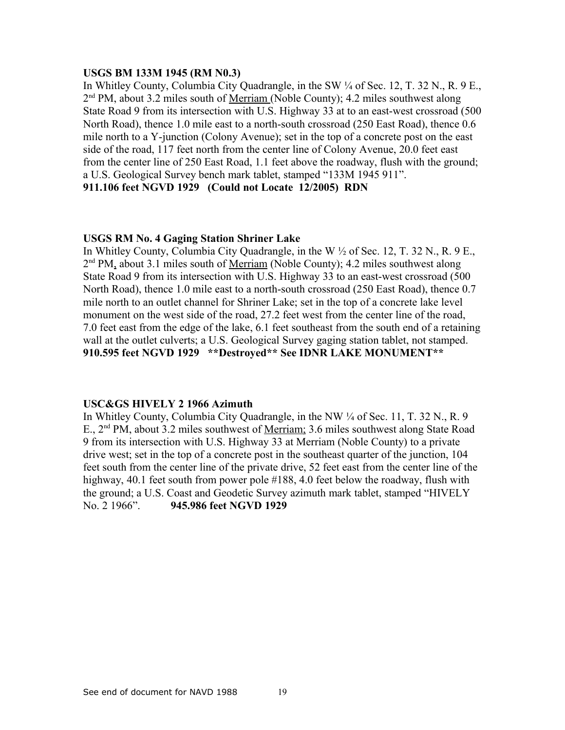**USGS BM 133M 1945 (RM N0.3)**

In Whitley County, Columbia City Quadrangle, in the SW ¼ of Sec. 12, T. 32 N., R. 9 E., 2nd PM, about 3.2 miles south of Merriam (Noble County); 4.2 miles southwest along State Road 9 from its intersection with U.S. Highway 33 at to an east-west crossroad (500 North Road), thence 1.0 mile east to a north-south crossroad (250 East Road), thence 0.6 mile north to a Y-junction (Colony Avenue); set in the top of a concrete post on the east side of the road, 117 feet north from the center line of Colony Avenue, 20.0 feet east from the center line of 250 East Road, 1.1 feet above the roadway, flush with the ground; a U.S. Geological Survey bench mark tablet, stamped "133M 1945 911".

**911.106 feet NGVD 1929 (Could not Locate 12/2005) RDN**

**USGS RM No. 4 Gaging Station Shriner Lake**

In Whitley County, Columbia City Quadrangle, in the W ½ of Sec. 12, T. 32 N., R. 9 E., 2nd PM, about 3.1 miles south of Merriam (Noble County); 4.2 miles southwest along State Road 9 from its intersection with U.S. Highway 33 to an east-west crossroad (500 North Road), thence 1.0 mile east to a north-south crossroad (250 East Road), thence 0.7 mile north to an outlet channel for Shriner Lake; set in the top of a concrete lake level monument on the west side of the road, 27.2 feet west from the center line of the road, 7.0 feet east from the edge of the lake, 6.1 feet southeast from the south end of a retaining wall at the outlet culverts; a U.S. Geological Survey gaging station tablet, not stamped.

**910.595 feet NGVD 1929 \*\*Destroyed\*\* See IDNR LAKE MONUMENT\*\***

**USC&GS HIVELY 2 1966 Azimuth**

In Whitley County, Columbia City Quadrangle, in the NW ¼ of Sec. 11, T. 32 N., R. 9 E., 2nd PM, about 3.2 miles southwest of Merriam; 3.6 miles southwest along State Road 9 from its intersection with U.S. Highway 33 at Merriam (Noble County) to a private drive west; set in the top of a concrete post in the southeast quarter of the junction, 104 feet south from the center line of the private drive, 52 feet east from the center line of the highway, 40.1 feet south from power pole #188, 4.0 feet below the roadway, flush with the ground; a U.S. Coast and Geodetic Survey azimuth mark tablet, stamped "HIVELY No. 2 1966". **945.986 feet NGVD 1929**

See end of document for NAVD 1988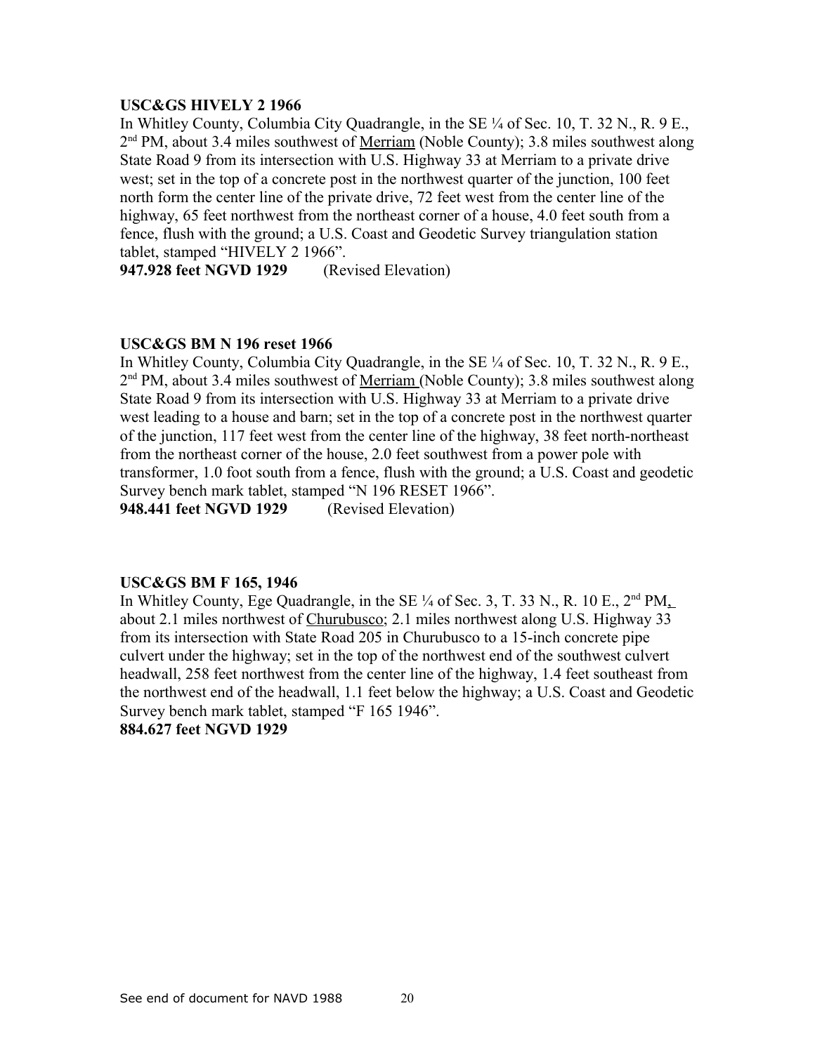**USC&GS HIVELY 2 1966**

In Whitley County, Columbia City Quadrangle, in the SE ¼ of Sec. 10, T. 32 N., R. 9 E., 2nd PM, about 3.4 miles southwest of Merriam (Noble County); 3.8 miles southwest along State Road 9 from its intersection with U.S. Highway 33 at Merriam to a private drive west; set in the top of a concrete post in the northwest quarter of the junction, 100 feet north form the center line of the private drive, 72 feet west from the center line of the highway, 65 feet northwest from the northeast corner of a house, 4.0 feet south from a fence, flush with the ground; a U.S. Coast and Geodetic Survey triangulation station tablet, stamped "HIVELY 2 1966".

**947.928 feet NGVD 1929** (Revised Elevation)

**USC&GS BM N 196 reset 1966**

In Whitley County, Columbia City Quadrangle, in the SE ¼ of Sec. 10, T. 32 N., R. 9 E., 2nd PM, about 3.4 miles southwest of Merriam (Noble County); 3.8 miles southwest along State Road 9 from its intersection with U.S. Highway 33 at Merriam to a private drive west leading to a house and barn; set in the top of a concrete post in the northwest quarter of the junction, 117 feet west from the center line of the highway, 38 feet north-northeast from the northeast corner of the house, 2.0 feet southwest from a power pole with transformer, 1.0 foot south from a fence, flush with the ground; a U.S. Coast and geodetic Survey bench mark tablet, stamped "N 196 RESET 1966".

**948.441 feet NGVD 1929** (Revised Elevation)

**USC&GS BM F 165, 1946**

In Whitley County, Ege Quadrangle, in the SE ¼ of Sec. 3, T. 33 N., R. 10 E., 2nd PM, about 2.1 miles northwest of Churubusco; 2.1 miles northwest along U.S. Highway 33 from its intersection with State Road 205 in Churubusco to a 15-inch concrete pipe culvert under the highway; set in the top of the northwest end of the southwest culvert headwall, 258 feet northwest from the center line of the highway, 1.4 feet southeast from the northwest end of the headwall, 1.1 feet below the highway; a U.S. Coast and Geodetic Survey bench mark tablet, stamped "F 165 1946".

**884.627 feet NGVD 1929**

See end of document for NAVD 1988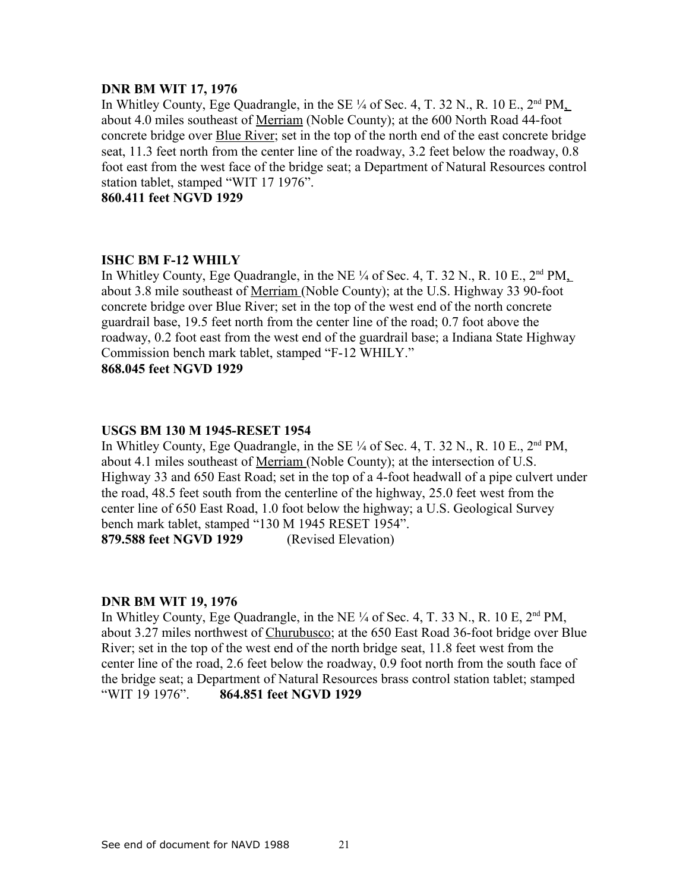**DNR BM WIT 17, 1976**

In Whitley County, Ege Quadrangle, in the SE ¼ of Sec. 4, T. 32 N., R. 10 E., 2nd PM, about 4.0 miles southeast of Merriam (Noble County); at the 600 North Road 44-foot concrete bridge over Blue River; set in the top of the north end of the east concrete bridge seat, 11.3 feet north from the center line of the roadway, 3.2 feet below the roadway, 0.8 foot east from the west face of the bridge seat; a Department of Natural Resources control station tablet, stamped "WIT 17 1976".

**860.411 feet NGVD 1929**

**ISHC BM F-12 WHILY**

In Whitley County, Ege Quadrangle, in the NE ¼ of Sec. 4, T. 32 N., R. 10 E., 2nd PM, about 3.8 mile southeast of Merriam (Noble County); at the U.S. Highway 33 90-foot concrete bridge over Blue River; set in the top of the west end of the north concrete guardrail base, 19.5 feet north from the center line of the road; 0.7 foot above the roadway, 0.2 foot east from the west end of the guardrail base; a Indiana State Highway Commission bench mark tablet, stamped "F-12 WHILY."

**868.045 feet NGVD 1929**

**USGS BM 130 M 1945-RESET 1954**

In Whitley County, Ege Quadrangle, in the SE ¼ of Sec. 4, T. 32 N., R. 10 E., 2nd PM, about 4.1 miles southeast of Merriam (Noble County); at the intersection of U.S. Highway 33 and 650 East Road; set in the top of a 4-foot headwall of a pipe culvert under the road, 48.5 feet south from the centerline of the highway, 25.0 feet west from the center line of 650 East Road, 1.0 foot below the highway; a U.S. Geological Survey bench mark tablet, stamped "130 M 1945 RESET 1954".

**879.588 feet NGVD 1929** (Revised Elevation)

**DNR BM WIT 19, 1976**

In Whitley County, Ege Quadrangle, in the NE ¼ of Sec. 4, T. 33 N., R. 10 E, 2nd PM, about 3.27 miles northwest of Churubusco; at the 650 East Road 36-foot bridge over Blue River; set in the top of the west end of the north bridge seat, 11.8 feet west from the center line of the road, 2.6 feet below the roadway, 0.9 foot north from the south face of the bridge seat; a Department of Natural Resources brass control station tablet; stamped "WIT 19 1976". **864.851 feet NGVD 1929**

See end of document for NAVD 1988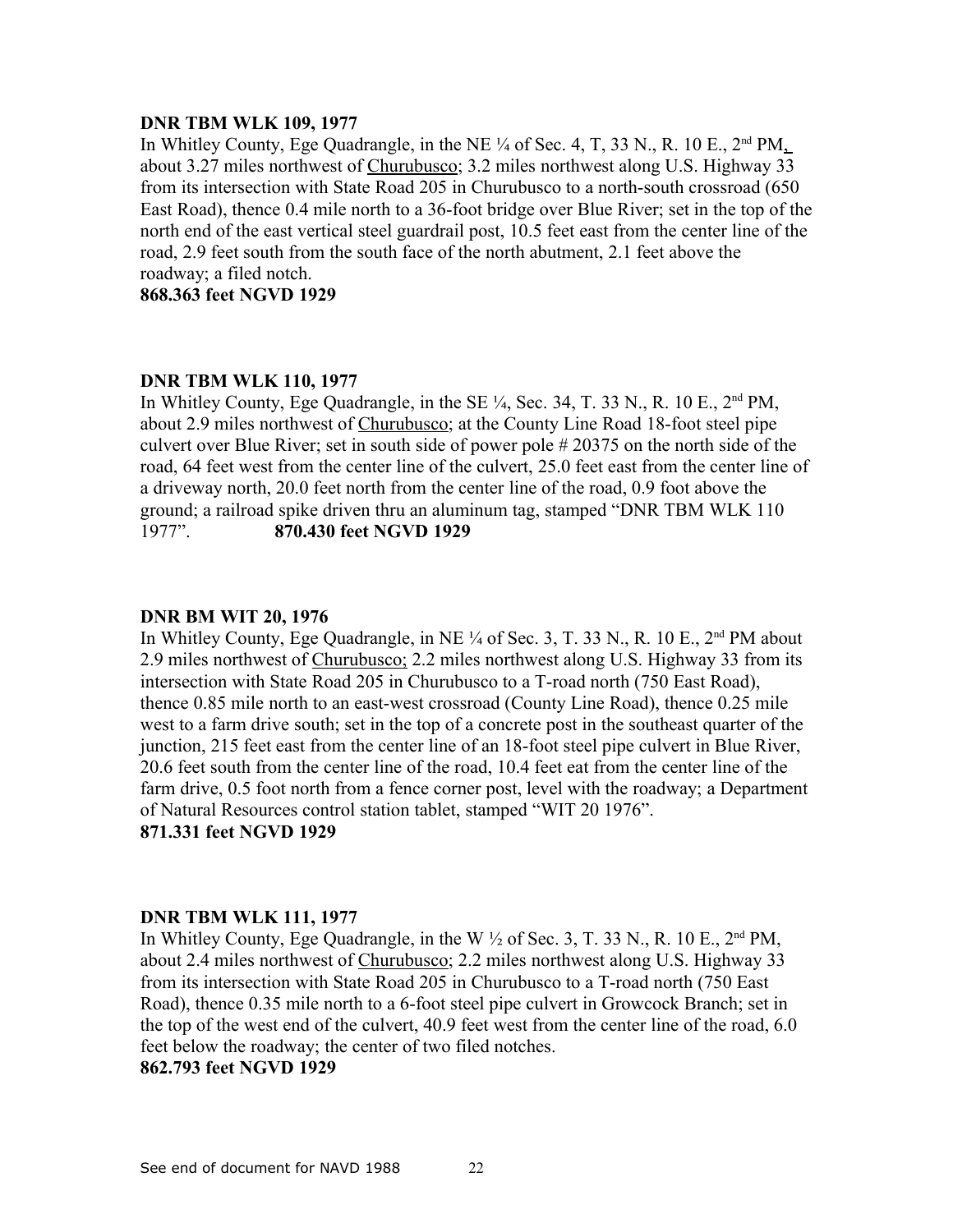**DNR TBM WLK 109, 1977**

In Whitley County, Ege Quadrangle, in the NE ¼ of Sec. 4, T, 33 N., R. 10 E., 2nd PM, about 3.27 miles northwest of Churubusco; 3.2 miles northwest along U.S. Highway 33 from its intersection with State Road 205 in Churubusco to a north-south crossroad (650 East Road), thence 0.4 mile north to a 36-foot bridge over Blue River; set in the top of the north end of the east vertical steel guardrail post, 10.5 feet east from the center line of the road, 2.9 feet south from the south face of the north abutment, 2.1 feet above the roadway; a filed notch.

**868.363 feet NGVD 1929**

**DNR TBM WLK 110, 1977**

In Whitley County, Ege Quadrangle, in the SE ¼, Sec. 34, T. 33 N., R. 10 E., 2nd PM, about 2.9 miles northwest of Churubusco; at the County Line Road 18-foot steel pipe culvert over Blue River; set in south side of power pole # 20375 on the north side of the road, 64 feet west from the center line of the culvert, 25.0 feet east from the center line of a driveway north, 20.0 feet north from the center line of the road, 0.9 foot above the ground; a railroad spike driven thru an aluminum tag, stamped "DNR TBM WLK 110 1977". **870.430 feet NGVD 1929**

**DNR BM WIT 20, 1976**

In Whitley County, Ege Quadrangle, in NE ¼ of Sec. 3, T. 33 N., R. 10 E., 2nd PM about 2.9 miles northwest of Churubusco; 2.2 miles northwest along U.S. Highway 33 from its intersection with State Road 205 in Churubusco to a T-road north (750 East Road), thence 0.85 mile north to an east-west crossroad (County Line Road), thence 0.25 mile west to a farm drive south; set in the top of a concrete post in the southeast quarter of the junction, 215 feet east from the center line of an 18-foot steel pipe culvert in Blue River, 20.6 feet south from the center line of the road, 10.4 feet eat from the center line of the farm drive, 0.5 foot north from a fence corner post, level with the roadway; a Department of Natural Resources control station tablet, stamped "WIT 20 1976".

**871.331 feet NGVD 1929**

**DNR TBM WLK 111, 1977**

In Whitley County, Ege Quadrangle, in the W ½ of Sec. 3, T. 33 N., R. 10 E., 2nd PM, about 2.4 miles northwest of Churubusco; 2.2 miles northwest along U.S. Highway 33 from its intersection with State Road 205 in Churubusco to a T-road north (750 East Road), thence 0.35 mile north to a 6-foot steel pipe culvert in Growcock Branch; set in the top of the west end of the culvert, 40.9 feet west from the center line of the road, 6.0 feet below the roadway; the center of two filed notches.

**862.793 feet NGVD 1929**

See end of document for NAVD 1988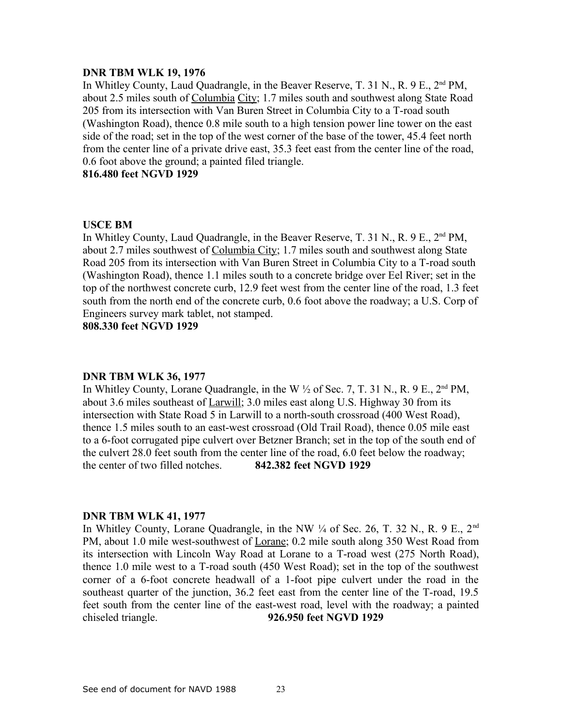**DNR TBM WLK 19, 1976**

In Whitley County, Laud Quadrangle, in the Beaver Reserve, T. 31 N., R. 9 E., 2nd PM, about 2.5 miles south of Columbia City; 1.7 miles south and southwest along State Road 205 from its intersection with Van Buren Street in Columbia City to a T-road south (Washington Road), thence 0.8 mile south to a high tension power line tower on the east side of the road; set in the top of the west corner of the base of the tower, 45.4 feet north from the center line of a private drive east, 35.3 feet east from the center line of the road, 0.6 foot above the ground; a painted filed triangle.

**816.480 feet NGVD 1929**

**USCE BM**

In Whitley County, Laud Quadrangle, in the Beaver Reserve, T. 31 N., R. 9 E., 2nd PM, about 2.7 miles southwest of Columbia City; 1.7 miles south and southwest along State Road 205 from its intersection with Van Buren Street in Columbia City to a T-road south (Washington Road), thence 1.1 miles south to a concrete bridge over Eel River; set in the top of the northwest concrete curb, 12.9 feet west from the center line of the road, 1.3 feet south from the north end of the concrete curb, 0.6 foot above the roadway; a U.S. Corp of Engineers survey mark tablet, not stamped.

**808.330 feet NGVD 1929**

**DNR TBM WLK 36, 1977**

In Whitley County, Lorane Quadrangle, in the W ½ of Sec. 7, T. 31 N., R. 9 E., 2nd PM, about 3.6 miles southeast of Larwill; 3.0 miles east along U.S. Highway 30 from its intersection with State Road 5 in Larwill to a north-south crossroad (400 West Road), thence 1.5 miles south to an east-west crossroad (Old Trail Road), thence 0.05 mile east to a 6-foot corrugated pipe culvert over Betzner Branch; set in the top of the south end of the culvert 28.0 feet south from the center line of the road, 6.0 feet below the roadway; the center of two filled notches. **842.382 feet NGVD 1929**

**DNR TBM WLK 41, 1977**

In Whitley County, Lorane Quadrangle, in the NW ¼ of Sec. 26, T. 32 N., R. 9 E., 2nd PM, about 1.0 mile west-southwest of Lorane; 0.2 mile south along 350 West Road from its intersection with Lincoln Way Road at Lorane to a T-road west (275 North Road), thence 1.0 mile west to a T-road south (450 West Road); set in the top of the southwest corner of a 6-foot concrete headwall of a 1-foot pipe culvert under the road in the southeast quarter of the junction, 36.2 feet east from the center line of the T-road, 19.5 feet south from the center line of the east-west road, level with the roadway; a painted chiseled triangle. **926.950 feet NGVD 1929**

See end of document for NAVD 1988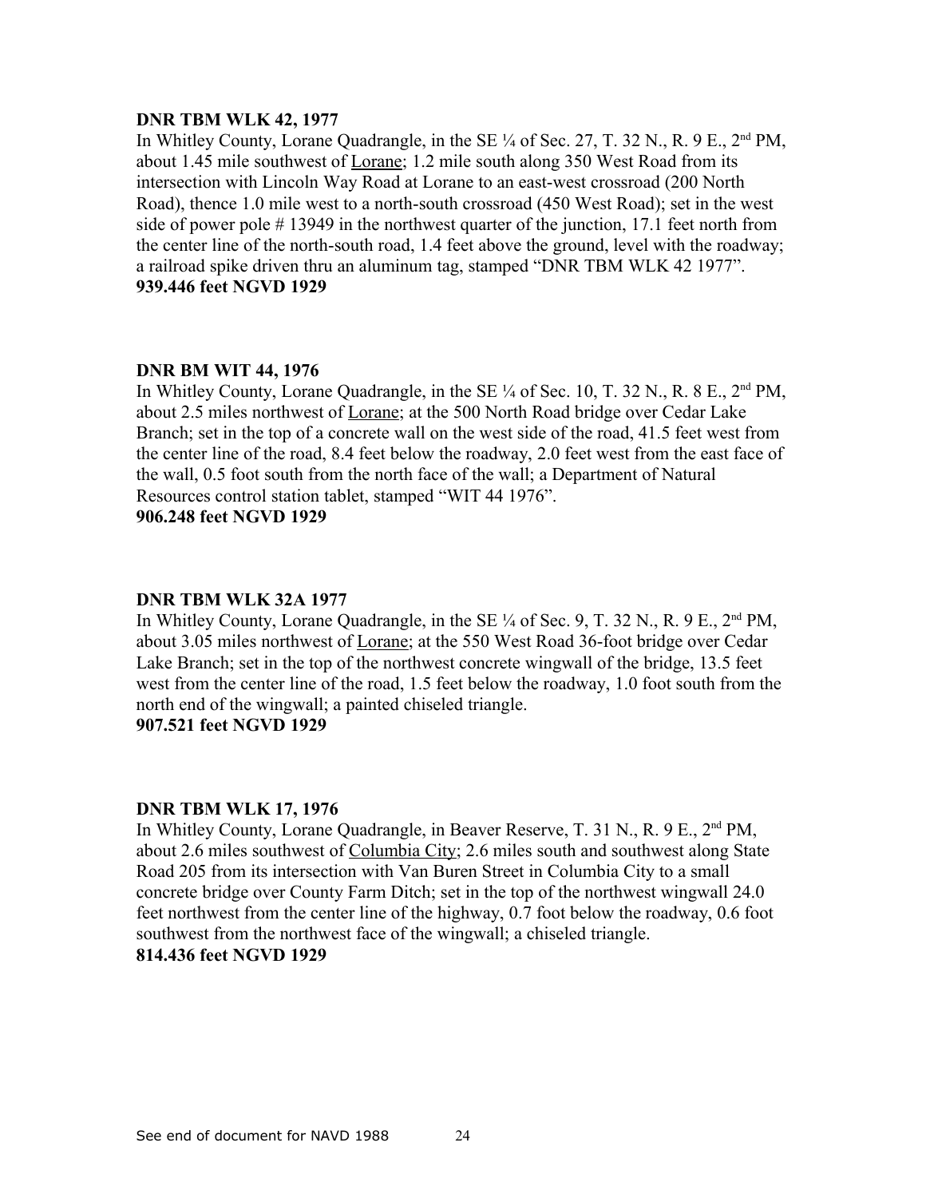**DNR TBM WLK 42, 1977**

In Whitley County, Lorane Quadrangle, in the SE ¼ of Sec. 27, T. 32 N., R. 9 E., 2nd PM, about 1.45 mile southwest of Lorane; 1.2 mile south along 350 West Road from its intersection with Lincoln Way Road at Lorane to an east-west crossroad (200 North Road), thence 1.0 mile west to a north-south crossroad (450 West Road); set in the west side of power pole # 13949 in the northwest quarter of the junction, 17.1 feet north from the center line of the north-south road, 1.4 feet above the ground, level with the roadway; a railroad spike driven thru an aluminum tag, stamped "DNR TBM WLK 42 1977".

**939.446 feet NGVD 1929**

**DNR BM WIT 44, 1976**

In Whitley County, Lorane Quadrangle, in the SE ¼ of Sec. 10, T. 32 N., R. 8 E., 2nd PM, about 2.5 miles northwest of Lorane; at the 500 North Road bridge over Cedar Lake Branch; set in the top of a concrete wall on the west side of the road, 41.5 feet west from the center line of the road, 8.4 feet below the roadway, 2.0 feet west from the east face of the wall, 0.5 foot south from the north face of the wall; a Department of Natural Resources control station tablet, stamped "WIT 44 1976".

**906.248 feet NGVD 1929**

**DNR TBM WLK 32A 1977**

In Whitley County, Lorane Quadrangle, in the SE ¼ of Sec. 9, T. 32 N., R. 9 E., 2nd PM, about 3.05 miles northwest of Lorane; at the 550 West Road 36-foot bridge over Cedar Lake Branch; set in the top of the northwest concrete wingwall of the bridge, 13.5 feet west from the center line of the road, 1.5 feet below the roadway, 1.0 foot south from the north end of the wingwall; a painted chiseled triangle.

**907.521 feet NGVD 1929**

**DNR TBM WLK 17, 1976**

In Whitley County, Lorane Quadrangle, in Beaver Reserve, T. 31 N., R. 9 E., 2nd PM, about 2.6 miles southwest of Columbia City; 2.6 miles south and southwest along State Road 205 from its intersection with Van Buren Street in Columbia City to a small concrete bridge over County Farm Ditch; set in the top of the northwest wingwall 24.0 feet northwest from the center line of the highway, 0.7 foot below the roadway, 0.6 foot southwest from the northwest face of the wingwall; a chiseled triangle.

**814.436 feet NGVD 1929**

See end of document for NAVD 1988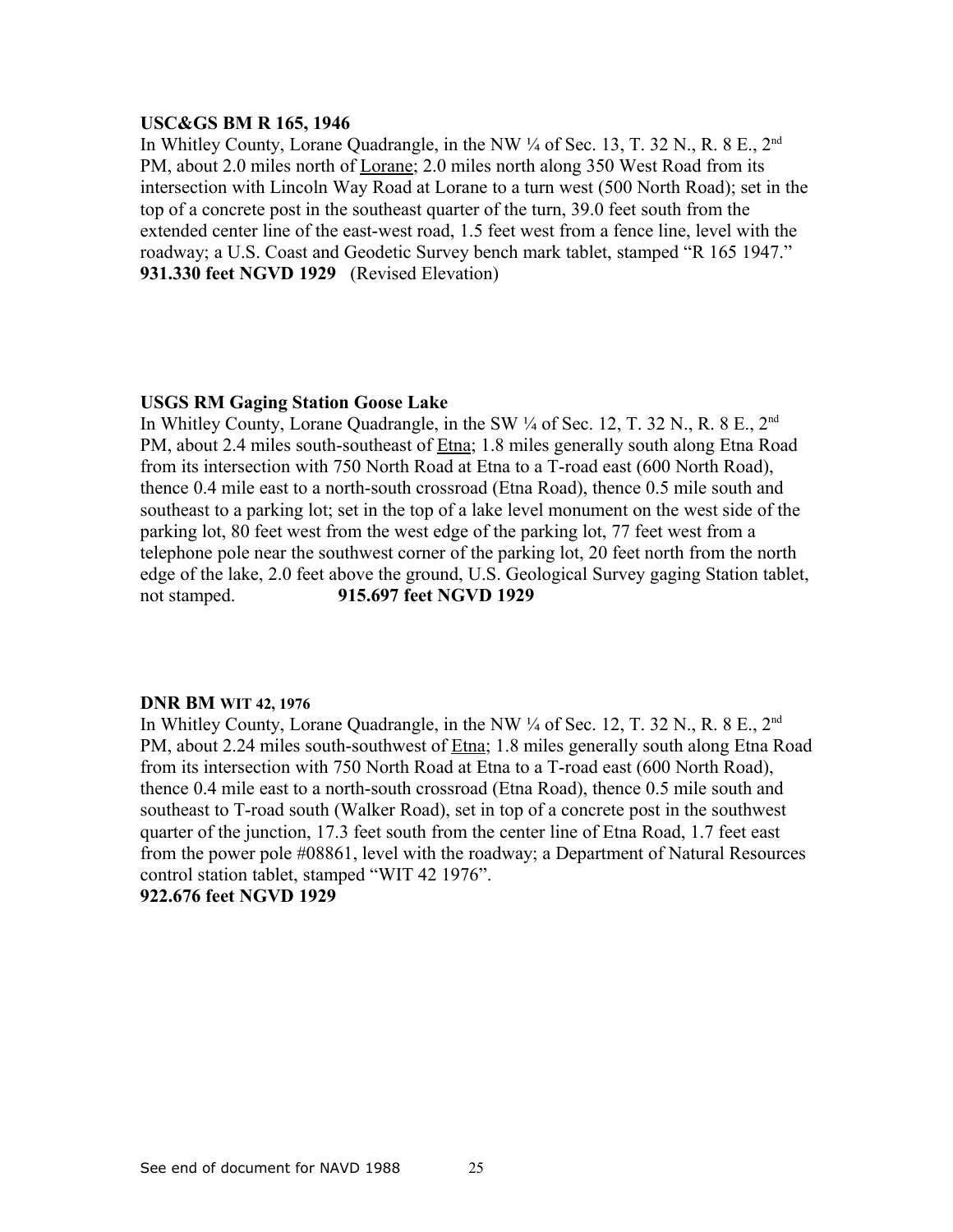**USC&GS BM R 165, 1946**

In Whitley County, Lorane Quadrangle, in the NW ¼ of Sec. 13, T. 32 N., R. 8 E., 2nd PM, about 2.0 miles north of Lorane; 2.0 miles north along 350 West Road from its intersection with Lincoln Way Road at Lorane to a turn west (500 North Road); set in the top of a concrete post in the southeast quarter of the turn, 39.0 feet south from the extended center line of the east-west road, 1.5 feet west from a fence line, level with the roadway; a U.S. Coast and Geodetic Survey bench mark tablet, stamped "R 165 1947."

**931.330 feet NGVD 1929** (Revised Elevation)

**USGS RM Gaging Station Goose Lake**

In Whitley County, Lorane Quadrangle, in the SW ¼ of Sec. 12, T. 32 N., R. 8 E., 2nd PM, about 2.4 miles south-southeast of Etna; 1.8 miles generally south along Etna Road from its intersection with 750 North Road at Etna to a T-road east (600 North Road), thence 0.4 mile east to a north-south crossroad (Etna Road), thence 0.5 mile south and southeast to a parking lot; set in the top of a lake level monument on the west side of the parking lot, 80 feet west from the west edge of the parking lot, 77 feet west from a telephone pole near the southwest corner of the parking lot, 20 feet north from the north edge of the lake, 2.0 feet above the ground, U.S. Geological Survey gaging Station tablet, not stamped. **915.697 feet NGVD 1929**

**DNR BM WIT 42, 1976**

In Whitley County, Lorane Quadrangle, in the NW ¼ of Sec. 12, T. 32 N., R. 8 E., 2nd PM, about 2.24 miles south-southwest of Etna; 1.8 miles generally south along Etna Road from its intersection with 750 North Road at Etna to a T-road east (600 North Road), thence 0.4 mile east to a north-south crossroad (Etna Road), thence 0.5 mile south and southeast to T-road south (Walker Road), set in top of a concrete post in the southwest quarter of the junction, 17.3 feet south from the center line of Etna Road, 1.7 feet east from the power pole #08861, level with the roadway; a Department of Natural Resources control station tablet, stamped "WIT 42 1976".

**922.676 feet NGVD 1929**

See end of document for NAVD 1988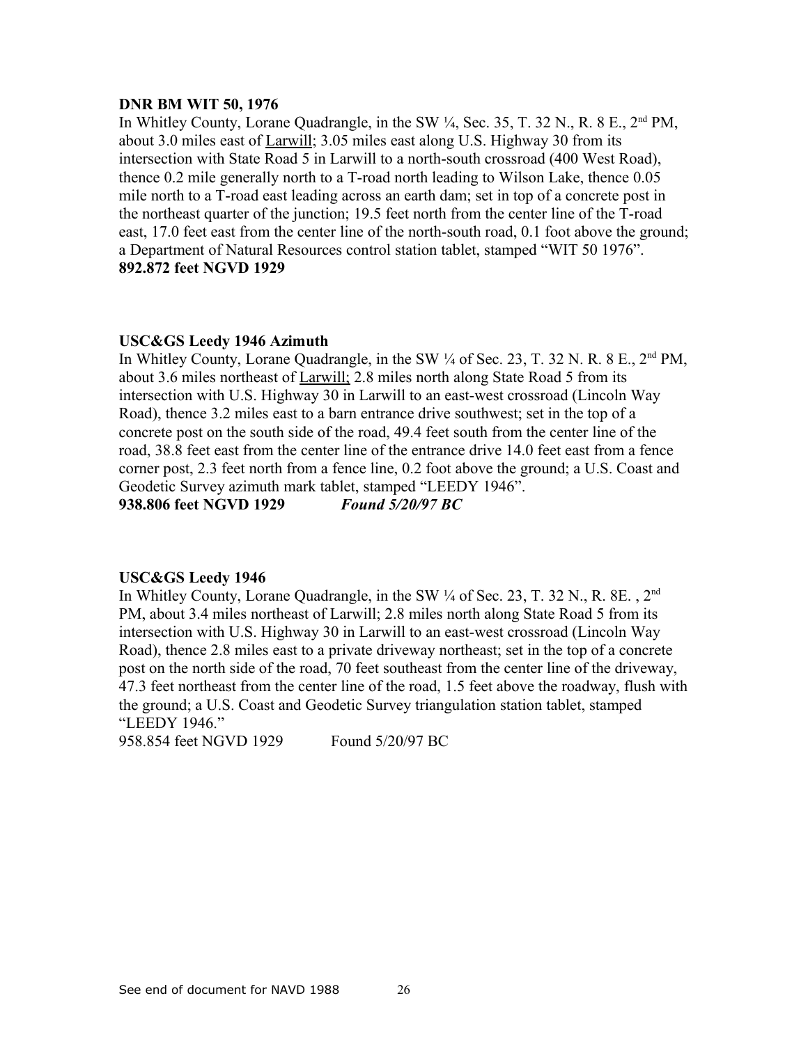**DNR BM WIT 50, 1976**

In Whitley County, Lorane Quadrangle, in the SW ¼, Sec. 35, T. 32 N., R. 8 E., 2nd PM, about 3.0 miles east of Larwill; 3.05 miles east along U.S. Highway 30 from its intersection with State Road 5 in Larwill to a north-south crossroad (400 West Road), thence 0.2 mile generally north to a T-road north leading to Wilson Lake, thence 0.05 mile north to a T-road east leading across an earth dam; set in top of a concrete post in the northeast quarter of the junction; 19.5 feet north from the center line of the T-road east, 17.0 feet east from the center line of the north-south road, 0.1 foot above the ground; a Department of Natural Resources control station tablet, stamped "WIT 50 1976".

**892.872 feet NGVD 1929**

**USC&GS Leedy 1946 Azimuth**

In Whitley County, Lorane Quadrangle, in the SW ¼ of Sec. 23, T. 32 N. R. 8 E., 2nd PM, about 3.6 miles northeast of Larwill; 2.8 miles north along State Road 5 from its intersection with U.S. Highway 30 in Larwill to an east-west crossroad (Lincoln Way Road), thence 3.2 miles east to a barn entrance drive southwest; set in the top of a concrete post on the south side of the road, 49.4 feet south from the center line of the road, 38.8 feet east from the center line of the entrance drive 14.0 feet east from a fence corner post, 2.3 feet north from a fence line, 0.2 foot above the ground; a U.S. Coast and Geodetic Survey azimuth mark tablet, stamped "LEEDY 1946".

**938.806 feet NGVD 1929** ***Found 5/20/97 BC***

**USC&GS Leedy 1946**

In Whitley County, Lorane Quadrangle, in the SW ¼ of Sec. 23, T. 32 N., R. 8E. , 2nd PM, about 3.4 miles northeast of Larwill; 2.8 miles north along State Road 5 from its intersection with U.S. Highway 30 in Larwill to an east-west crossroad (Lincoln Way Road), thence 2.8 miles east to a private driveway northeast; set in the top of a concrete post on the north side of the road, 70 feet southeast from the center line of the driveway, 47.3 feet northeast from the center line of the road, 1.5 feet above the roadway, flush with the ground; a U.S. Coast and Geodetic Survey triangulation station tablet, stamped "LEEDY 1946."

958.854 feet NGVD 1929 Found 5/20/97 BC

See end of document for NAVD 1988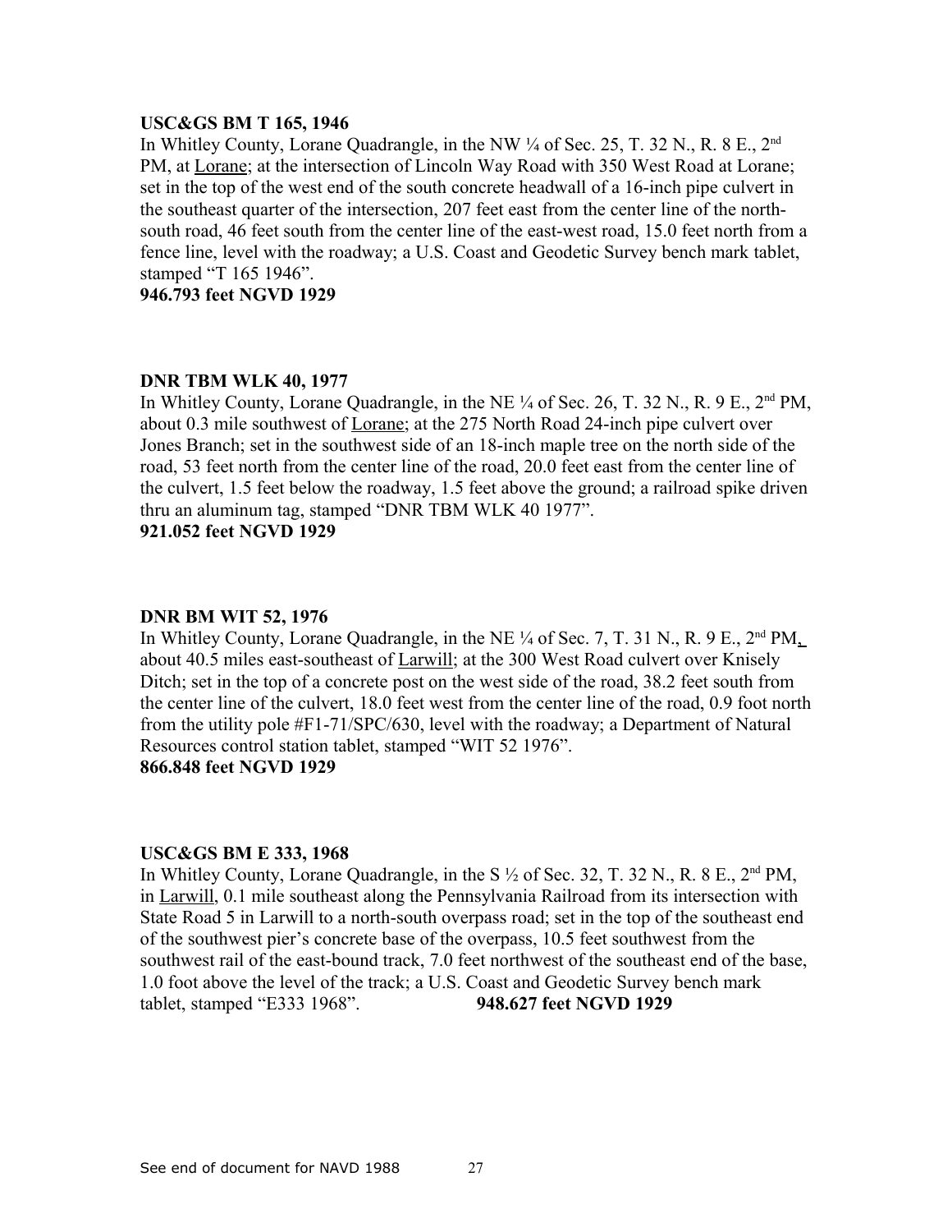**USC&GS BM T 165, 1946**

In Whitley County, Lorane Quadrangle, in the NW ¼ of Sec. 25, T. 32 N., R. 8 E., 2nd PM, at Lorane; at the intersection of Lincoln Way Road with 350 West Road at Lorane; set in the top of the west end of the south concrete headwall of a 16-inch pipe culvert in the southeast quarter of the intersection, 207 feet east from the center line of the north-south road, 46 feet south from the center line of the east-west road, 15.0 feet north from a fence line, level with the roadway; a U.S. Coast and Geodetic Survey bench mark tablet, stamped "T 165 1946".

**946.793 feet NGVD 1929**

**DNR TBM WLK 40, 1977**

In Whitley County, Lorane Quadrangle, in the NE ¼ of Sec. 26, T. 32 N., R. 9 E., 2nd PM, about 0.3 mile southwest of Lorane; at the 275 North Road 24-inch pipe culvert over Jones Branch; set in the southwest side of an 18-inch maple tree on the north side of the road, 53 feet north from the center line of the road, 20.0 feet east from the center line of the culvert, 1.5 feet below the roadway, 1.5 feet above the ground; a railroad spike driven thru an aluminum tag, stamped "DNR TBM WLK 40 1977".

**921.052 feet NGVD 1929**

**DNR BM WIT 52, 1976**

In Whitley County, Lorane Quadrangle, in the NE ¼ of Sec. 7, T. 31 N., R. 9 E., 2nd PM, about 40.5 miles east-southeast of Larwill; at the 300 West Road culvert over Knisely Ditch; set in the top of a concrete post on the west side of the road, 38.2 feet south from the center line of the culvert, 18.0 feet west from the center line of the road, 0.9 foot north from the utility pole #F1-71/SPC/630, level with the roadway; a Department of Natural Resources control station tablet, stamped "WIT 52 1976".

**866.848 feet NGVD 1929**

**USC&GS BM E 333, 1968**

In Whitley County, Lorane Quadrangle, in the S ½ of Sec. 32, T. 32 N., R. 8 E., 2nd PM, in Larwill, 0.1 mile southeast along the Pennsylvania Railroad from its intersection with State Road 5 in Larwill to a north-south overpass road; set in the top of the southeast end of the southwest pier's concrete base of the overpass, 10.5 feet southwest from the southwest rail of the east-bound track, 7.0 feet northwest of the southeast end of the base, 1.0 foot above the level of the track; a U.S. Coast and Geodetic Survey bench mark tablet, stamped "E333 1968". **948.627 feet NGVD 1929**

See end of document for NAVD 1988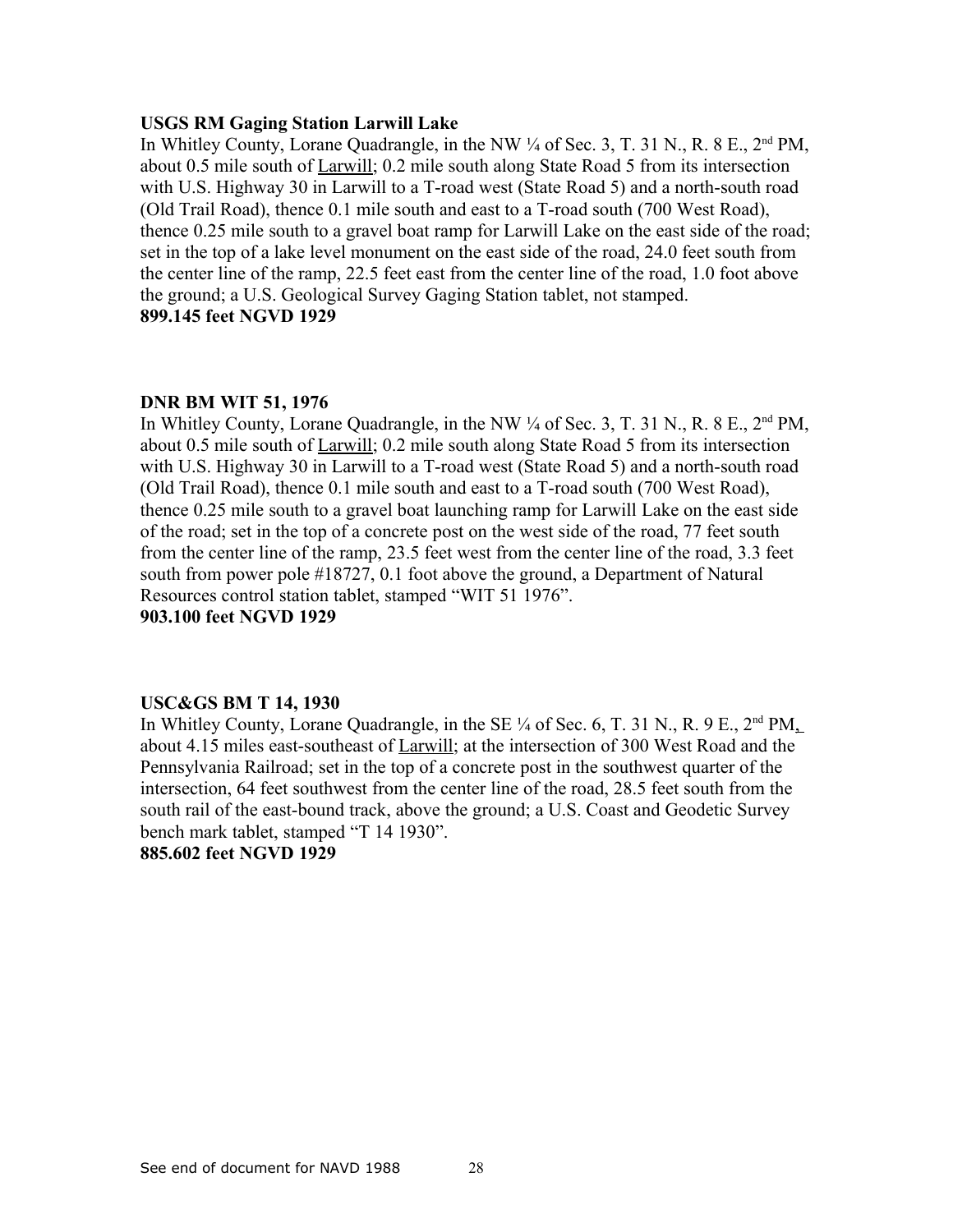**USGS RM Gaging Station Larwill Lake**

In Whitley County, Lorane Quadrangle, in the NW ¼ of Sec. 3, T. 31 N., R. 8 E., 2nd PM, about 0.5 mile south of Larwill; 0.2 mile south along State Road 5 from its intersection with U.S. Highway 30 in Larwill to a T-road west (State Road 5) and a north-south road (Old Trail Road), thence 0.1 mile south and east to a T-road south (700 West Road), thence 0.25 mile south to a gravel boat ramp for Larwill Lake on the east side of the road; set in the top of a lake level monument on the east side of the road, 24.0 feet south from the center line of the ramp, 22.5 feet east from the center line of the road, 1.0 foot above the ground; a U.S. Geological Survey Gaging Station tablet, not stamped.

**899.145 feet NGVD 1929**

**DNR BM WIT 51, 1976**

In Whitley County, Lorane Quadrangle, in the NW ¼ of Sec. 3, T. 31 N., R. 8 E., 2nd PM, about 0.5 mile south of Larwill; 0.2 mile south along State Road 5 from its intersection with U.S. Highway 30 in Larwill to a T-road west (State Road 5) and a north-south road (Old Trail Road), thence 0.1 mile south and east to a T-road south (700 West Road), thence 0.25 mile south to a gravel boat launching ramp for Larwill Lake on the east side of the road; set in the top of a concrete post on the west side of the road, 77 feet south from the center line of the ramp, 23.5 feet west from the center line of the road, 3.3 feet south from power pole #18727, 0.1 foot above the ground, a Department of Natural Resources control station tablet, stamped "WIT 51 1976".

**903.100 feet NGVD 1929**

**USC&GS BM T 14, 1930**

In Whitley County, Lorane Quadrangle, in the SE ¼ of Sec. 6, T. 31 N., R. 9 E., 2nd PM, about 4.15 miles east-southeast of Larwill; at the intersection of 300 West Road and the Pennsylvania Railroad; set in the top of a concrete post in the southwest quarter of the intersection, 64 feet southwest from the center line of the road, 28.5 feet south from the south rail of the east-bound track, above the ground; a U.S. Coast and Geodetic Survey bench mark tablet, stamped "T 14 1930".

**885.602 feet NGVD 1929**

See end of document for NAVD 1988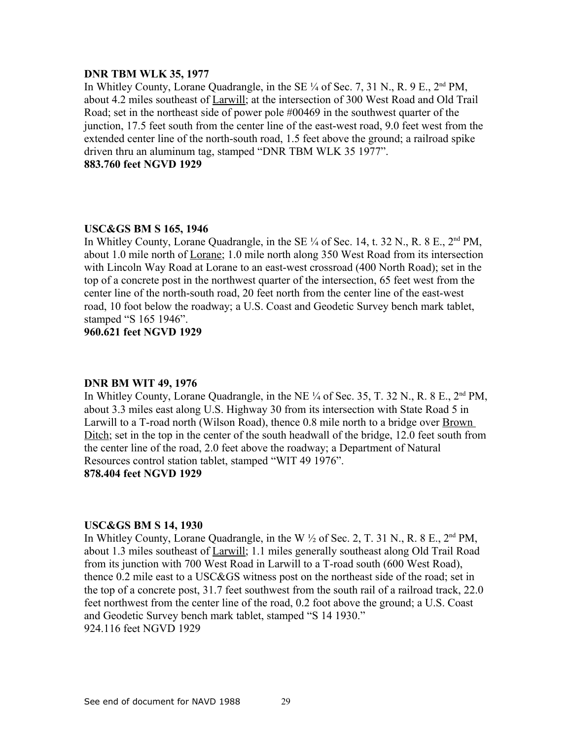**DNR TBM WLK 35, 1977**

In Whitley County, Lorane Quadrangle, in the SE ¼ of Sec. 7, 31 N., R. 9 E., 2nd PM, about 4.2 miles southeast of Larwill; at the intersection of 300 West Road and Old Trail Road; set in the northeast side of power pole #00469 in the southwest quarter of the junction, 17.5 feet south from the center line of the east-west road, 9.0 feet west from the extended center line of the north-south road, 1.5 feet above the ground; a railroad spike driven thru an aluminum tag, stamped "DNR TBM WLK 35 1977".

**883.760 feet NGVD 1929**

**USC&GS BM S 165, 1946**

In Whitley County, Lorane Quadrangle, in the SE ¼ of Sec. 14, t. 32 N., R. 8 E., 2nd PM, about 1.0 mile north of Lorane; 1.0 mile north along 350 West Road from its intersection with Lincoln Way Road at Lorane to an east-west crossroad (400 North Road); set in the top of a concrete post in the northwest quarter of the intersection, 65 feet west from the center line of the north-south road, 20 feet north from the center line of the east-west road, 10 foot below the roadway; a U.S. Coast and Geodetic Survey bench mark tablet, stamped "S 165 1946".

**960.621 feet NGVD 1929**

**DNR BM WIT 49, 1976**

In Whitley County, Lorane Quadrangle, in the NE ¼ of Sec. 35, T. 32 N., R. 8 E., 2nd PM, about 3.3 miles east along U.S. Highway 30 from its intersection with State Road 5 in Larwill to a T-road north (Wilson Road), thence 0.8 mile north to a bridge over Brown Ditch; set in the top in the center of the south headwall of the bridge, 12.0 feet south from the center line of the road, 2.0 feet above the roadway; a Department of Natural Resources control station tablet, stamped "WIT 49 1976".

**878.404 feet NGVD 1929**

**USC&GS BM S 14, 1930**

In Whitley County, Lorane Quadrangle, in the W ½ of Sec. 2, T. 31 N., R. 8 E., 2nd PM, about 1.3 miles southeast of Larwill; 1.1 miles generally southeast along Old Trail Road from its junction with 700 West Road in Larwill to a T-road south (600 West Road), thence 0.2 mile east to a USC&GS witness post on the northeast side of the road; set in the top of a concrete post, 31.7 feet southwest from the south rail of a railroad track, 22.0 feet northwest from the center line of the road, 0.2 foot above the ground; a U.S. Coast and Geodetic Survey bench mark tablet, stamped "S 14 1930."

924.116 feet NGVD 1929

See end of document for NAVD 1988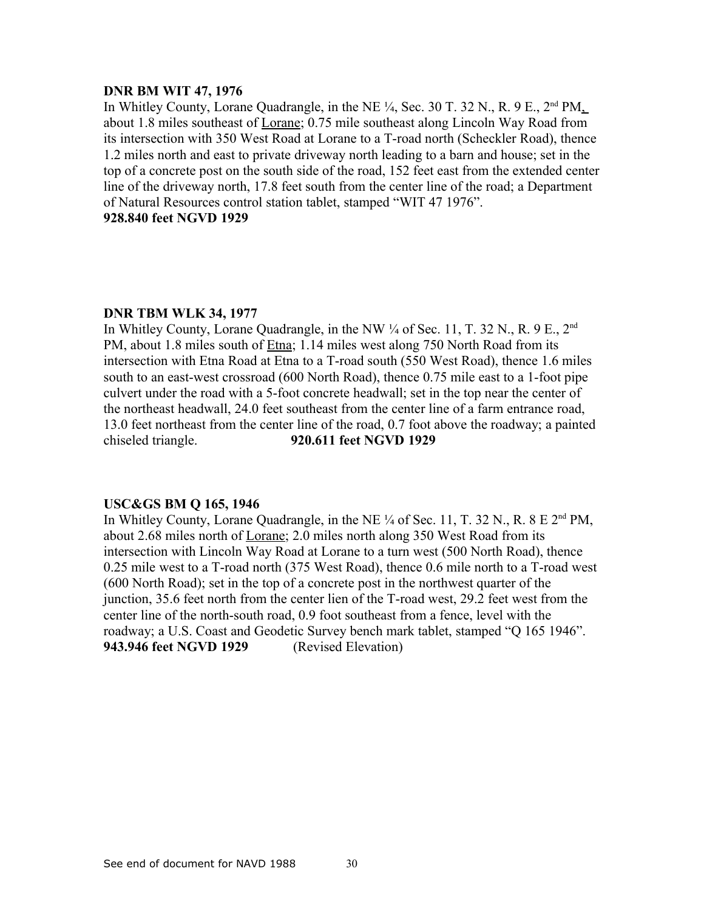**DNR BM WIT 47, 1976**

In Whitley County, Lorane Quadrangle, in the NE ¼, Sec. 30 T. 32 N., R. 9 E., 2nd PM, about 1.8 miles southeast of Lorane; 0.75 mile southeast along Lincoln Way Road from its intersection with 350 West Road at Lorane to a T-road north (Scheckler Road), thence 1.2 miles north and east to private driveway north leading to a barn and house; set in the top of a concrete post on the south side of the road, 152 feet east from the extended center line of the driveway north, 17.8 feet south from the center line of the road; a Department of Natural Resources control station tablet, stamped "WIT 47 1976".

**928.840 feet NGVD 1929**

**DNR TBM WLK 34, 1977**

In Whitley County, Lorane Quadrangle, in the NW ¼ of Sec. 11, T. 32 N., R. 9 E., 2nd PM, about 1.8 miles south of Etna; 1.14 miles west along 750 North Road from its intersection with Etna Road at Etna to a T-road south (550 West Road), thence 1.6 miles south to an east-west crossroad (600 North Road), thence 0.75 mile east to a 1-foot pipe culvert under the road with a 5-foot concrete headwall; set in the top near the center of the northeast headwall, 24.0 feet southeast from the center line of a farm entrance road, 13.0 feet northeast from the center line of the road, 0.7 foot above the roadway; a painted chiseled triangle. **920.611 feet NGVD 1929**

**USC&GS BM Q 165, 1946**

In Whitley County, Lorane Quadrangle, in the NE ¼ of Sec. 11, T. 32 N., R. 8 E 2nd PM, about 2.68 miles north of Lorane; 2.0 miles north along 350 West Road from its intersection with Lincoln Way Road at Lorane to a turn west (500 North Road), thence 0.25 mile west to a T-road north (375 West Road), thence 0.6 mile north to a T-road west (600 North Road); set in the top of a concrete post in the northwest quarter of the junction, 35.6 feet north from the center lien of the T-road west, 29.2 feet west from the center line of the north-south road, 0.9 foot southeast from a fence, level with the roadway; a U.S. Coast and Geodetic Survey bench mark tablet, stamped "Q 165 1946".

**943.946 feet NGVD 1929** (Revised Elevation)

See end of document for NAVD 1988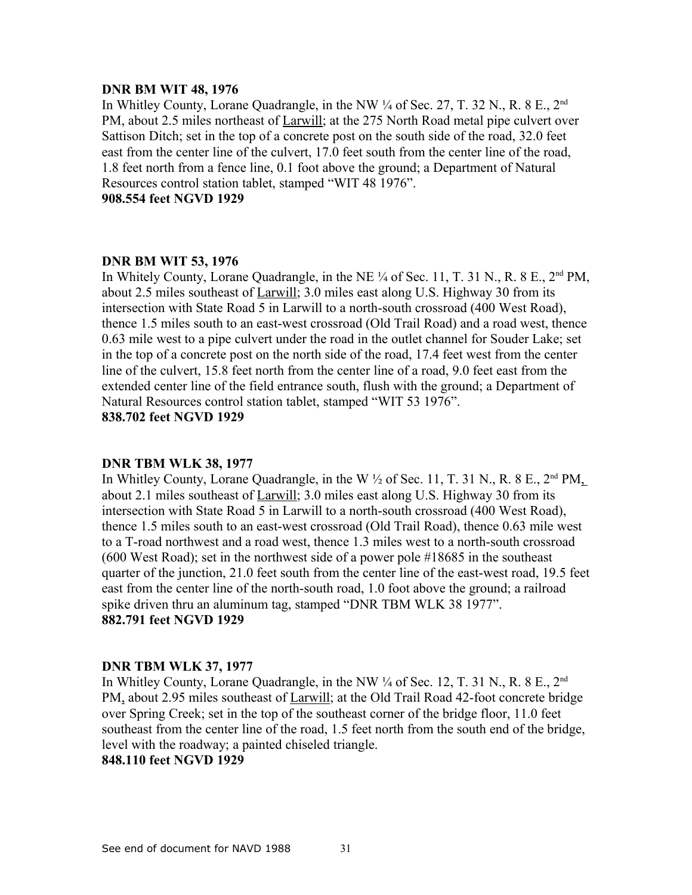**DNR BM WIT 48, 1976**

In Whitley County, Lorane Quadrangle, in the NW ¼ of Sec. 27, T. 32 N., R. 8 E., 2nd PM, about 2.5 miles northeast of Larwill; at the 275 North Road metal pipe culvert over Sattison Ditch; set in the top of a concrete post on the south side of the road, 32.0 feet east from the center line of the culvert, 17.0 feet south from the center line of the road, 1.8 feet north from a fence line, 0.1 foot above the ground; a Department of Natural Resources control station tablet, stamped "WIT 48 1976".

**908.554 feet NGVD 1929**

**DNR BM WIT 53, 1976**

In Whitely County, Lorane Quadrangle, in the NE ¼ of Sec. 11, T. 31 N., R. 8 E., 2nd PM, about 2.5 miles southeast of Larwill; 3.0 miles east along U.S. Highway 30 from its intersection with State Road 5 in Larwill to a north-south crossroad (400 West Road), thence 1.5 miles south to an east-west crossroad (Old Trail Road) and a road west, thence 0.63 mile west to a pipe culvert under the road in the outlet channel for Souder Lake; set in the top of a concrete post on the north side of the road, 17.4 feet west from the center line of the culvert, 15.8 feet north from the center line of a road, 9.0 feet east from the extended center line of the field entrance south, flush with the ground; a Department of Natural Resources control station tablet, stamped "WIT 53 1976".

**838.702 feet NGVD 1929**

**DNR TBM WLK 38, 1977**

In Whitley County, Lorane Quadrangle, in the W ½ of Sec. 11, T. 31 N., R. 8 E., 2nd PM, about 2.1 miles southeast of Larwill; 3.0 miles east along U.S. Highway 30 from its intersection with State Road 5 in Larwill to a north-south crossroad (400 West Road), thence 1.5 miles south to an east-west crossroad (Old Trail Road), thence 0.63 mile west to a T-road northwest and a road west, thence 1.3 miles west to a north-south crossroad (600 West Road); set in the northwest side of a power pole #18685 in the southeast quarter of the junction, 21.0 feet south from the center line of the east-west road, 19.5 feet east from the center line of the north-south road, 1.0 foot above the ground; a railroad spike driven thru an aluminum tag, stamped "DNR TBM WLK 38 1977".

**882.791 feet NGVD 1929**

**DNR TBM WLK 37, 1977**

In Whitley County, Lorane Quadrangle, in the NW ¼ of Sec. 12, T. 31 N., R. 8 E., 2nd PM, about 2.95 miles southeast of Larwill; at the Old Trail Road 42-foot concrete bridge over Spring Creek; set in the top of the southeast corner of the bridge floor, 11.0 feet southeast from the center line of the road, 1.5 feet north from the south end of the bridge, level with the roadway; a painted chiseled triangle.

**848.110 feet NGVD 1929**

See end of document for NAVD 1988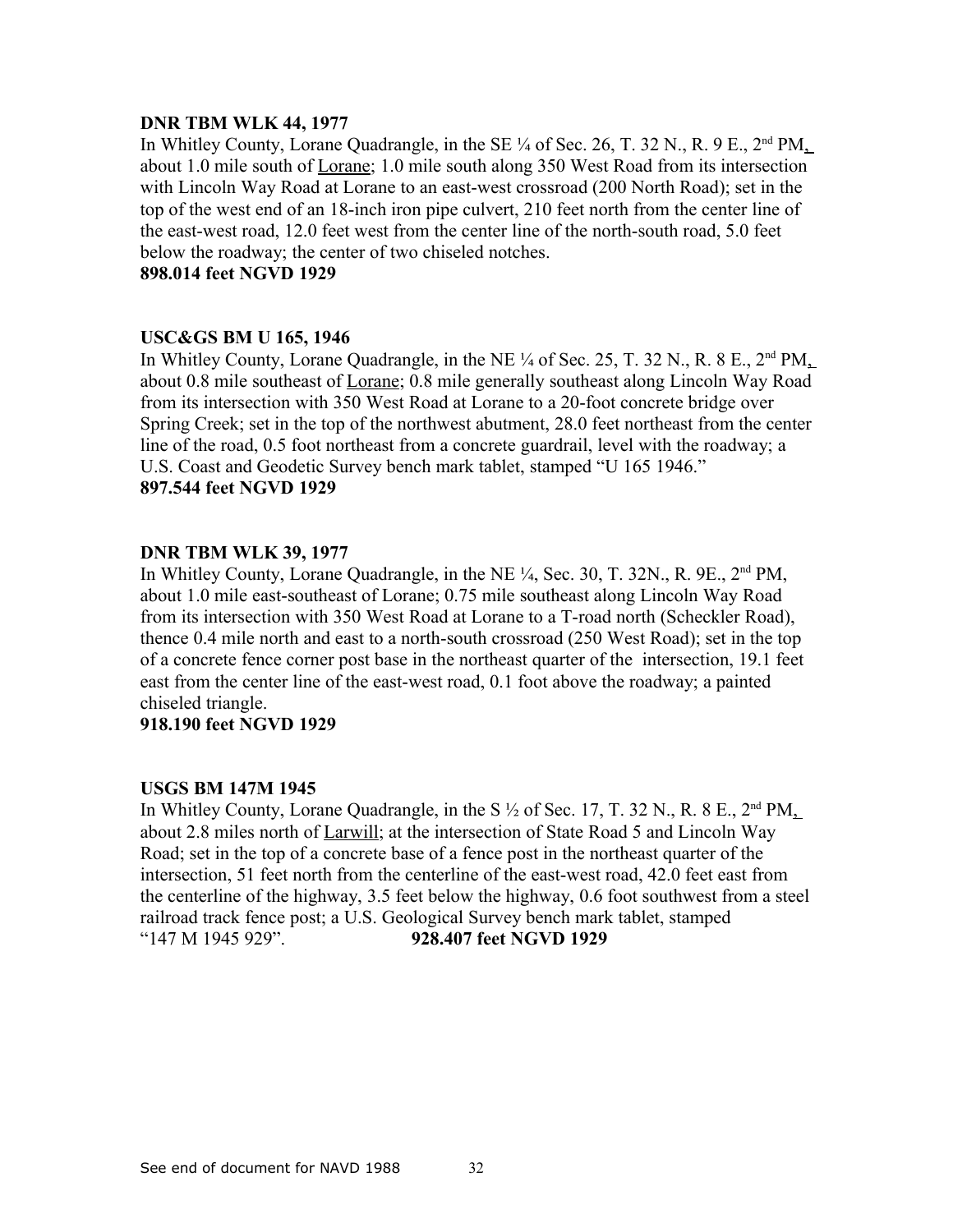**DNR TBM WLK 44, 1977**

In Whitley County, Lorane Quadrangle, in the SE ¼ of Sec. 26, T. 32 N., R. 9 E., 2nd PM, about 1.0 mile south of Lorane; 1.0 mile south along 350 West Road from its intersection with Lincoln Way Road at Lorane to an east-west crossroad (200 North Road); set in the top of the west end of an 18-inch iron pipe culvert, 210 feet north from the center line of the east-west road, 12.0 feet west from the center line of the north-south road, 5.0 feet below the roadway; the center of two chiseled notches.

**898.014 feet NGVD 1929**

**USC&GS BM U 165, 1946**

In Whitley County, Lorane Quadrangle, in the NE ¼ of Sec. 25, T. 32 N., R. 8 E., 2nd PM, about 0.8 mile southeast of Lorane; 0.8 mile generally southeast along Lincoln Way Road from its intersection with 350 West Road at Lorane to a 20-foot concrete bridge over Spring Creek; set in the top of the northwest abutment, 28.0 feet northeast from the center line of the road, 0.5 foot northeast from a concrete guardrail, level with the roadway; a U.S. Coast and Geodetic Survey bench mark tablet, stamped "U 165 1946."

**897.544 feet NGVD 1929**

**DNR TBM WLK 39, 1977**

In Whitley County, Lorane Quadrangle, in the NE ¼, Sec. 30, T. 32N., R. 9E., 2nd PM, about 1.0 mile east-southeast of Lorane; 0.75 mile southeast along Lincoln Way Road from its intersection with 350 West Road at Lorane to a T-road north (Scheckler Road), thence 0.4 mile north and east to a north-south crossroad (250 West Road); set in the top of a concrete fence corner post base in the northeast quarter of the intersection, 19.1 feet east from the center line of the east-west road, 0.1 foot above the roadway; a painted chiseled triangle.

**918.190 feet NGVD 1929**

**USGS BM 147M 1945**

In Whitley County, Lorane Quadrangle, in the S ½ of Sec. 17, T. 32 N., R. 8 E., 2nd PM, about 2.8 miles north of Larwill; at the intersection of State Road 5 and Lincoln Way Road; set in the top of a concrete base of a fence post in the northeast quarter of the intersection, 51 feet north from the centerline of the east-west road, 42.0 feet east from the centerline of the highway, 3.5 feet below the highway, 0.6 foot southwest from a steel railroad track fence post; a U.S. Geological Survey bench mark tablet, stamped "147 M 1945 929". **928.407 feet NGVD 1929**

See end of document for NAVD 1988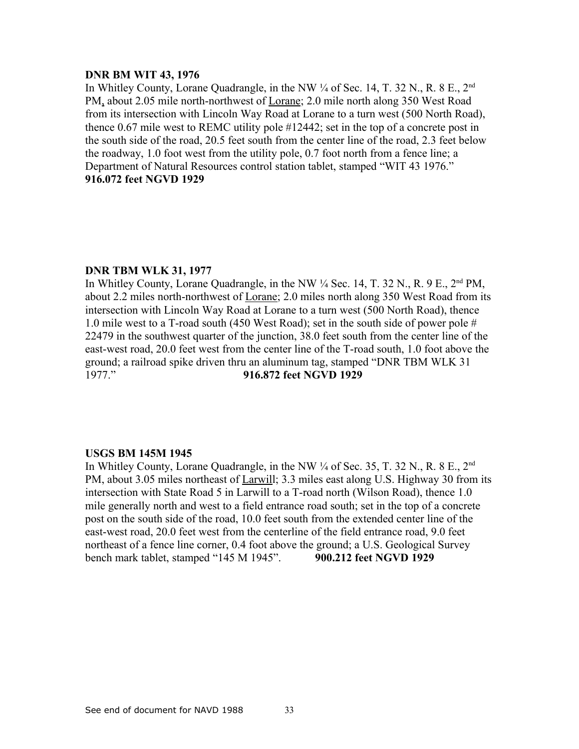**DNR BM WIT 43, 1976**

In Whitley County, Lorane Quadrangle, in the NW ¼ of Sec. 14, T. 32 N., R. 8 E., 2nd PM, about 2.05 mile north-northwest of Lorane; 2.0 mile north along 350 West Road from its intersection with Lincoln Way Road at Lorane to a turn west (500 North Road), thence 0.67 mile west to REMC utility pole #12442; set in the top of a concrete post in the south side of the road, 20.5 feet south from the center line of the road, 2.3 feet below the roadway, 1.0 foot west from the utility pole, 0.7 foot north from a fence line; a Department of Natural Resources control station tablet, stamped "WIT 43 1976."

**916.072 feet NGVD 1929**

**DNR TBM WLK 31, 1977**

In Whitley County, Lorane Quadrangle, in the NW ¼ Sec. 14, T. 32 N., R. 9 E., 2nd PM, about 2.2 miles north-northwest of Lorane; 2.0 miles north along 350 West Road from its intersection with Lincoln Way Road at Lorane to a turn west (500 North Road), thence 1.0 mile west to a T-road south (450 West Road); set in the south side of power pole # 22479 in the southwest quarter of the junction, 38.0 feet south from the center line of the east-west road, 20.0 feet west from the center line of the T-road south, 1.0 foot above the ground; a railroad spike driven thru an aluminum tag, stamped "DNR TBM WLK 31 1977." **916.872 feet NGVD 1929**

**USGS BM 145M 1945**

In Whitley County, Lorane Quadrangle, in the NW ¼ of Sec. 35, T. 32 N., R. 8 E., 2nd PM, about 3.05 miles northeast of Larwill; 3.3 miles east along U.S. Highway 30 from its intersection with State Road 5 in Larwill to a T-road north (Wilson Road), thence 1.0 mile generally north and west to a field entrance road south; set in the top of a concrete post on the south side of the road, 10.0 feet south from the extended center line of the east-west road, 20.0 feet west from the centerline of the field entrance road, 9.0 feet northeast of a fence line corner, 0.4 foot above the ground; a U.S. Geological Survey bench mark tablet, stamped "145 M 1945". **900.212 feet NGVD 1929**

See end of document for NAVD 1988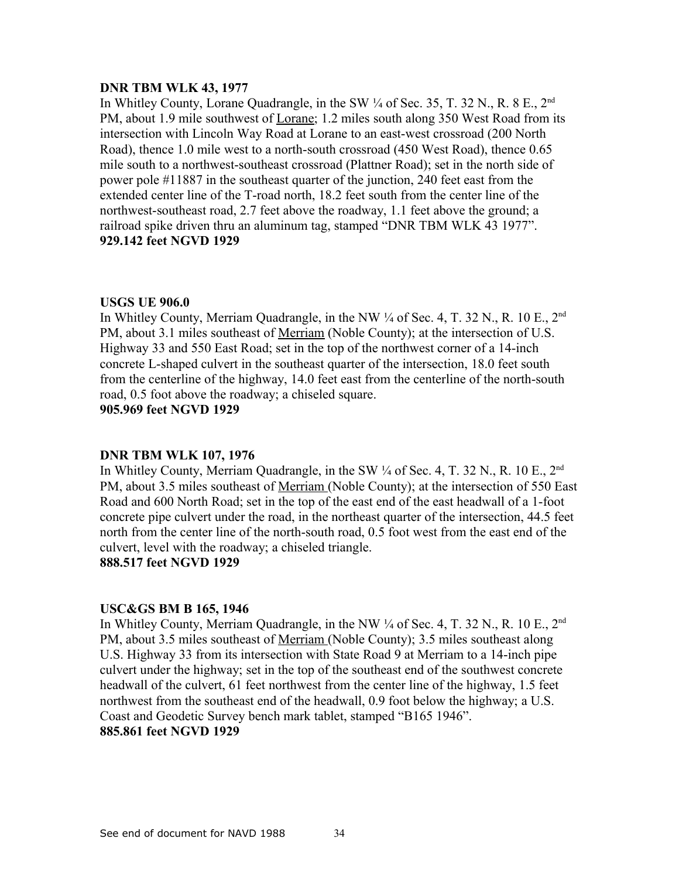**DNR TBM WLK 43, 1977**

In Whitley County, Lorane Quadrangle, in the SW ¼ of Sec. 35, T. 32 N., R. 8 E., 2nd PM, about 1.9 mile southwest of Lorane; 1.2 miles south along 350 West Road from its intersection with Lincoln Way Road at Lorane to an east-west crossroad (200 North Road), thence 1.0 mile west to a north-south crossroad (450 West Road), thence 0.65 mile south to a northwest-southeast crossroad (Plattner Road); set in the north side of power pole #11887 in the southeast quarter of the junction, 240 feet east from the extended center line of the T-road north, 18.2 feet south from the center line of the northwest-southeast road, 2.7 feet above the roadway, 1.1 feet above the ground; a railroad spike driven thru an aluminum tag, stamped "DNR TBM WLK 43 1977".

**929.142 feet NGVD 1929**

**USGS UE 906.0**

In Whitley County, Merriam Quadrangle, in the NW ¼ of Sec. 4, T. 32 N., R. 10 E., 2nd PM, about 3.1 miles southeast of Merriam (Noble County); at the intersection of U.S. Highway 33 and 550 East Road; set in the top of the northwest corner of a 14-inch concrete L-shaped culvert in the southeast quarter of the intersection, 18.0 feet south from the centerline of the highway, 14.0 feet east from the centerline of the north-south road, 0.5 foot above the roadway; a chiseled square.

**905.969 feet NGVD 1929**

**DNR TBM WLK 107, 1976**

In Whitley County, Merriam Quadrangle, in the SW ¼ of Sec. 4, T. 32 N., R. 10 E., 2nd PM, about 3.5 miles southeast of Merriam (Noble County); at the intersection of 550 East Road and 600 North Road; set in the top of the east end of the east headwall of a 1-foot concrete pipe culvert under the road, in the northeast quarter of the intersection, 44.5 feet north from the center line of the north-south road, 0.5 foot west from the east end of the culvert, level with the roadway; a chiseled triangle.

**888.517 feet NGVD 1929**

**USC&GS BM B 165, 1946**

In Whitley County, Merriam Quadrangle, in the NW ¼ of Sec. 4, T. 32 N., R. 10 E., 2nd PM, about 3.5 miles southeast of Merriam (Noble County); 3.5 miles southeast along U.S. Highway 33 from its intersection with State Road 9 at Merriam to a 14-inch pipe culvert under the highway; set in the top of the southeast end of the southwest concrete headwall of the culvert, 61 feet northwest from the center line of the highway, 1.5 feet northwest from the southeast end of the headwall, 0.9 foot below the highway; a U.S. Coast and Geodetic Survey bench mark tablet, stamped "B165 1946".

**885.861 feet NGVD 1929**

See end of document for NAVD 1988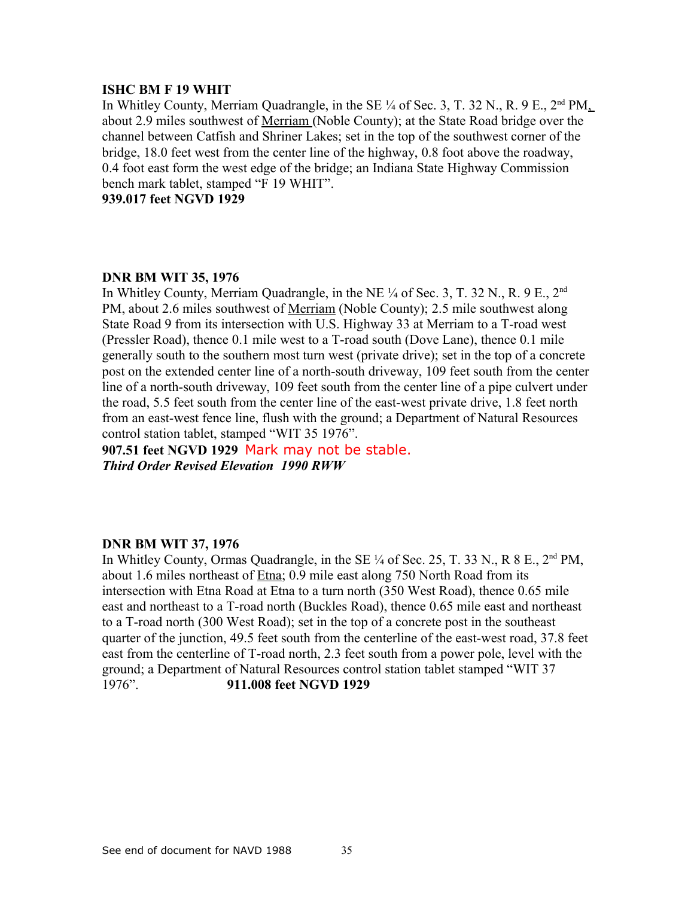**ISHC BM F 19 WHIT**

In Whitley County, Merriam Quadrangle, in the SE ¼ of Sec. 3, T. 32 N., R. 9 E., 2nd PM, about 2.9 miles southwest of Merriam (Noble County); at the State Road bridge over the channel between Catfish and Shriner Lakes; set in the top of the southwest corner of the bridge, 18.0 feet west from the center line of the highway, 0.8 foot above the roadway, 0.4 foot east form the west edge of the bridge; an Indiana State Highway Commission bench mark tablet, stamped “F 19 WHIT”.

**939.017 feet NGVD 1929**

**DNR BM WIT 35, 1976**

In Whitley County, Merriam Quadrangle, in the NE ¼ of Sec. 3, T. 32 N., R. 9 E., 2nd PM, about 2.6 miles southwest of Merriam (Noble County); 2.5 mile southwest along State Road 9 from its intersection with U.S. Highway 33 at Merriam to a T-road west (Pressler Road), thence 0.1 mile west to a T-road south (Dove Lane), thence 0.1 mile generally south to the southern most turn west (private drive); set in the top of a concrete post on the extended center line of a north-south driveway, 109 feet south from the center line of a north-south driveway, 109 feet south from the center line of a pipe culvert under the road, 5.5 feet south from the center line of the east-west private drive, 1.8 feet north from an east-west fence line, flush with the ground; a Department of Natural Resources control station tablet, stamped “WIT 35 1976”.

**907.51 feet NGVD 1929** Mark may not be stable.

***Third Order Revised Elevation 1990 RWW***

**DNR BM WIT 37, 1976**

In Whitley County, Ormas Quadrangle, in the SE ¼ of Sec. 25, T. 33 N., R 8 E., 2nd PM, about 1.6 miles northeast of Etna; 0.9 mile east along 750 North Road from its intersection with Etna Road at Etna to a turn north (350 West Road), thence 0.65 mile east and northeast to a T-road north (Buckles Road), thence 0.65 mile east and northeast to a T-road north (300 West Road); set in the top of a concrete post in the southeast quarter of the junction, 49.5 feet south from the centerline of the east-west road, 37.8 feet east from the centerline of T-road north, 2.3 feet south from a power pole, level with the ground; a Department of Natural Resources control station tablet stamped “WIT 37 1976”. **911.008 feet NGVD 1929**

See end of document for NAVD 1988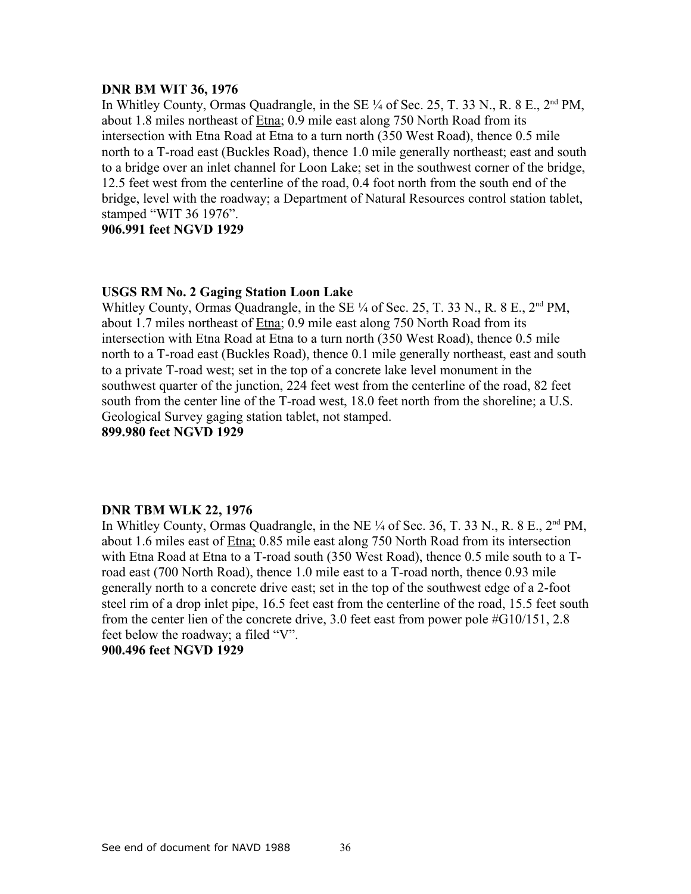**DNR BM WIT 36, 1976**

In Whitley County, Ormas Quadrangle, in the SE ¼ of Sec. 25, T. 33 N., R. 8 E., 2nd PM, about 1.8 miles northeast of Etna; 0.9 mile east along 750 North Road from its intersection with Etna Road at Etna to a turn north (350 West Road), thence 0.5 mile north to a T-road east (Buckles Road), thence 1.0 mile generally northeast; east and south to a bridge over an inlet channel for Loon Lake; set in the southwest corner of the bridge, 12.5 feet west from the centerline of the road, 0.4 foot north from the south end of the bridge, level with the roadway; a Department of Natural Resources control station tablet, stamped "WIT 36 1976".

**906.991 feet NGVD 1929**

**USGS RM No. 2 Gaging Station Loon Lake**

Whitley County, Ormas Quadrangle, in the SE ¼ of Sec. 25, T. 33 N., R. 8 E., 2nd PM, about 1.7 miles northeast of Etna; 0.9 mile east along 750 North Road from its intersection with Etna Road at Etna to a turn north (350 West Road), thence 0.5 mile north to a T-road east (Buckles Road), thence 0.1 mile generally northeast, east and south to a private T-road west; set in the top of a concrete lake level monument in the southwest quarter of the junction, 224 feet west from the centerline of the road, 82 feet south from the center line of the T-road west, 18.0 feet north from the shoreline; a U.S. Geological Survey gaging station tablet, not stamped.

**899.980 feet NGVD 1929**

**DNR TBM WLK 22, 1976**

In Whitley County, Ormas Quadrangle, in the NE ¼ of Sec. 36, T. 33 N., R. 8 E., 2nd PM, about 1.6 miles east of Etna; 0.85 mile east along 750 North Road from its intersection with Etna Road at Etna to a T-road south (350 West Road), thence 0.5 mile south to a T-road east (700 North Road), thence 1.0 mile east to a T-road north, thence 0.93 mile generally north to a concrete drive east; set in the top of the southwest edge of a 2-foot steel rim of a drop inlet pipe, 16.5 feet east from the centerline of the road, 15.5 feet south from the center lien of the concrete drive, 3.0 feet east from power pole #G10/151, 2.8 feet below the roadway; a filed "V".

**900.496 feet NGVD 1929**

See end of document for NAVD 1988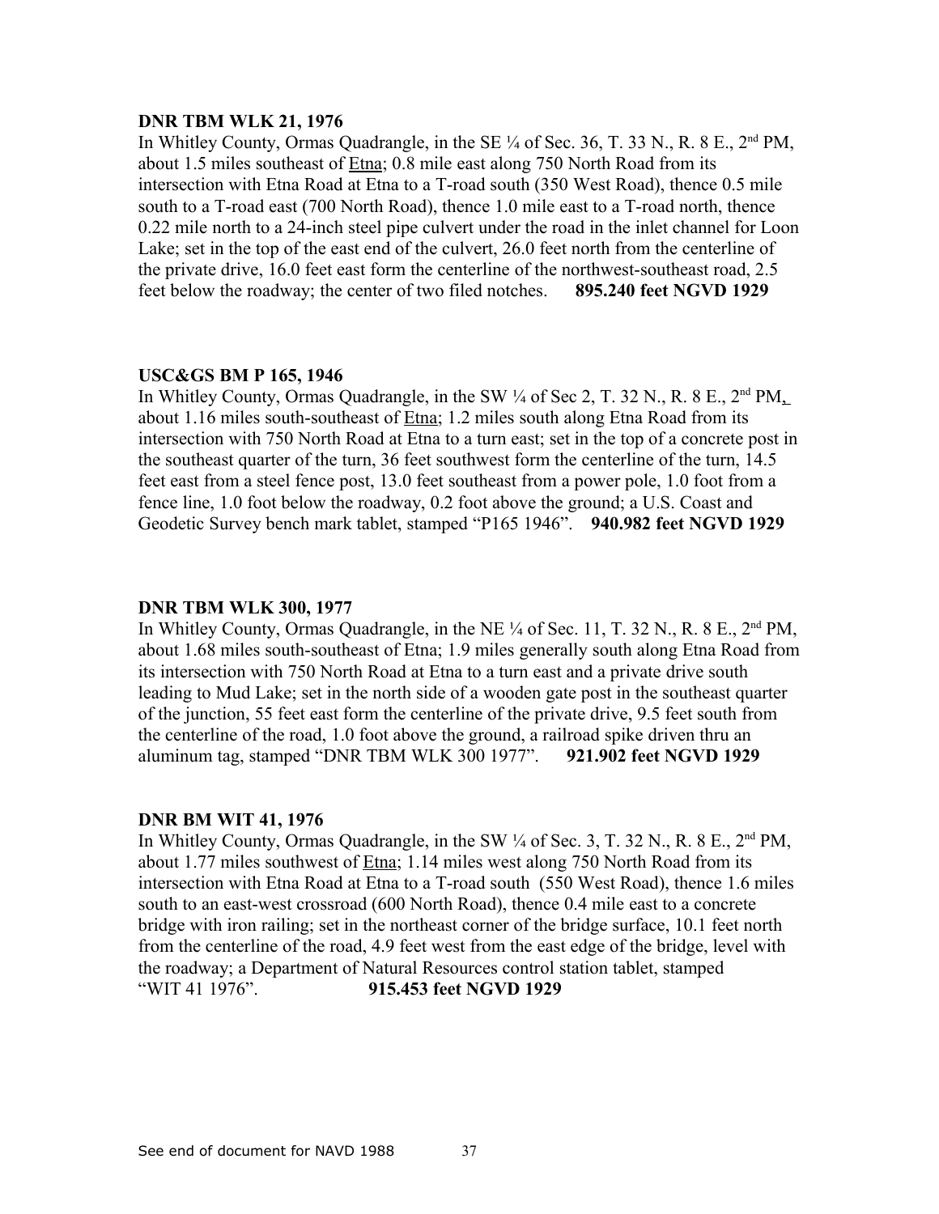**DNR TBM WLK 21, 1976**

In Whitley County, Ormas Quadrangle, in the SE ¼ of Sec. 36, T. 33 N., R. 8 E., 2nd PM, about 1.5 miles southeast of Etna; 0.8 mile east along 750 North Road from its intersection with Etna Road at Etna to a T-road south (350 West Road), thence 0.5 mile south to a T-road east (700 North Road), thence 1.0 mile east to a T-road north, thence 0.22 mile north to a 24-inch steel pipe culvert under the road in the inlet channel for Loon Lake; set in the top of the east end of the culvert, 26.0 feet north from the centerline of the private drive, 16.0 feet east form the centerline of the northwest-southeast road, 2.5 feet below the roadway; the center of two filed notches. **895.240 feet NGVD 1929**

**USC&GS BM P 165, 1946**

In Whitley County, Ormas Quadrangle, in the SW ¼ of Sec 2, T. 32 N., R. 8 E., 2nd PM, about 1.16 miles south-southeast of Etna; 1.2 miles south along Etna Road from its intersection with 750 North Road at Etna to a turn east; set in the top of a concrete post in the southeast quarter of the turn, 36 feet southwest form the centerline of the turn, 14.5 feet east from a steel fence post, 13.0 feet southeast from a power pole, 1.0 foot from a fence line, 1.0 foot below the roadway, 0.2 foot above the ground; a U.S. Coast and Geodetic Survey bench mark tablet, stamped "P165 1946". **940.982 feet NGVD 1929**

**DNR TBM WLK 300, 1977**

In Whitley County, Ormas Quadrangle, in the NE ¼ of Sec. 11, T. 32 N., R. 8 E., 2nd PM, about 1.68 miles south-southeast of Etna; 1.9 miles generally south along Etna Road from its intersection with 750 North Road at Etna to a turn east and a private drive south leading to Mud Lake; set in the north side of a wooden gate post in the southeast quarter of the junction, 55 feet east form the centerline of the private drive, 9.5 feet south from the centerline of the road, 1.0 foot above the ground, a railroad spike driven thru an aluminum tag, stamped "DNR TBM WLK 300 1977". **921.902 feet NGVD 1929**

**DNR BM WIT 41, 1976**

In Whitley County, Ormas Quadrangle, in the SW ¼ of Sec. 3, T. 32 N., R. 8 E., 2nd PM, about 1.77 miles southwest of Etna; 1.14 miles west along 750 North Road from its intersection with Etna Road at Etna to a T-road south (550 West Road), thence 1.6 miles south to an east-west crossroad (600 North Road), thence 0.4 mile east to a concrete bridge with iron railing; set in the northeast corner of the bridge surface, 10.1 feet north from the centerline of the road, 4.9 feet west from the east edge of the bridge, level with the roadway; a Department of Natural Resources control station tablet, stamped "WIT 41 1976". **915.453 feet NGVD 1929**

See end of document for NAVD 1988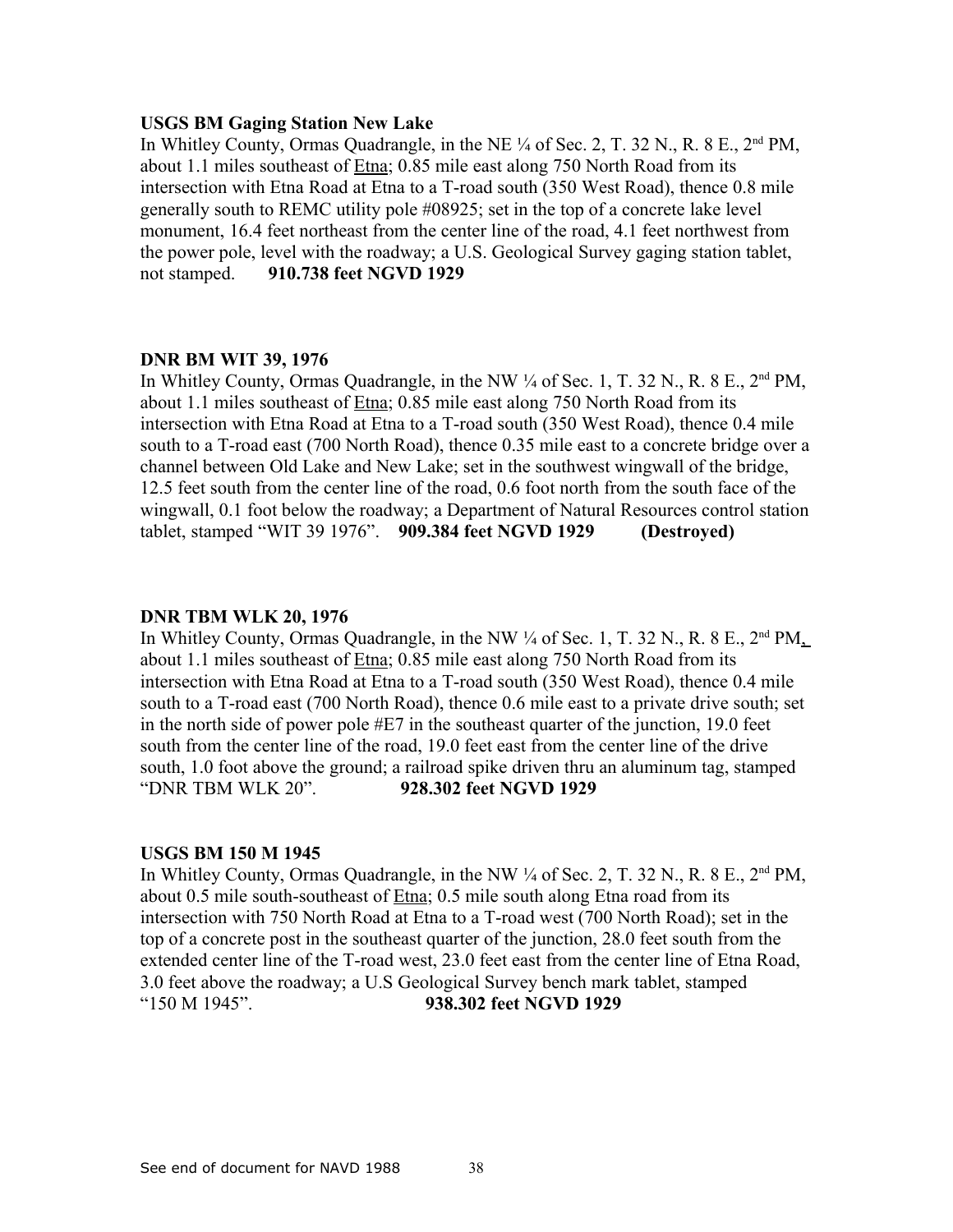**USGS BM Gaging Station New Lake**

In Whitley County, Ormas Quadrangle, in the NE ¼ of Sec. 2, T. 32 N., R. 8 E., 2nd PM, about 1.1 miles southeast of Etna; 0.85 mile east along 750 North Road from its intersection with Etna Road at Etna to a T-road south (350 West Road), thence 0.8 mile generally south to REMC utility pole #08925; set in the top of a concrete lake level monument, 16.4 feet northeast from the center line of the road, 4.1 feet northwest from the power pole, level with the roadway; a U.S. Geological Survey gaging station tablet, not stamped. **910.738 feet NGVD 1929**

**DNR BM WIT 39, 1976**

In Whitley County, Ormas Quadrangle, in the NW ¼ of Sec. 1, T. 32 N., R. 8 E., 2nd PM, about 1.1 miles southeast of Etna; 0.85 mile east along 750 North Road from its intersection with Etna Road at Etna to a T-road south (350 West Road), thence 0.4 mile south to a T-road east (700 North Road), thence 0.35 mile east to a concrete bridge over a channel between Old Lake and New Lake; set in the southwest wingwall of the bridge, 12.5 feet south from the center line of the road, 0.6 foot north from the south face of the wingwall, 0.1 foot below the roadway; a Department of Natural Resources control station tablet, stamped "WIT 39 1976". **909.384 feet NGVD 1929** **(Destroyed)**

**DNR TBM WLK 20, 1976**

In Whitley County, Ormas Quadrangle, in the NW ¼ of Sec. 1, T. 32 N., R. 8 E., 2nd PM, about 1.1 miles southeast of Etna; 0.85 mile east along 750 North Road from its intersection with Etna Road at Etna to a T-road south (350 West Road), thence 0.4 mile south to a T-road east (700 North Road), thence 0.6 mile east to a private drive south; set in the north side of power pole #E7 in the southeast quarter of the junction, 19.0 feet south from the center line of the road, 19.0 feet east from the center line of the drive south, 1.0 foot above the ground; a railroad spike driven thru an aluminum tag, stamped "DNR TBM WLK 20". **928.302 feet NGVD 1929**

**USGS BM 150 M 1945**

In Whitley County, Ormas Quadrangle, in the NW ¼ of Sec. 2, T. 32 N., R. 8 E., 2nd PM, about 0.5 mile south-southeast of Etna; 0.5 mile south along Etna road from its intersection with 750 North Road at Etna to a T-road west (700 North Road); set in the top of a concrete post in the southeast quarter of the junction, 28.0 feet south from the extended center line of the T-road west, 23.0 feet east from the center line of Etna Road, 3.0 feet above the roadway; a U.S Geological Survey bench mark tablet, stamped "150 M 1945". **938.302 feet NGVD 1929**

See end of document for NAVD 1988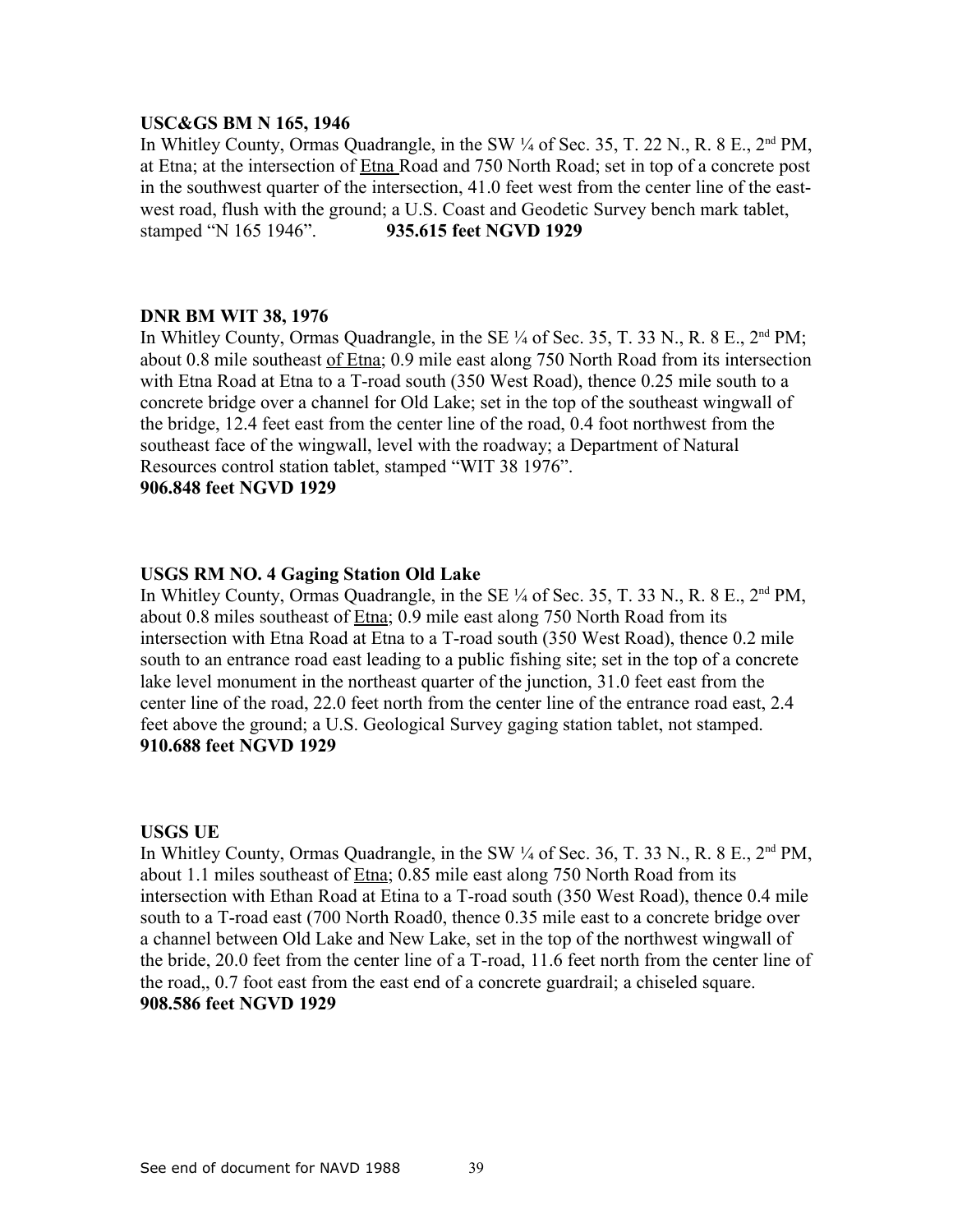**USC&GS BM N 165, 1946**

In Whitley County, Ormas Quadrangle, in the SW ¼ of Sec. 35, T. 22 N., R. 8 E., 2nd PM, at Etna; at the intersection of Etna Road and 750 North Road; set in top of a concrete post in the southwest quarter of the intersection, 41.0 feet west from the center line of the east-west road, flush with the ground; a U.S. Coast and Geodetic Survey bench mark tablet, stamped "N 165 1946". **935.615 feet NGVD 1929**

**DNR BM WIT 38, 1976**

In Whitley County, Ormas Quadrangle, in the SE ¼ of Sec. 35, T. 33 N., R. 8 E., 2nd PM; about 0.8 mile southeast of Etna; 0.9 mile east along 750 North Road from its intersection with Etna Road at Etna to a T-road south (350 West Road), thence 0.25 mile south to a concrete bridge over a channel for Old Lake; set in the top of the southeast wingwall of the bridge, 12.4 feet east from the center line of the road, 0.4 foot northwest from the southeast face of the wingwall, level with the roadway; a Department of Natural Resources control station tablet, stamped "WIT 38 1976".

**906.848 feet NGVD 1929**

**USGS RM NO. 4 Gaging Station Old Lake**

In Whitley County, Ormas Quadrangle, in the SE ¼ of Sec. 35, T. 33 N., R. 8 E., 2nd PM, about 0.8 miles southeast of Etna; 0.9 mile east along 750 North Road from its intersection with Etna Road at Etna to a T-road south (350 West Road), thence 0.2 mile south to an entrance road east leading to a public fishing site; set in the top of a concrete lake level monument in the northeast quarter of the junction, 31.0 feet east from the center line of the road, 22.0 feet north from the center line of the entrance road east, 2.4 feet above the ground; a U.S. Geological Survey gaging station tablet, not stamped.

**910.688 feet NGVD 1929**

**USGS UE**

In Whitley County, Ormas Quadrangle, in the SW ¼ of Sec. 36, T. 33 N., R. 8 E., 2nd PM, about 1.1 miles southeast of Etna; 0.85 mile east along 750 North Road from its intersection with Ethan Road at Etina to a T-road south (350 West Road), thence 0.4 mile south to a T-road east (700 North Road0, thence 0.35 mile east to a concrete bridge over a channel between Old Lake and New Lake, set in the top of the northwest wingwall of the bride, 20.0 feet from the center line of a T-road, 11.6 feet north from the center line of the road,, 0.7 foot east from the east end of a concrete guardrail; a chiseled square.

**908.586 feet NGVD 1929**

See end of document for NAVD 1988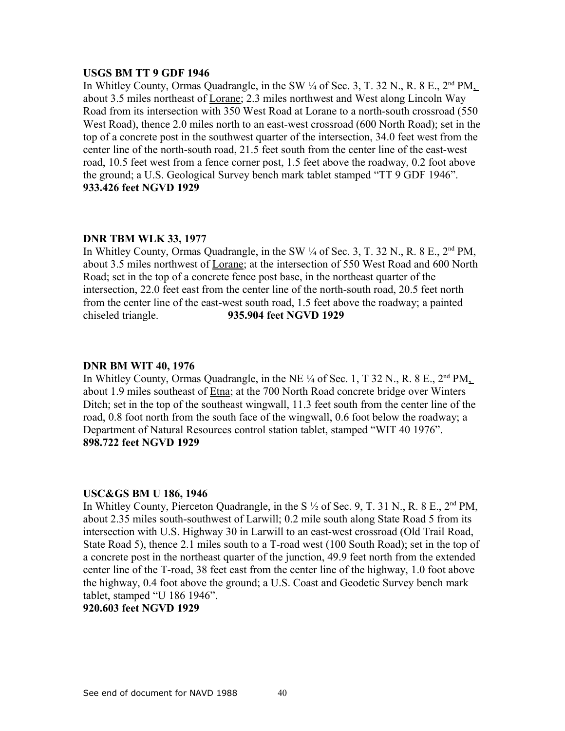**USGS BM TT 9 GDF 1946**
In Whitley County, Ormas Quadrangle, in the SW ¼ of Sec. 3, T. 32 N., R. 8 E., 2nd PM, about 3.5 miles northeast of Lorane; 2.3 miles northwest and West along Lincoln Way Road from its intersection with 350 West Road at Lorane to a north-south crossroad (550 West Road), thence 2.0 miles north to an east-west crossroad (600 North Road); set in the top of a concrete post in the southwest quarter of the intersection, 34.0 feet west from the center line of the north-south road, 21.5 feet south from the center line of the east-west road, 10.5 feet west from a fence corner post, 1.5 feet above the roadway, 0.2 foot above the ground; a U.S. Geological Survey bench mark tablet stamped "TT 9 GDF 1946".
**933.426 feet NGVD 1929**

**DNR TBM WLK 33, 1977**
In Whitley County, Ormas Quadrangle, in the SW ¼ of Sec. 3, T. 32 N., R. 8 E., 2nd PM, about 3.5 miles northwest of Lorane; at the intersection of 550 West Road and 600 North Road; set in the top of a concrete fence post base, in the northeast quarter of the intersection, 22.0 feet east from the center line of the north-south road, 20.5 feet north from the center line of the east-west south road, 1.5 feet above the roadway; a painted chiseled triangle. **935.904 feet NGVD 1929**

**DNR BM WIT 40, 1976**
In Whitley County, Ormas Quadrangle, in the NE ¼ of Sec. 1, T 32 N., R. 8 E., 2nd PM, about 1.9 miles southeast of Etna; at the 700 North Road concrete bridge over Winters Ditch; set in the top of the southeast wingwall, 11.3 feet south from the center line of the road, 0.8 foot north from the south face of the wingwall, 0.6 foot below the roadway; a Department of Natural Resources control station tablet, stamped "WIT 40 1976".
**898.722 feet NGVD 1929**

**USC&GS BM U 186, 1946**
In Whitley County, Pierceton Quadrangle, in the S ½ of Sec. 9, T. 31 N., R. 8 E., 2nd PM, about 2.35 miles south-southwest of Larwill; 0.2 mile south along State Road 5 from its intersection with U.S. Highway 30 in Larwill to an east-west crossroad (Old Trail Road, State Road 5), thence 2.1 miles south to a T-road west (100 South Road); set in the top of a concrete post in the northeast quarter of the junction, 49.9 feet north from the extended center line of the T-road, 38 feet east from the center line of the highway, 1.0 foot above the highway, 0.4 foot above the ground; a U.S. Coast and Geodetic Survey bench mark tablet, stamped "U 186 1946".
**920.603 feet NGVD 1929**

See end of document for NAVD 1988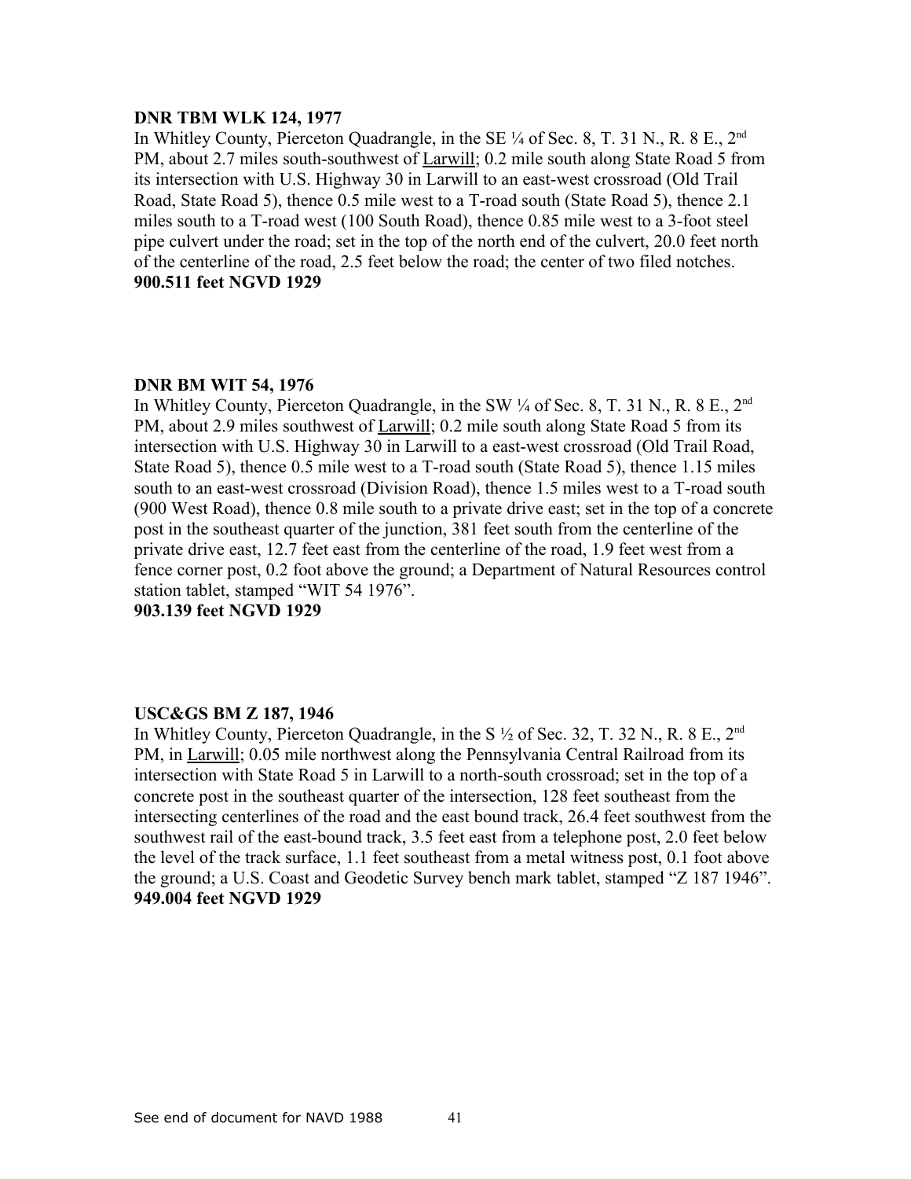**DNR TBM WLK 124, 1977**

In Whitley County, Pierceton Quadrangle, in the SE ¼ of Sec. 8, T. 31 N., R. 8 E., 2nd PM, about 2.7 miles south-southwest of Larwill; 0.2 mile south along State Road 5 from its intersection with U.S. Highway 30 in Larwill to an east-west crossroad (Old Trail Road, State Road 5), thence 0.5 mile west to a T-road south (State Road 5), thence 2.1 miles south to a T-road west (100 South Road), thence 0.85 mile west to a 3-foot steel pipe culvert under the road; set in the top of the north end of the culvert, 20.0 feet north of the centerline of the road, 2.5 feet below the road; the center of two filed notches.
**900.511 feet NGVD 1929**

**DNR BM WIT 54, 1976**

In Whitley County, Pierceton Quadrangle, in the SW ¼ of Sec. 8, T. 31 N., R. 8 E., 2nd PM, about 2.9 miles southwest of Larwill; 0.2 mile south along State Road 5 from its intersection with U.S. Highway 30 in Larwill to a east-west crossroad (Old Trail Road, State Road 5), thence 0.5 mile west to a T-road south (State Road 5), thence 1.15 miles south to an east-west crossroad (Division Road), thence 1.5 miles west to a T-road south (900 West Road), thence 0.8 mile south to a private drive east; set in the top of a concrete post in the southeast quarter of the junction, 381 feet south from the centerline of the private drive east, 12.7 feet east from the centerline of the road, 1.9 feet west from a fence corner post, 0.2 foot above the ground; a Department of Natural Resources control station tablet, stamped "WIT 54 1976".
**903.139 feet NGVD 1929**

**USC&GS BM Z 187, 1946**

In Whitley County, Pierceton Quadrangle, in the S ½ of Sec. 32, T. 32 N., R. 8 E., 2nd PM, in Larwill; 0.05 mile northwest along the Pennsylvania Central Railroad from its intersection with State Road 5 in Larwill to a north-south crossroad; set in the top of a concrete post in the southeast quarter of the intersection, 128 feet southeast from the intersecting centerlines of the road and the east bound track, 26.4 feet southwest from the southwest rail of the east-bound track, 3.5 feet east from a telephone post, 2.0 feet below the level of the track surface, 1.1 feet southeast from a metal witness post, 0.1 foot above the ground; a U.S. Coast and Geodetic Survey bench mark tablet, stamped "Z 187 1946".
**949.004 feet NGVD 1929**

See end of document for NAVD 1988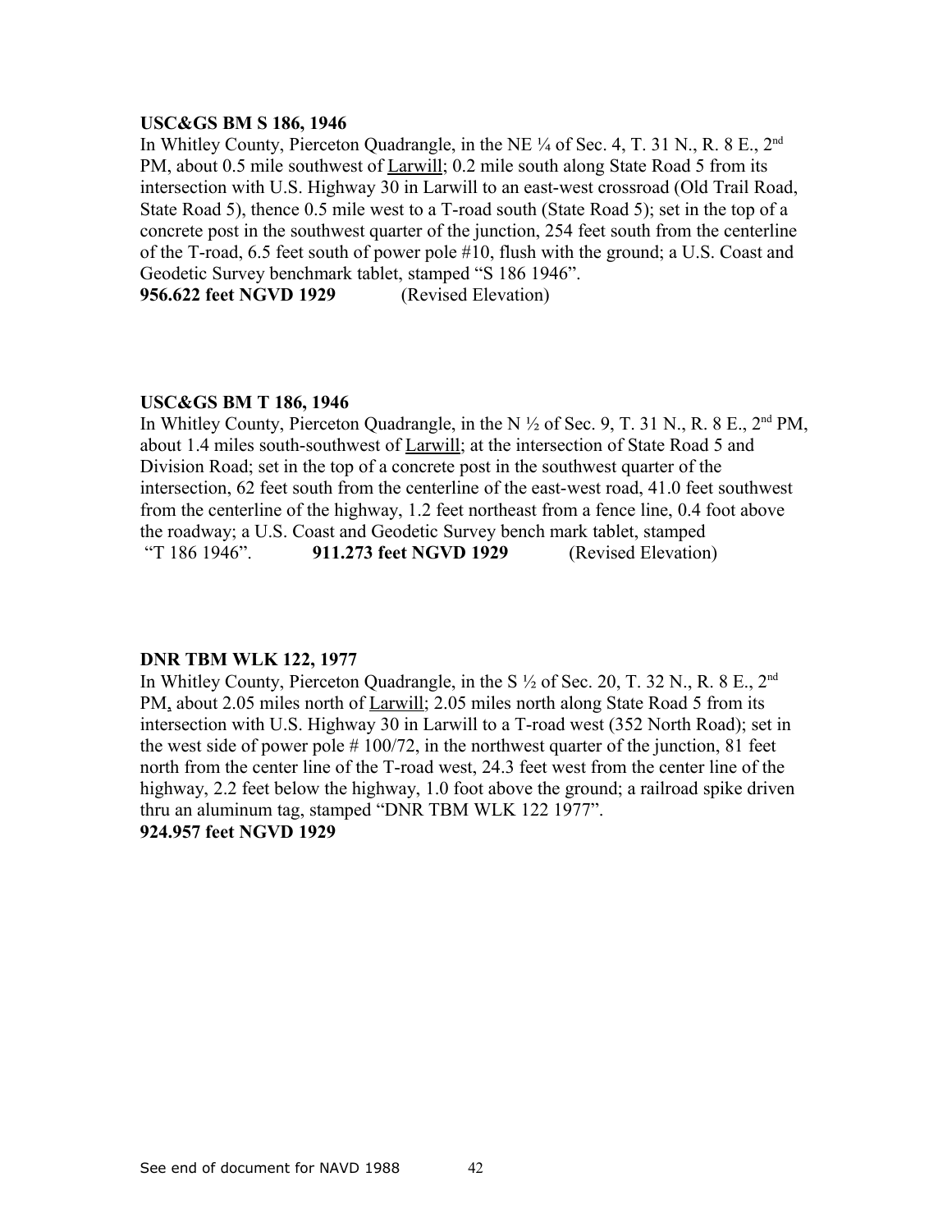**USC&GS BM S 186, 1946**

In Whitley County, Pierceton Quadrangle, in the NE ¼ of Sec. 4, T. 31 N., R. 8 E., 2nd PM, about 0.5 mile southwest of Larwill; 0.2 mile south along State Road 5 from its intersection with U.S. Highway 30 in Larwill to an east-west crossroad (Old Trail Road, State Road 5), thence 0.5 mile west to a T-road south (State Road 5); set in the top of a concrete post in the southwest quarter of the junction, 254 feet south from the centerline of the T-road, 6.5 feet south of power pole #10, flush with the ground; a U.S. Coast and Geodetic Survey benchmark tablet, stamped "S 186 1946".

**956.622 feet NGVD 1929** (Revised Elevation)

**USC&GS BM T 186, 1946**

In Whitley County, Pierceton Quadrangle, in the N ½ of Sec. 9, T. 31 N., R. 8 E., 2nd PM, about 1.4 miles south-southwest of Larwill; at the intersection of State Road 5 and Division Road; set in the top of a concrete post in the southwest quarter of the intersection, 62 feet south from the centerline of the east-west road, 41.0 feet southwest from the centerline of the highway, 1.2 feet northeast from a fence line, 0.4 foot above the roadway; a U.S. Coast and Geodetic Survey bench mark tablet, stamped "T 186 1946". **911.273 feet NGVD 1929** (Revised Elevation)

**DNR TBM WLK 122, 1977**

In Whitley County, Pierceton Quadrangle, in the S ½ of Sec. 20, T. 32 N., R. 8 E., 2nd PM, about 2.05 miles north of Larwill; 2.05 miles north along State Road 5 from its intersection with U.S. Highway 30 in Larwill to a T-road west (352 North Road); set in the west side of power pole # 100/72, in the northwest quarter of the junction, 81 feet north from the center line of the T-road west, 24.3 feet west from the center line of the highway, 2.2 feet below the highway, 1.0 foot above the ground; a railroad spike driven thru an aluminum tag, stamped "DNR TBM WLK 122 1977".

**924.957 feet NGVD 1929**

See end of document for NAVD 1988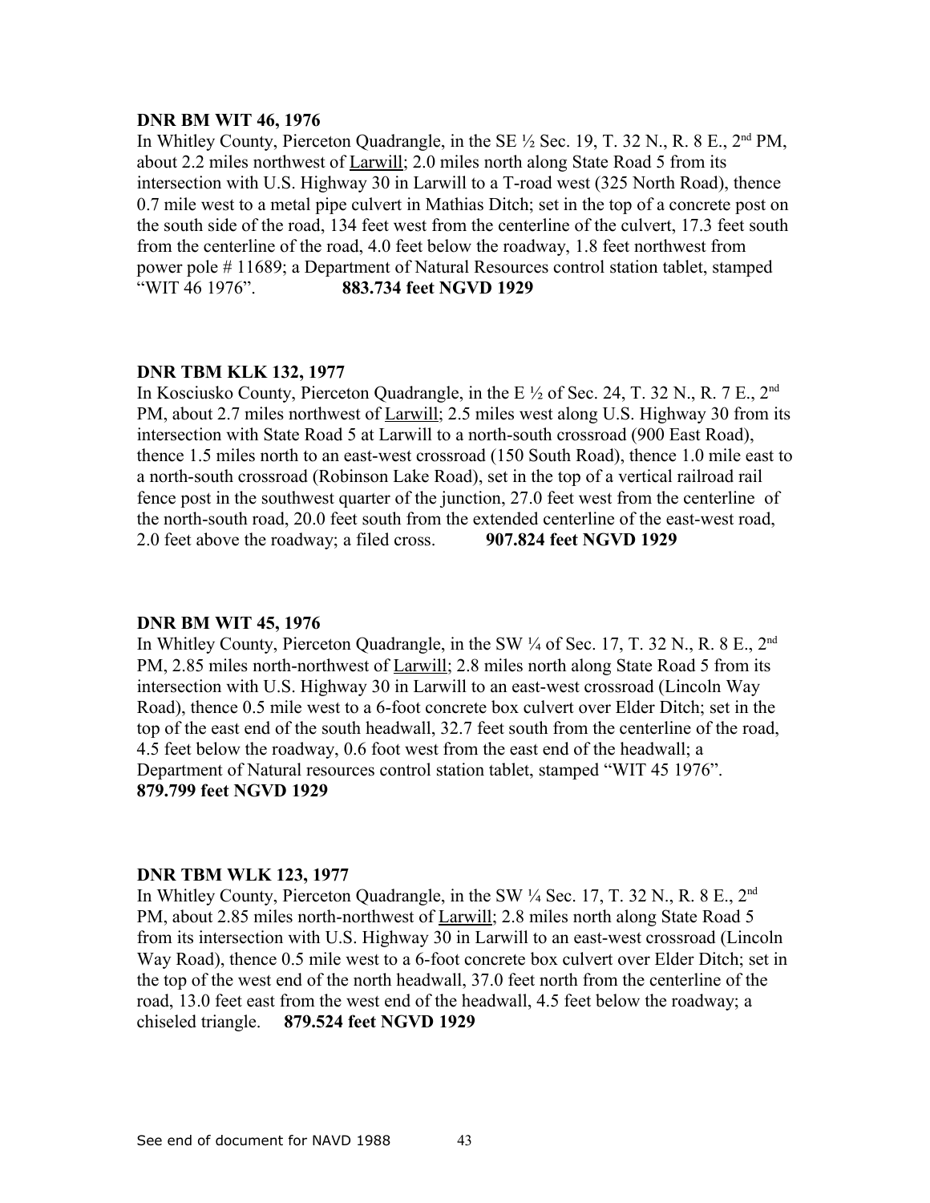**DNR BM WIT 46, 1976**

In Whitley County, Pierceton Quadrangle, in the SE ½ Sec. 19, T. 32 N., R. 8 E., 2nd PM, about 2.2 miles northwest of Larwill; 2.0 miles north along State Road 5 from its intersection with U.S. Highway 30 in Larwill to a T-road west (325 North Road), thence 0.7 mile west to a metal pipe culvert in Mathias Ditch; set in the top of a concrete post on the south side of the road, 134 feet west from the centerline of the culvert, 17.3 feet south from the centerline of the road, 4.0 feet below the roadway, 1.8 feet northwest from power pole # 11689; a Department of Natural Resources control station tablet, stamped "WIT 46 1976". **883.734 feet NGVD 1929**

**DNR TBM KLK 132, 1977**

In Kosciusko County, Pierceton Quadrangle, in the E ½ of Sec. 24, T. 32 N., R. 7 E., 2nd PM, about 2.7 miles northwest of Larwill; 2.5 miles west along U.S. Highway 30 from its intersection with State Road 5 at Larwill to a north-south crossroad (900 East Road), thence 1.5 miles north to an east-west crossroad (150 South Road), thence 1.0 mile east to a north-south crossroad (Robinson Lake Road), set in the top of a vertical railroad rail fence post in the southwest quarter of the junction, 27.0 feet west from the centerline of the north-south road, 20.0 feet south from the extended centerline of the east-west road, 2.0 feet above the roadway; a filed cross. **907.824 feet NGVD 1929**

**DNR BM WIT 45, 1976**

In Whitley County, Pierceton Quadrangle, in the SW ¼ of Sec. 17, T. 32 N., R. 8 E., 2nd PM, 2.85 miles north-northwest of Larwill; 2.8 miles north along State Road 5 from its intersection with U.S. Highway 30 in Larwill to an east-west crossroad (Lincoln Way Road), thence 0.5 mile west to a 6-foot concrete box culvert over Elder Ditch; set in the top of the east end of the south headwall, 32.7 feet south from the centerline of the road, 4.5 feet below the roadway, 0.6 foot west from the east end of the headwall; a Department of Natural resources control station tablet, stamped "WIT 45 1976". **879.799 feet NGVD 1929**

**DNR TBM WLK 123, 1977**

In Whitley County, Pierceton Quadrangle, in the SW ¼ Sec. 17, T. 32 N., R. 8 E., 2nd PM, about 2.85 miles north-northwest of Larwill; 2.8 miles north along State Road 5 from its intersection with U.S. Highway 30 in Larwill to an east-west crossroad (Lincoln Way Road), thence 0.5 mile west to a 6-foot concrete box culvert over Elder Ditch; set in the top of the west end of the north headwall, 37.0 feet north from the centerline of the road, 13.0 feet east from the west end of the headwall, 4.5 feet below the roadway; a chiseled triangle. **879.524 feet NGVD 1929**

See end of document for NAVD 1988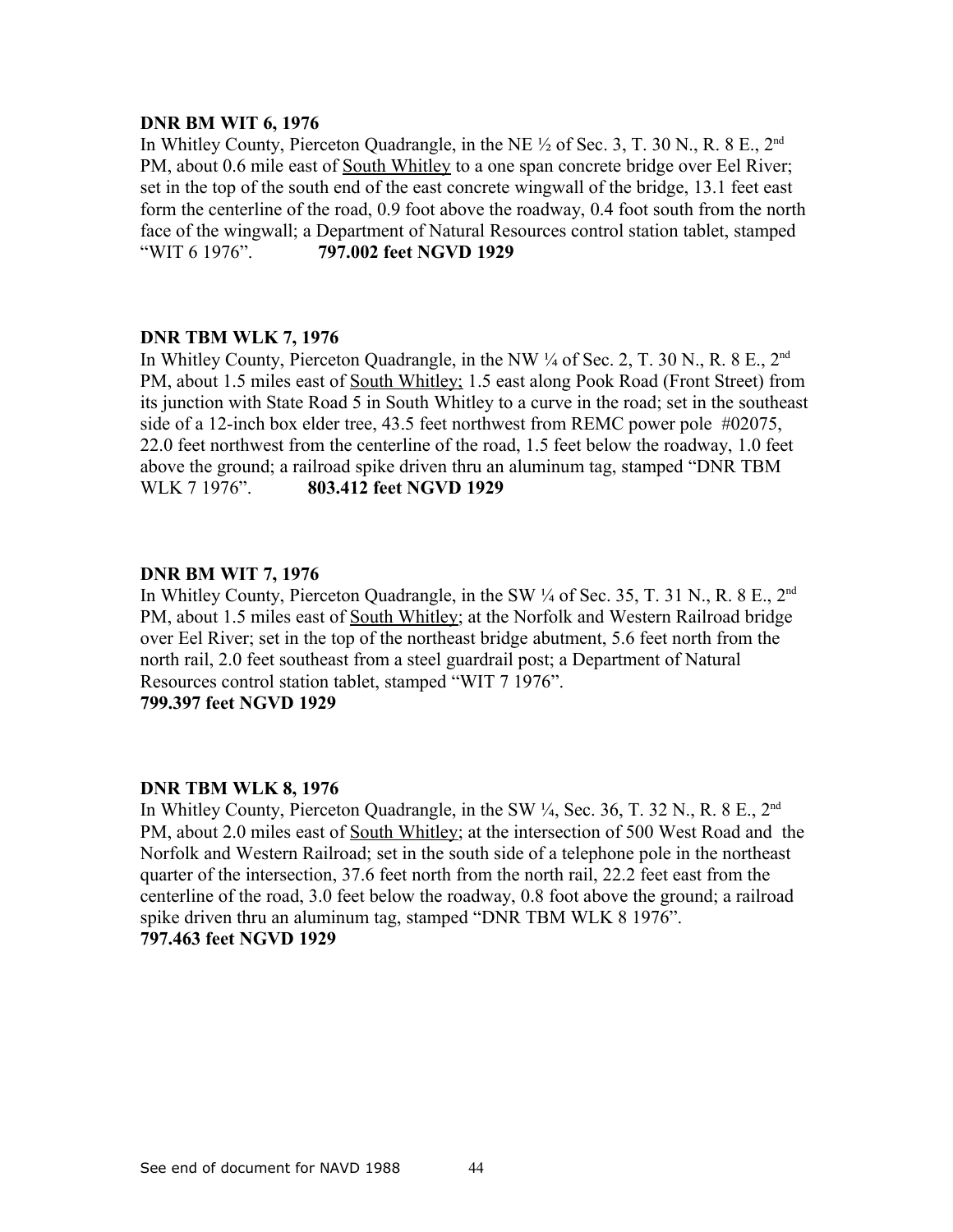**DNR BM WIT 6, 1976**
In Whitley County, Pierceton Quadrangle, in the NE ½ of Sec. 3, T. 30 N., R. 8 E., 2nd PM, about 0.6 mile east of South Whitley to a one span concrete bridge over Eel River; set in the top of the south end of the east concrete wingwall of the bridge, 13.1 feet east form the centerline of the road, 0.9 foot above the roadway, 0.4 foot south from the north face of the wingwall; a Department of Natural Resources control station tablet, stamped "WIT 6 1976". **797.002 feet NGVD 1929**

**DNR TBM WLK 7, 1976**
In Whitley County, Pierceton Quadrangle, in the NW ¼ of Sec. 2, T. 30 N., R. 8 E., 2nd PM, about 1.5 miles east of South Whitley; 1.5 east along Pook Road (Front Street) from its junction with State Road 5 in South Whitley to a curve in the road; set in the southeast side of a 12-inch box elder tree, 43.5 feet northwest from REMC power pole #02075, 22.0 feet northwest from the centerline of the road, 1.5 feet below the roadway, 1.0 feet above the ground; a railroad spike driven thru an aluminum tag, stamped "DNR TBM WLK 7 1976". **803.412 feet NGVD 1929**

**DNR BM WIT 7, 1976**
In Whitley County, Pierceton Quadrangle, in the SW ¼ of Sec. 35, T. 31 N., R. 8 E., 2nd PM, about 1.5 miles east of South Whitley; at the Norfolk and Western Railroad bridge over Eel River; set in the top of the northeast bridge abutment, 5.6 feet north from the north rail, 2.0 feet southeast from a steel guardrail post; a Department of Natural Resources control station tablet, stamped "WIT 7 1976".
**799.397 feet NGVD 1929**

**DNR TBM WLK 8, 1976**
In Whitley County, Pierceton Quadrangle, in the SW ¼, Sec. 36, T. 32 N., R. 8 E., 2nd PM, about 2.0 miles east of South Whitley; at the intersection of 500 West Road and the Norfolk and Western Railroad; set in the south side of a telephone pole in the northeast quarter of the intersection, 37.6 feet north from the north rail, 22.2 feet east from the centerline of the road, 3.0 feet below the roadway, 0.8 foot above the ground; a railroad spike driven thru an aluminum tag, stamped "DNR TBM WLK 8 1976".
**797.463 feet NGVD 1929**

See end of document for NAVD 1988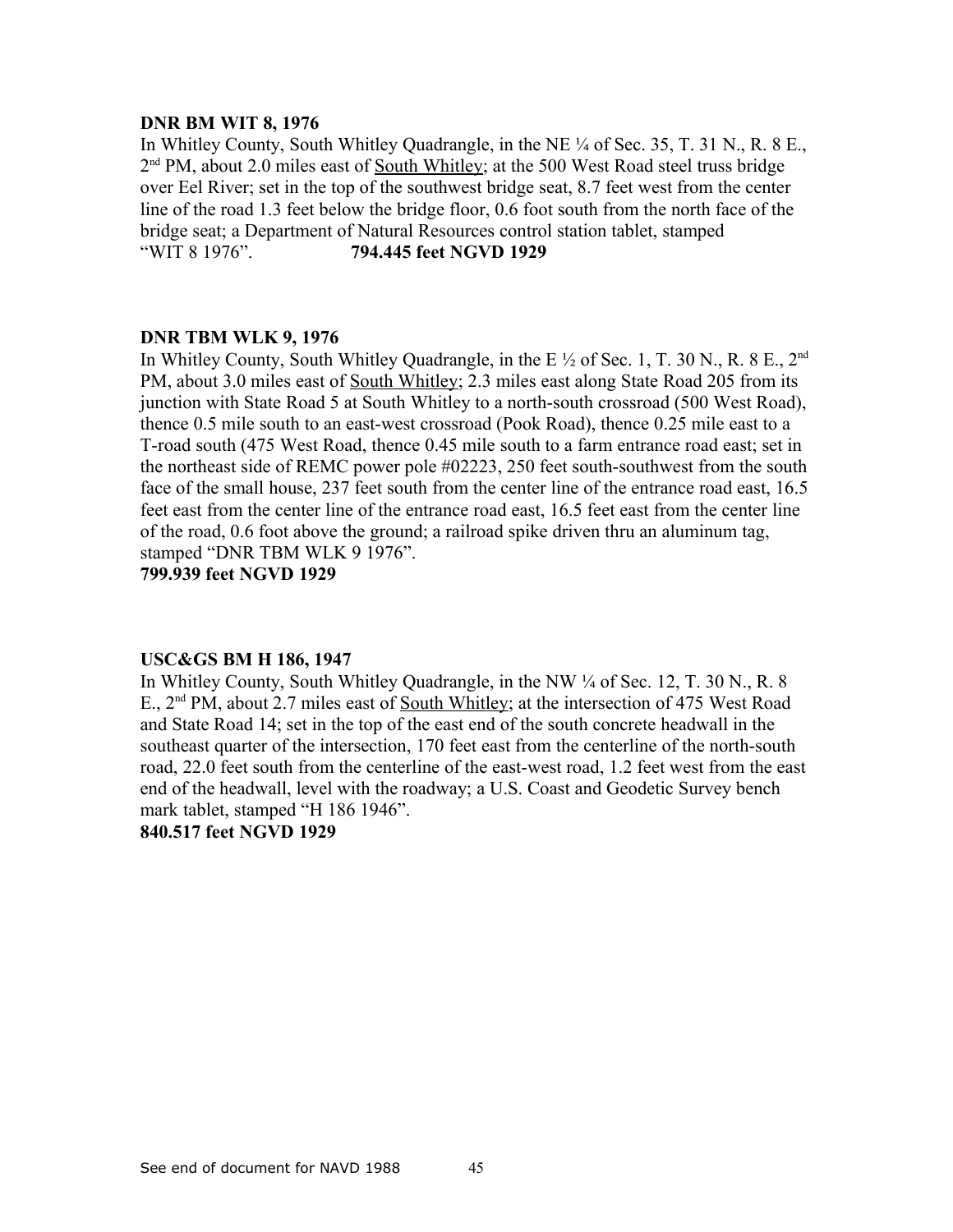**DNR BM WIT 8, 1976**

In Whitley County, South Whitley Quadrangle, in the NE ¼ of Sec. 35, T. 31 N., R. 8 E., 2nd PM, about 2.0 miles east of South Whitley; at the 500 West Road steel truss bridge over Eel River; set in the top of the southwest bridge seat, 8.7 feet west from the center line of the road 1.3 feet below the bridge floor, 0.6 foot south from the north face of the bridge seat; a Department of Natural Resources control station tablet, stamped "WIT 8 1976". **794.445 feet NGVD 1929**

**DNR TBM WLK 9, 1976**

In Whitley County, South Whitley Quadrangle, in the E ½ of Sec. 1, T. 30 N., R. 8 E., 2nd PM, about 3.0 miles east of South Whitley; 2.3 miles east along State Road 205 from its junction with State Road 5 at South Whitley to a north-south crossroad (500 West Road), thence 0.5 mile south to an east-west crossroad (Pook Road), thence 0.25 mile east to a T-road south (475 West Road, thence 0.45 mile south to a farm entrance road east; set in the northeast side of REMC power pole #02223, 250 feet south-southwest from the south face of the small house, 237 feet south from the center line of the entrance road east, 16.5 feet east from the center line of the entrance road east, 16.5 feet east from the center line of the road, 0.6 foot above the ground; a railroad spike driven thru an aluminum tag, stamped "DNR TBM WLK 9 1976".

**799.939 feet NGVD 1929**

**USC&GS BM H 186, 1947**

In Whitley County, South Whitley Quadrangle, in the NW ¼ of Sec. 12, T. 30 N., R. 8 E., 2nd PM, about 2.7 miles east of South Whitley; at the intersection of 475 West Road and State Road 14; set in the top of the east end of the south concrete headwall in the southeast quarter of the intersection, 170 feet east from the centerline of the north-south road, 22.0 feet south from the centerline of the east-west road, 1.2 feet west from the east end of the headwall, level with the roadway; a U.S. Coast and Geodetic Survey bench mark tablet, stamped "H 186 1946".

**840.517 feet NGVD 1929**

See end of document for NAVD 1988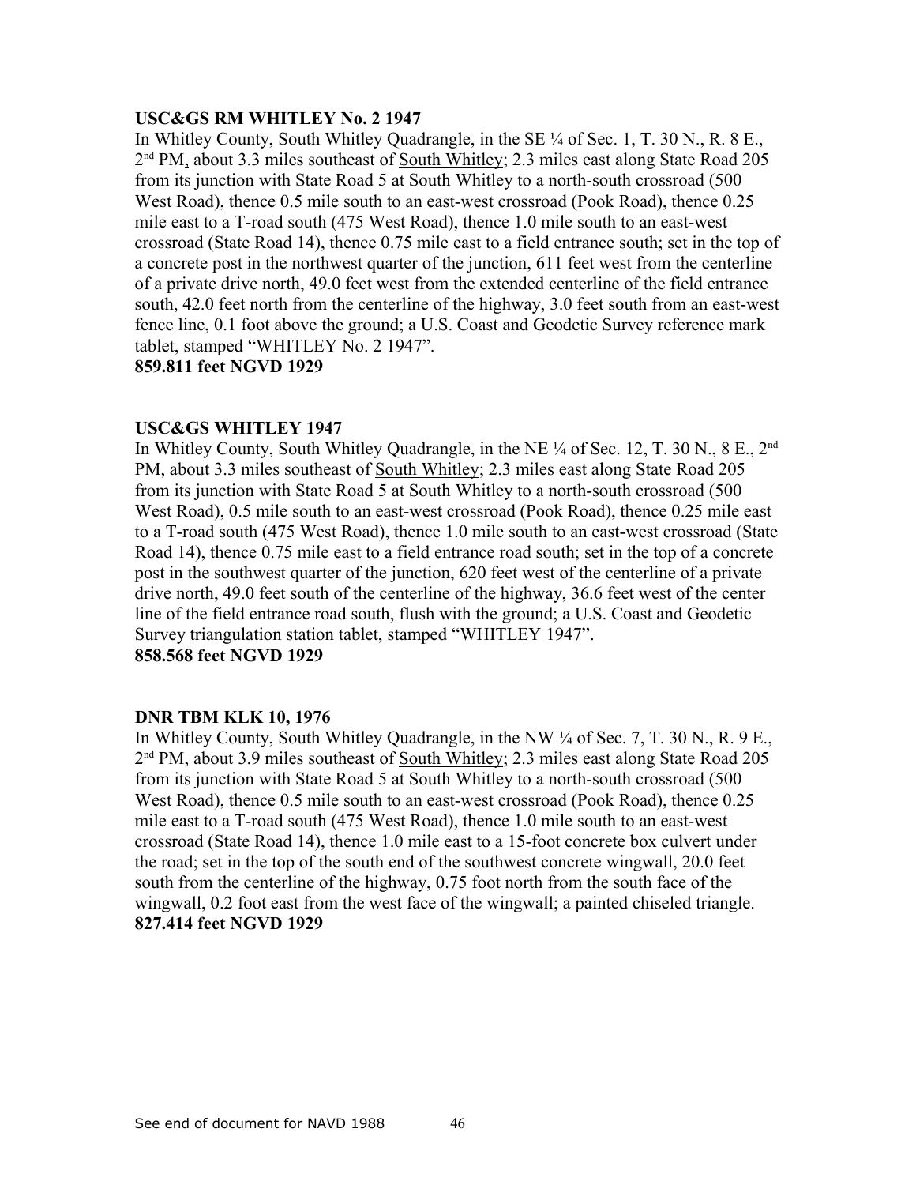**USC&GS RM WHITLEY No. 2 1947**

In Whitley County, South Whitley Quadrangle, in the SE ¼ of Sec. 1, T. 30 N., R. 8 E., 2nd PM, about 3.3 miles southeast of South Whitley; 2.3 miles east along State Road 205 from its junction with State Road 5 at South Whitley to a north-south crossroad (500 West Road), thence 0.5 mile south to an east-west crossroad (Pook Road), thence 0.25 mile east to a T-road south (475 West Road), thence 1.0 mile south to an east-west crossroad (State Road 14), thence 0.75 mile east to a field entrance south; set in the top of a concrete post in the northwest quarter of the junction, 611 feet west from the centerline of a private drive north, 49.0 feet west from the extended centerline of the field entrance south, 42.0 feet north from the centerline of the highway, 3.0 feet south from an east-west fence line, 0.1 foot above the ground; a U.S. Coast and Geodetic Survey reference mark tablet, stamped "WHITLEY No. 2 1947".

**859.811 feet NGVD 1929**

**USC&GS WHITLEY 1947**

In Whitley County, South Whitley Quadrangle, in the NE ¼ of Sec. 12, T. 30 N., 8 E., 2nd PM, about 3.3 miles southeast of South Whitley; 2.3 miles east along State Road 205 from its junction with State Road 5 at South Whitley to a north-south crossroad (500 West Road), 0.5 mile south to an east-west crossroad (Pook Road), thence 0.25 mile east to a T-road south (475 West Road), thence 1.0 mile south to an east-west crossroad (State Road 14), thence 0.75 mile east to a field entrance road south; set in the top of a concrete post in the southwest quarter of the junction, 620 feet west of the centerline of a private drive north, 49.0 feet south of the centerline of the highway, 36.6 feet west of the center line of the field entrance road south, flush with the ground; a U.S. Coast and Geodetic Survey triangulation station tablet, stamped "WHITLEY 1947".

**858.568 feet NGVD 1929**

**DNR TBM KLK 10, 1976**

In Whitley County, South Whitley Quadrangle, in the NW ¼ of Sec. 7, T. 30 N., R. 9 E., 2nd PM, about 3.9 miles southeast of South Whitley; 2.3 miles east along State Road 205 from its junction with State Road 5 at South Whitley to a north-south crossroad (500 West Road), thence 0.5 mile south to an east-west crossroad (Pook Road), thence 0.25 mile east to a T-road south (475 West Road), thence 1.0 mile south to an east-west crossroad (State Road 14), thence 1.0 mile east to a 15-foot concrete box culvert under the road; set in the top of the south end of the southwest concrete wingwall, 20.0 feet south from the centerline of the highway, 0.75 foot north from the south face of the wingwall, 0.2 foot east from the west face of the wingwall; a painted chiseled triangle.

**827.414 feet NGVD 1929**

See end of document for NAVD 1988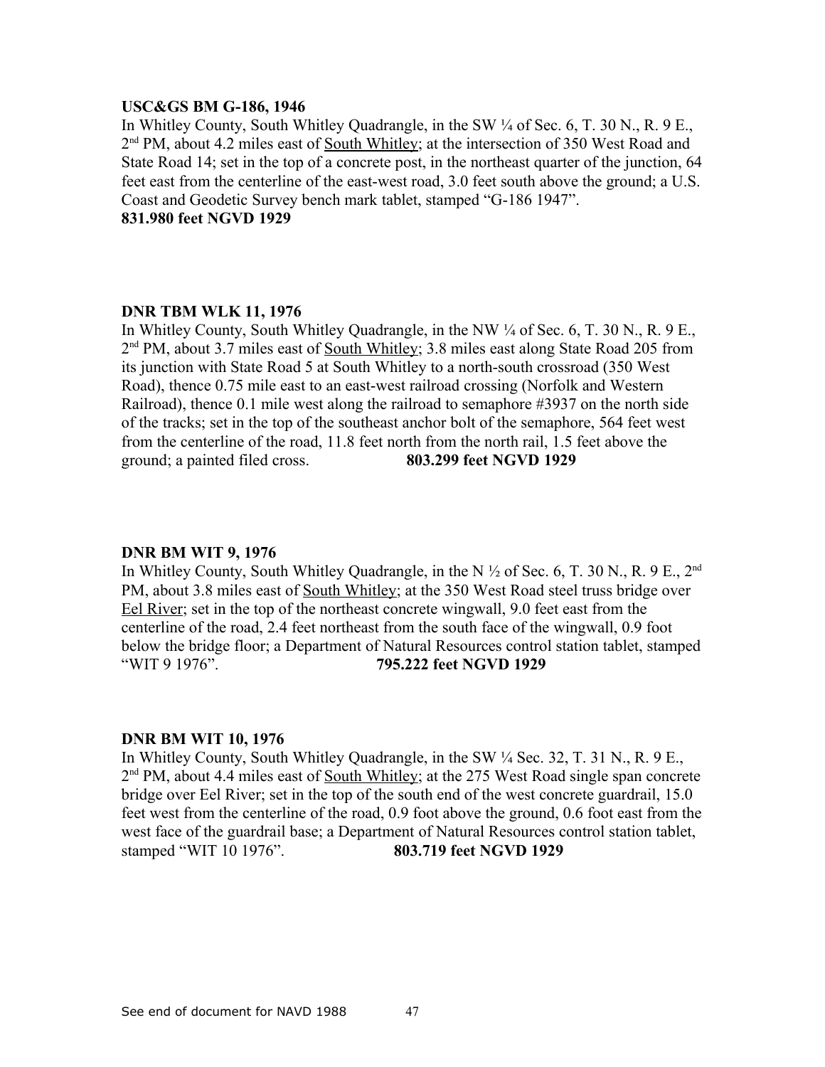**USC&GS BM G-186, 1946**

In Whitley County, South Whitley Quadrangle, in the SW ¼ of Sec. 6, T. 30 N., R. 9 E., 2nd PM, about 4.2 miles east of South Whitley; at the intersection of 350 West Road and State Road 14; set in the top of a concrete post, in the northeast quarter of the junction, 64 feet east from the centerline of the east-west road, 3.0 feet south above the ground; a U.S. Coast and Geodetic Survey bench mark tablet, stamped "G-186 1947".

**831.980 feet NGVD 1929**

**DNR TBM WLK 11, 1976**

In Whitley County, South Whitley Quadrangle, in the NW ¼ of Sec. 6, T. 30 N., R. 9 E., 2nd PM, about 3.7 miles east of South Whitley; 3.8 miles east along State Road 205 from its junction with State Road 5 at South Whitley to a north-south crossroad (350 West Road), thence 0.75 mile east to an east-west railroad crossing (Norfolk and Western Railroad), thence 0.1 mile west along the railroad to semaphore #3937 on the north side of the tracks; set in the top of the southeast anchor bolt of the semaphore, 564 feet west from the centerline of the road, 11.8 feet north from the north rail, 1.5 feet above the ground; a painted filed cross. **803.299 feet NGVD 1929**

**DNR BM WIT 9, 1976**

In Whitley County, South Whitley Quadrangle, in the N ½ of Sec. 6, T. 30 N., R. 9 E., 2nd PM, about 3.8 miles east of South Whitley; at the 350 West Road steel truss bridge over Eel River; set in the top of the northeast concrete wingwall, 9.0 feet east from the centerline of the road, 2.4 feet northeast from the south face of the wingwall, 0.9 foot below the bridge floor; a Department of Natural Resources control station tablet, stamped "WIT 9 1976". **795.222 feet NGVD 1929**

**DNR BM WIT 10, 1976**

In Whitley County, South Whitley Quadrangle, in the SW ¼ Sec. 32, T. 31 N., R. 9 E., 2nd PM, about 4.4 miles east of South Whitley; at the 275 West Road single span concrete bridge over Eel River; set in the top of the south end of the west concrete guardrail, 15.0 feet west from the centerline of the road, 0.9 foot above the ground, 0.6 foot east from the west face of the guardrail base; a Department of Natural Resources control station tablet, stamped "WIT 10 1976". **803.719 feet NGVD 1929**

See end of document for NAVD 1988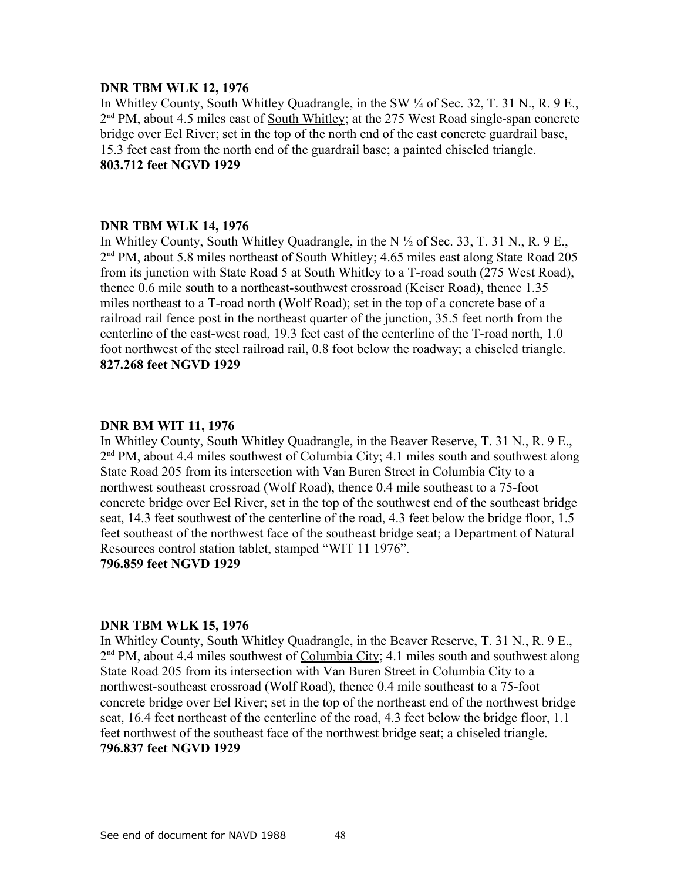**DNR TBM WLK 12, 1976**

In Whitley County, South Whitley Quadrangle, in the SW ¼ of Sec. 32, T. 31 N., R. 9 E., 2nd PM, about 4.5 miles east of South Whitley; at the 275 West Road single-span concrete bridge over Eel River; set in the top of the north end of the east concrete guardrail base, 15.3 feet east from the north end of the guardrail base; a painted chiseled triangle.

**803.712 feet NGVD 1929**

**DNR TBM WLK 14, 1976**

In Whitley County, South Whitley Quadrangle, in the N ½ of Sec. 33, T. 31 N., R. 9 E., 2nd PM, about 5.8 miles northeast of South Whitley; 4.65 miles east along State Road 205 from its junction with State Road 5 at South Whitley to a T-road south (275 West Road), thence 0.6 mile south to a northeast-southwest crossroad (Keiser Road), thence 1.35 miles northeast to a T-road north (Wolf Road); set in the top of a concrete base of a railroad rail fence post in the northeast quarter of the junction, 35.5 feet north from the centerline of the east-west road, 19.3 feet east of the centerline of the T-road north, 1.0 foot northwest of the steel railroad rail, 0.8 foot below the roadway; a chiseled triangle.

**827.268 feet NGVD 1929**

**DNR BM WIT 11, 1976**

In Whitley County, South Whitley Quadrangle, in the Beaver Reserve, T. 31 N., R. 9 E., 2nd PM, about 4.4 miles southwest of Columbia City; 4.1 miles south and southwest along State Road 205 from its intersection with Van Buren Street in Columbia City to a northwest southeast crossroad (Wolf Road), thence 0.4 mile southeast to a 75-foot concrete bridge over Eel River, set in the top of the southwest end of the southeast bridge seat, 14.3 feet southwest of the centerline of the road, 4.3 feet below the bridge floor, 1.5 feet southeast of the northwest face of the southeast bridge seat; a Department of Natural Resources control station tablet, stamped "WIT 11 1976".

**796.859 feet NGVD 1929**

**DNR TBM WLK 15, 1976**

In Whitley County, South Whitley Quadrangle, in the Beaver Reserve, T. 31 N., R. 9 E., 2nd PM, about 4.4 miles southwest of Columbia City; 4.1 miles south and southwest along State Road 205 from its intersection with Van Buren Street in Columbia City to a northwest-southeast crossroad (Wolf Road), thence 0.4 mile southeast to a 75-foot concrete bridge over Eel River; set in the top of the northeast end of the northwest bridge seat, 16.4 feet northeast of the centerline of the road, 4.3 feet below the bridge floor, 1.1 feet northwest of the southeast face of the northwest bridge seat; a chiseled triangle.

**796.837 feet NGVD 1929**

See end of document for NAVD 1988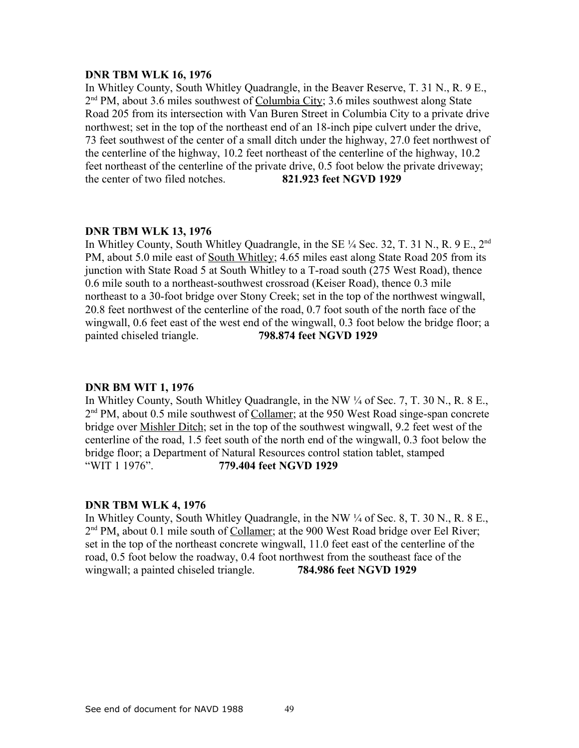**DNR TBM WLK 16, 1976**

In Whitley County, South Whitley Quadrangle, in the Beaver Reserve, T. 31 N., R. 9 E., 2nd PM, about 3.6 miles southwest of Columbia City; 3.6 miles southwest along State Road 205 from its intersection with Van Buren Street in Columbia City to a private drive northwest; set in the top of the northeast end of an 18-inch pipe culvert under the drive, 73 feet southwest of the center of a small ditch under the highway, 27.0 feet northwest of the centerline of the highway, 10.2 feet northeast of the centerline of the highway, 10.2 feet northeast of the centerline of the private drive, 0.5 foot below the private driveway; the center of two filed notches. **821.923 feet NGVD 1929**

**DNR TBM WLK 13, 1976**

In Whitley County, South Whitley Quadrangle, in the SE ¼ Sec. 32, T. 31 N., R. 9 E., 2nd PM, about 5.0 mile east of South Whitley; 4.65 miles east along State Road 205 from its junction with State Road 5 at South Whitley to a T-road south (275 West Road), thence 0.6 mile south to a northeast-southwest crossroad (Keiser Road), thence 0.3 mile northeast to a 30-foot bridge over Stony Creek; set in the top of the northwest wingwall, 20.8 feet northwest of the centerline of the road, 0.7 foot south of the north face of the wingwall, 0.6 feet east of the west end of the wingwall, 0.3 foot below the bridge floor; a painted chiseled triangle. **798.874 feet NGVD 1929**

**DNR BM WIT 1, 1976**

In Whitley County, South Whitley Quadrangle, in the NW ¼ of Sec. 7, T. 30 N., R. 8 E., 2nd PM, about 0.5 mile southwest of Collamer; at the 950 West Road singe-span concrete bridge over Mishler Ditch; set in the top of the southwest wingwall, 9.2 feet west of the centerline of the road, 1.5 feet south of the north end of the wingwall, 0.3 foot below the bridge floor; a Department of Natural Resources control station tablet, stamped "WIT 1 1976". **779.404 feet NGVD 1929**

**DNR TBM WLK 4, 1976**

In Whitley County, South Whitley Quadrangle, in the NW ¼ of Sec. 8, T. 30 N., R. 8 E., 2nd PM, about 0.1 mile south of Collamer; at the 900 West Road bridge over Eel River; set in the top of the northeast concrete wingwall, 11.0 feet east of the centerline of the road, 0.5 foot below the roadway, 0.4 foot northwest from the southeast face of the wingwall; a painted chiseled triangle. **784.986 feet NGVD 1929**

See end of document for NAVD 1988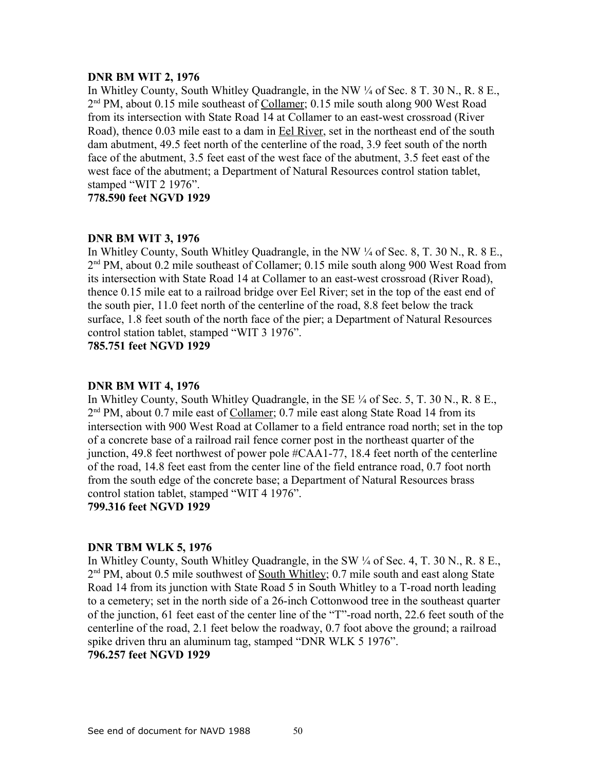**DNR BM WIT 2, 1976**

In Whitley County, South Whitley Quadrangle, in the NW ¼ of Sec. 8 T. 30 N., R. 8 E., 2nd PM, about 0.15 mile southeast of Collamer; 0.15 mile south along 900 West Road from its intersection with State Road 14 at Collamer to an east-west crossroad (River Road), thence 0.03 mile east to a dam in Eel River, set in the northeast end of the south dam abutment, 49.5 feet north of the centerline of the road, 3.9 feet south of the north face of the abutment, 3.5 feet east of the west face of the abutment, 3.5 feet east of the west face of the abutment; a Department of Natural Resources control station tablet, stamped "WIT 2 1976".

**778.590 feet NGVD 1929**

**DNR BM WIT 3, 1976**

In Whitley County, South Whitley Quadrangle, in the NW ¼ of Sec. 8, T. 30 N., R. 8 E., 2nd PM, about 0.2 mile southeast of Collamer; 0.15 mile south along 900 West Road from its intersection with State Road 14 at Collamer to an east-west crossroad (River Road), thence 0.15 mile eat to a railroad bridge over Eel River; set in the top of the east end of the south pier, 11.0 feet north of the centerline of the road, 8.8 feet below the track surface, 1.8 feet south of the north face of the pier; a Department of Natural Resources control station tablet, stamped "WIT 3 1976".

**785.751 feet NGVD 1929**

**DNR BM WIT 4, 1976**

In Whitley County, South Whitley Quadrangle, in the SE ¼ of Sec. 5, T. 30 N., R. 8 E., 2nd PM, about 0.7 mile east of Collamer; 0.7 mile east along State Road 14 from its intersection with 900 West Road at Collamer to a field entrance road north; set in the top of a concrete base of a railroad rail fence corner post in the northeast quarter of the junction, 49.8 feet northwest of power pole #CAA1-77, 18.4 feet north of the centerline of the road, 14.8 feet east from the center line of the field entrance road, 0.7 foot north from the south edge of the concrete base; a Department of Natural Resources brass control station tablet, stamped "WIT 4 1976".

**799.316 feet NGVD 1929**

**DNR TBM WLK 5, 1976**

In Whitley County, South Whitley Quadrangle, in the SW ¼ of Sec. 4, T. 30 N., R. 8 E., 2nd PM, about 0.5 mile southwest of South Whitley; 0.7 mile south and east along State Road 14 from its junction with State Road 5 in South Whitley to a T-road north leading to a cemetery; set in the north side of a 26-inch Cottonwood tree in the southeast quarter of the junction, 61 feet east of the center line of the "T"-road north, 22.6 feet south of the centerline of the road, 2.1 feet below the roadway, 0.7 foot above the ground; a railroad spike driven thru an aluminum tag, stamped "DNR WLK 5 1976".

**796.257 feet NGVD 1929**

See end of document for NAVD 1988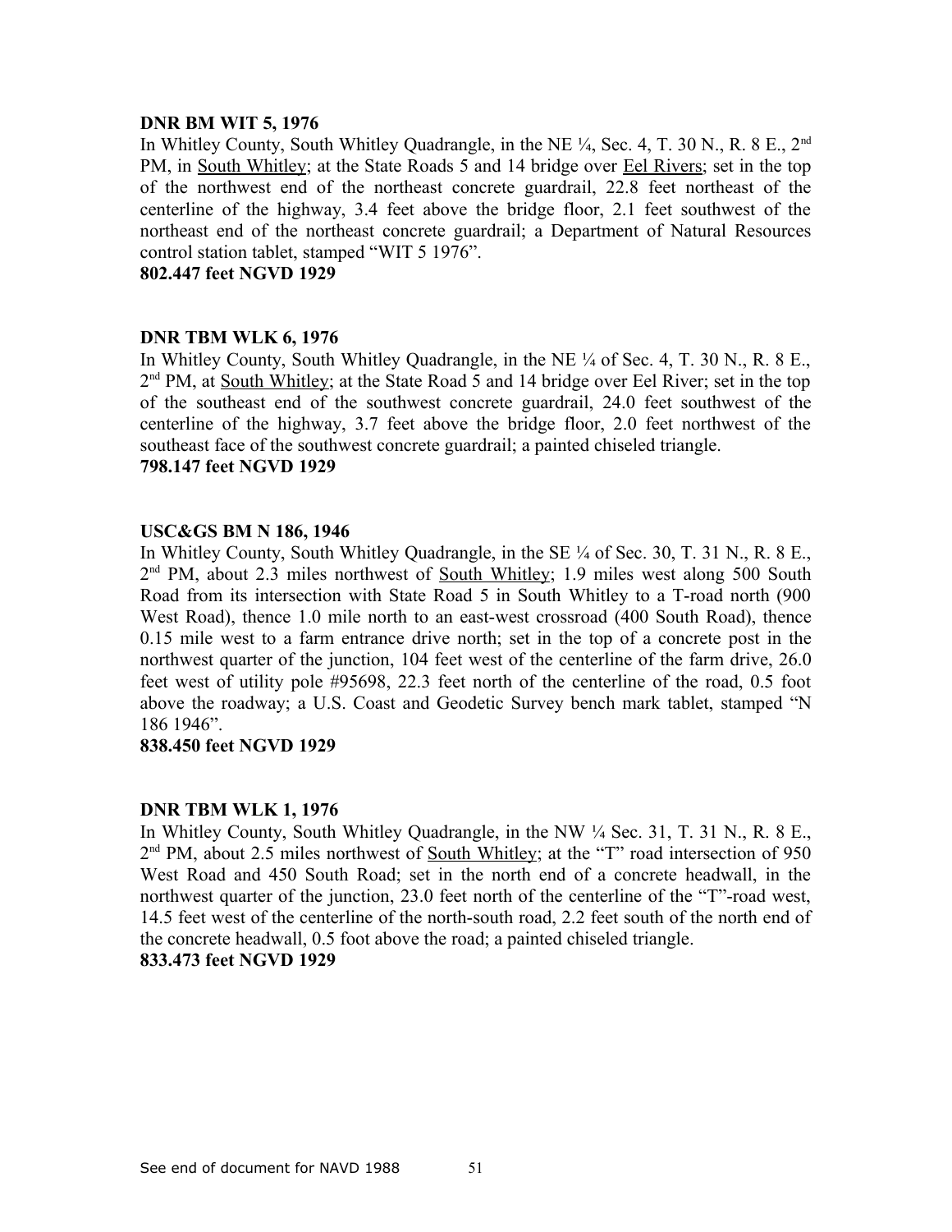**DNR BM WIT 5, 1976**

In Whitley County, South Whitley Quadrangle, in the NE ¼, Sec. 4, T. 30 N., R. 8 E., 2nd PM, in South Whitley; at the State Roads 5 and 14 bridge over Eel Rivers; set in the top of the northwest end of the northeast concrete guardrail, 22.8 feet northeast of the centerline of the highway, 3.4 feet above the bridge floor, 2.1 feet southwest of the northeast end of the northeast concrete guardrail; a Department of Natural Resources control station tablet, stamped "WIT 5 1976".

**802.447 feet NGVD 1929**

**DNR TBM WLK 6, 1976**

In Whitley County, South Whitley Quadrangle, in the NE ¼ of Sec. 4, T. 30 N., R. 8 E., 2nd PM, at South Whitley; at the State Road 5 and 14 bridge over Eel River; set in the top of the southeast end of the southwest concrete guardrail, 24.0 feet southwest of the centerline of the highway, 3.7 feet above the bridge floor, 2.0 feet northwest of the southeast face of the southwest concrete guardrail; a painted chiseled triangle.

**798.147 feet NGVD 1929**

**USC&GS BM N 186, 1946**

In Whitley County, South Whitley Quadrangle, in the SE ¼ of Sec. 30, T. 31 N., R. 8 E., 2nd PM, about 2.3 miles northwest of South Whitley; 1.9 miles west along 500 South Road from its intersection with State Road 5 in South Whitley to a T-road north (900 West Road), thence 1.0 mile north to an east-west crossroad (400 South Road), thence 0.15 mile west to a farm entrance drive north; set in the top of a concrete post in the northwest quarter of the junction, 104 feet west of the centerline of the farm drive, 26.0 feet west of utility pole #95698, 22.3 feet north of the centerline of the road, 0.5 foot above the roadway; a U.S. Coast and Geodetic Survey bench mark tablet, stamped "N 186 1946".

**838.450 feet NGVD 1929**

**DNR TBM WLK 1, 1976**

In Whitley County, South Whitley Quadrangle, in the NW ¼ Sec. 31, T. 31 N., R. 8 E., 2nd PM, about 2.5 miles northwest of South Whitley; at the "T" road intersection of 950 West Road and 450 South Road; set in the north end of a concrete headwall, in the northwest quarter of the junction, 23.0 feet north of the centerline of the "T"-road west, 14.5 feet west of the centerline of the north-south road, 2.2 feet south of the north end of the concrete headwall, 0.5 foot above the road; a painted chiseled triangle.

**833.473 feet NGVD 1929**

See end of document for NAVD 1988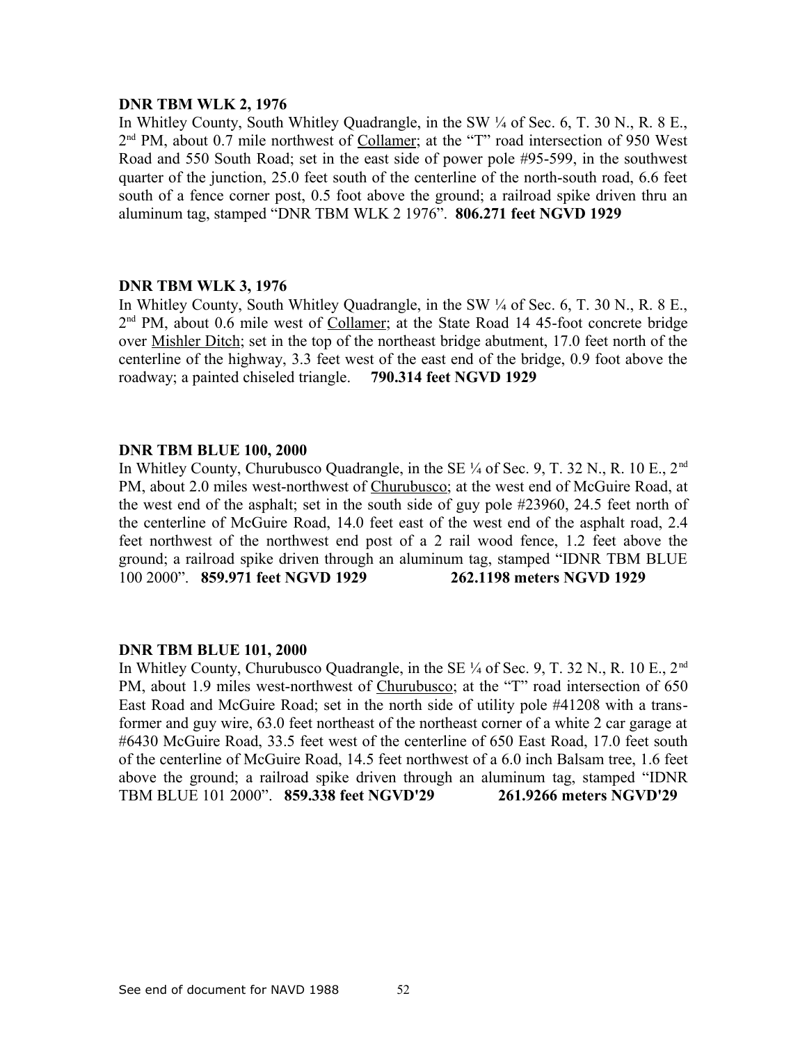**DNR TBM WLK 2, 1976**

In Whitley County, South Whitley Quadrangle, in the SW ¼ of Sec. 6, T. 30 N., R. 8 E., 2nd PM, about 0.7 mile northwest of Collamer; at the "T" road intersection of 950 West Road and 550 South Road; set in the east side of power pole #95-599, in the southwest quarter of the junction, 25.0 feet south of the centerline of the north-south road, 6.6 feet south of a fence corner post, 0.5 foot above the ground; a railroad spike driven thru an aluminum tag, stamped "DNR TBM WLK 2 1976". **806.271 feet NGVD 1929**

**DNR TBM WLK 3, 1976**

In Whitley County, South Whitley Quadrangle, in the SW ¼ of Sec. 6, T. 30 N., R. 8 E., 2nd PM, about 0.6 mile west of Collamer; at the State Road 14 45-foot concrete bridge over Mishler Ditch; set in the top of the northeast bridge abutment, 17.0 feet north of the centerline of the highway, 3.3 feet west of the east end of the bridge, 0.9 foot above the roadway; a painted chiseled triangle. **790.314 feet NGVD 1929**

**DNR TBM BLUE 100, 2000**

In Whitley County, Churubusco Quadrangle, in the SE ¼ of Sec. 9, T. 32 N., R. 10 E., 2nd PM, about 2.0 miles west-northwest of Churubusco; at the west end of McGuire Road, at the west end of the asphalt; set in the south side of guy pole #23960, 24.5 feet north of the centerline of McGuire Road, 14.0 feet east of the west end of the asphalt road, 2.4 feet northwest of the northwest end post of a 2 rail wood fence, 1.2 feet above the ground; a railroad spike driven through an aluminum tag, stamped "IDNR TBM BLUE 100 2000". **859.971 feet NGVD 1929** **262.1198 meters NGVD 1929**

**DNR TBM BLUE 101, 2000**

In Whitley County, Churubusco Quadrangle, in the SE ¼ of Sec. 9, T. 32 N., R. 10 E., 2nd PM, about 1.9 miles west-northwest of Churubusco; at the "T" road intersection of 650 East Road and McGuire Road; set in the north side of utility pole #41208 with a transformer and guy wire, 63.0 feet northeast of the northeast corner of a white 2 car garage at #6430 McGuire Road, 33.5 feet west of the centerline of 650 East Road, 17.0 feet south of the centerline of McGuire Road, 14.5 feet northwest of a 6.0 inch Balsam tree, 1.6 feet above the ground; a railroad spike driven through an aluminum tag, stamped "IDNR TBM BLUE 101 2000". **859.338 feet NGVD'29** **261.9266 meters NGVD'29**

See end of document for NAVD 1988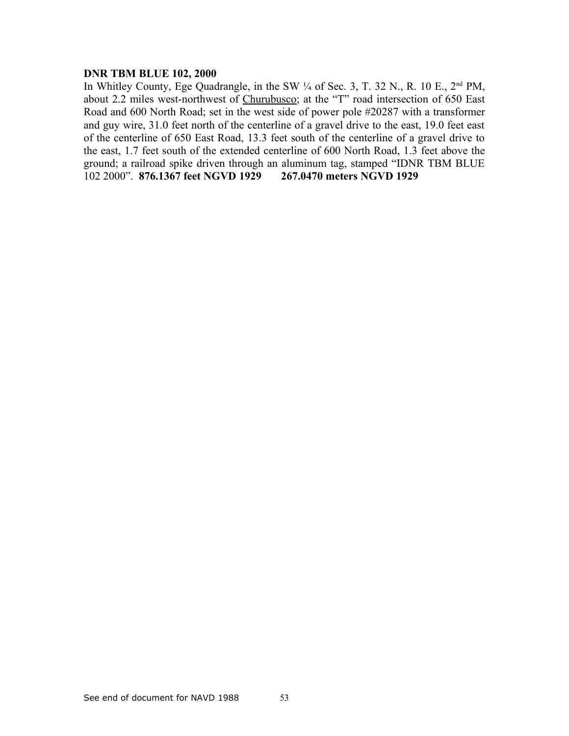**DNR TBM BLUE 102, 2000**

In Whitley County, Ege Quadrangle, in the SW ¼ of Sec. 3, T. 32 N., R. 10 E., 2nd PM, about 2.2 miles west-northwest of Churubusco; at the "T" road intersection of 650 East Road and 600 North Road; set in the west side of power pole #20287 with a transformer and guy wire, 31.0 feet north of the centerline of a gravel drive to the east, 19.0 feet east of the centerline of 650 East Road, 13.3 feet south of the centerline of a gravel drive to the east, 1.7 feet south of the extended centerline of 600 North Road, 1.3 feet above the ground; a railroad spike driven through an aluminum tag, stamped "IDNR TBM BLUE 102 2000". **876.1367 feet NGVD 1929 267.0470 meters NGVD 1929**

See end of document for NAVD 1988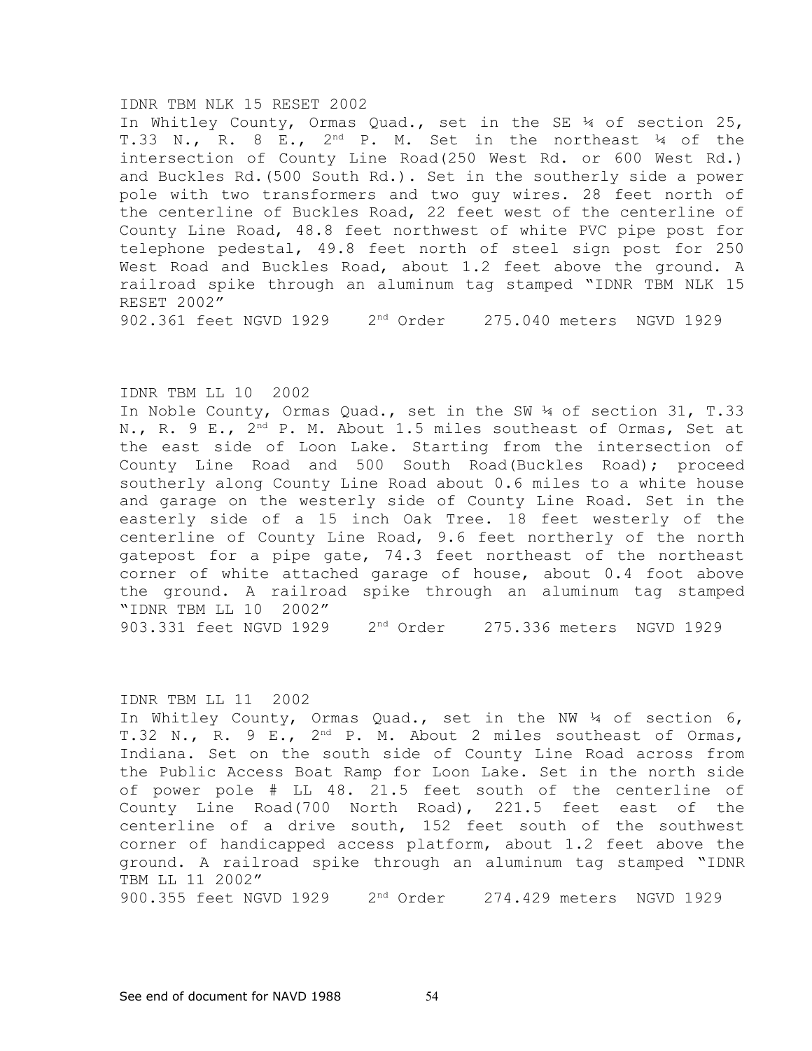IDNR TBM NLK 15 RESET 2002

In Whitley County, Ormas Quad., set in the SE ¼ of section 25, T.33 N., R. 8 E., 2nd P. M. Set in the northeast ¼ of the intersection of County Line Road(250 West Rd. or 600 West Rd.) and Buckles Rd.(500 South Rd.). Set in the southerly side a power pole with two transformers and two guy wires. 28 feet north of the centerline of Buckles Road, 22 feet west of the centerline of County Line Road, 48.8 feet northwest of white PVC pipe post for telephone pedestal, 49.8 feet north of steel sign post for 250 West Road and Buckles Road, about 1.2 feet above the ground. A railroad spike through an aluminum tag stamped "IDNR TBM NLK 15 RESET 2002"

902.361 feet NGVD 1929    2nd Order    275.040 meters  NGVD 1929

IDNR TBM LL 10  2002

In Noble County, Ormas Quad., set in the SW ¼ of section 31, T.33 N., R. 9 E., 2nd P. M. About 1.5 miles southeast of Ormas, Set at the east side of Loon Lake. Starting from the intersection of County Line Road and 500 South Road(Buckles Road); proceed southerly along County Line Road about 0.6 miles to a white house and garage on the westerly side of County Line Road. Set in the easterly side of a 15 inch Oak Tree. 18 feet westerly of the centerline of County Line Road, 9.6 feet northerly of the north gatepost for a pipe gate, 74.3 feet northeast of the northeast corner of white attached garage of house, about 0.4 foot above the ground. A railroad spike through an aluminum tag stamped "IDNR TBM LL 10  2002"

903.331 feet NGVD 1929    2nd Order    275.336 meters  NGVD 1929

IDNR TBM LL 11  2002

In Whitley County, Ormas Quad., set in the NW ¼ of section 6, T.32 N., R. 9 E., 2nd P. M. About 2 miles southeast of Ormas, Indiana. Set on the south side of County Line Road across from the Public Access Boat Ramp for Loon Lake. Set in the north side of power pole # LL 48. 21.5 feet south of the centerline of County Line Road(700 North Road), 221.5 feet east of the centerline of a drive south, 152 feet south of the southwest corner of handicapped access platform, about 1.2 feet above the ground. A railroad spike through an aluminum tag stamped "IDNR TBM LL 11 2002"

900.355 feet NGVD 1929    2nd Order    274.429 meters  NGVD 1929

See end of document for NAVD 1988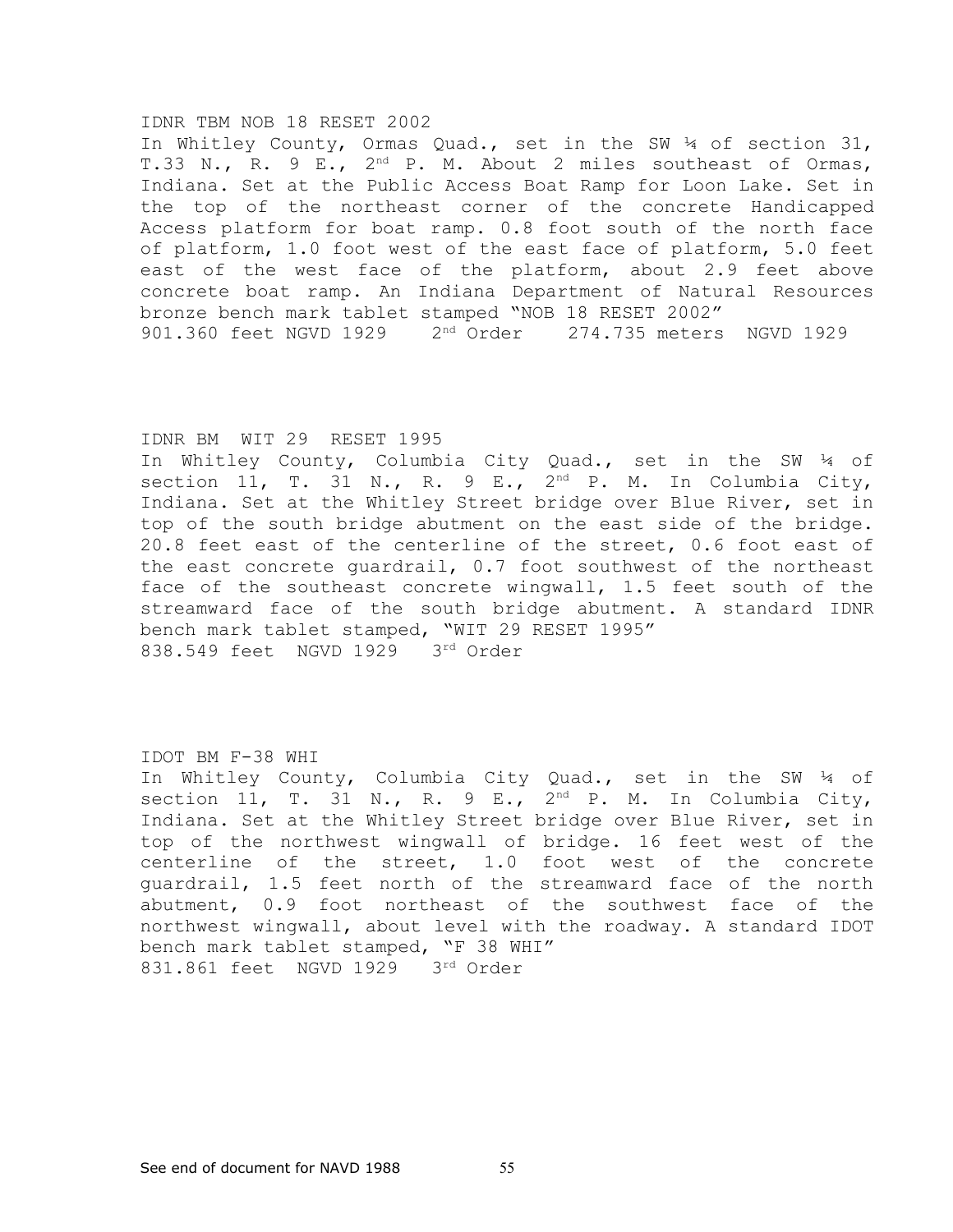IDNR TBM NOB 18 RESET 2002

In Whitley County, Ormas Quad., set in the SW ¼ of section 31, T.33 N., R. 9 E., 2nd P. M. About 2 miles southeast of Ormas, Indiana. Set at the Public Access Boat Ramp for Loon Lake. Set in the top of the northeast corner of the concrete Handicapped Access platform for boat ramp. 0.8 foot south of the north face of platform, 1.0 foot west of the east face of platform, 5.0 feet east of the west face of the platform, about 2.9 feet above concrete boat ramp. An Indiana Department of Natural Resources bronze bench mark tablet stamped "NOB 18 RESET 2002"

901.360 feet NGVD 1929    2nd Order    274.735 meters  NGVD 1929

IDNR BM  WIT 29  RESET 1995

In Whitley County, Columbia City Quad., set in the SW ¼ of section 11, T. 31 N., R. 9 E., 2nd P. M. In Columbia City, Indiana. Set at the Whitley Street bridge over Blue River, set in top of the south bridge abutment on the east side of the bridge. 20.8 feet east of the centerline of the street, 0.6 foot east of the east concrete guardrail, 0.7 foot southwest of the northeast face of the southeast concrete wingwall, 1.5 feet south of the streamward face of the south bridge abutment. A standard IDNR bench mark tablet stamped, "WIT 29 RESET 1995"

838.549 feet  NGVD 1929   3rd Order

IDOT BM F-38 WHI

In Whitley County, Columbia City Quad., set in the SW ¼ of section 11, T. 31 N., R. 9 E., 2nd P. M. In Columbia City, Indiana. Set at the Whitley Street bridge over Blue River, set in top of the northwest wingwall of bridge. 16 feet west of the centerline of the street, 1.0 foot west of the concrete guardrail, 1.5 feet north of the streamward face of the north abutment, 0.9 foot northeast of the southwest face of the northwest wingwall, about level with the roadway. A standard IDOT bench mark tablet stamped, "F 38 WHI"

831.861 feet  NGVD 1929   3rd Order

See end of document for NAVD 1988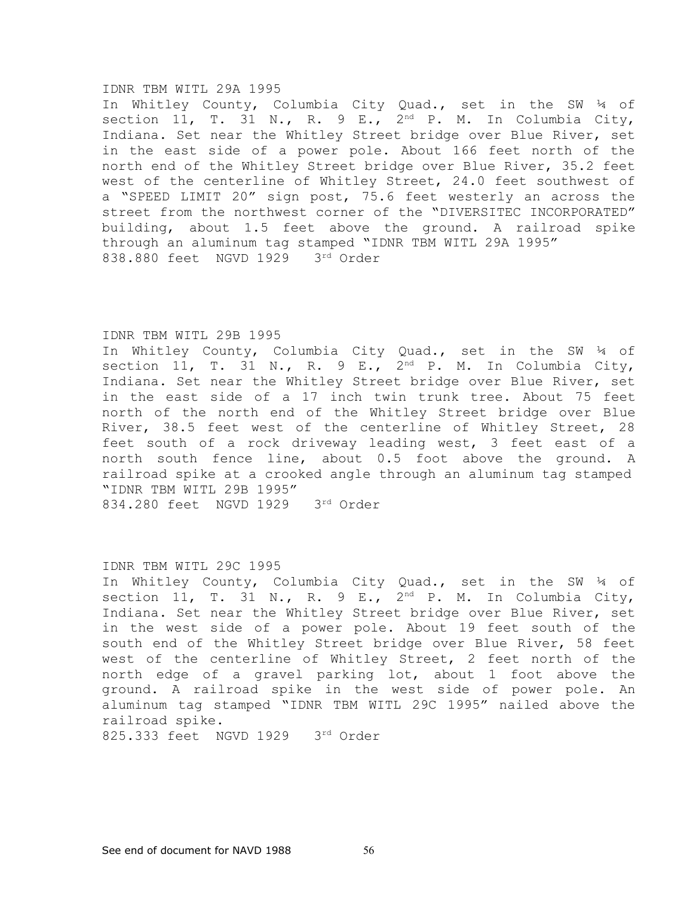IDNR TBM WITL 29A 1995

In Whitley County, Columbia City Quad., set in the SW ¼ of section 11, T. 31 N., R. 9 E., 2nd P. M. In Columbia City, Indiana. Set near the Whitley Street bridge over Blue River, set in the east side of a power pole. About 166 feet north of the north end of the Whitley Street bridge over Blue River, 35.2 feet west of the centerline of Whitley Street, 24.0 feet southwest of a "SPEED LIMIT 20" sign post, 75.6 feet westerly an across the street from the northwest corner of the "DIVERSITEC INCORPORATED" building, about 1.5 feet above the ground. A railroad spike through an aluminum tag stamped "IDNR TBM WITL 29A 1995"

838.880 feet NGVD 1929 3rd Order

IDNR TBM WITL 29B 1995

In Whitley County, Columbia City Quad., set in the SW ¼ of section 11, T. 31 N., R. 9 E., 2nd P. M. In Columbia City, Indiana. Set near the Whitley Street bridge over Blue River, set in the east side of a 17 inch twin trunk tree. About 75 feet north of the north end of the Whitley Street bridge over Blue River, 38.5 feet west of the centerline of Whitley Street, 28 feet south of a rock driveway leading west, 3 feet east of a north south fence line, about 0.5 foot above the ground. A railroad spike at a crooked angle through an aluminum tag stamped "IDNR TBM WITL 29B 1995"

834.280 feet NGVD 1929 3rd Order

IDNR TBM WITL 29C 1995

In Whitley County, Columbia City Quad., set in the SW ¼ of section 11, T. 31 N., R. 9 E., 2nd P. M. In Columbia City, Indiana. Set near the Whitley Street bridge over Blue River, set in the west side of a power pole. About 19 feet south of the south end of the Whitley Street bridge over Blue River, 58 feet west of the centerline of Whitley Street, 2 feet north of the north edge of a gravel parking lot, about 1 foot above the ground. A railroad spike in the west side of power pole. An aluminum tag stamped "IDNR TBM WITL 29C 1995" nailed above the railroad spike.

825.333 feet NGVD 1929 3rd Order

See end of document for NAVD 1988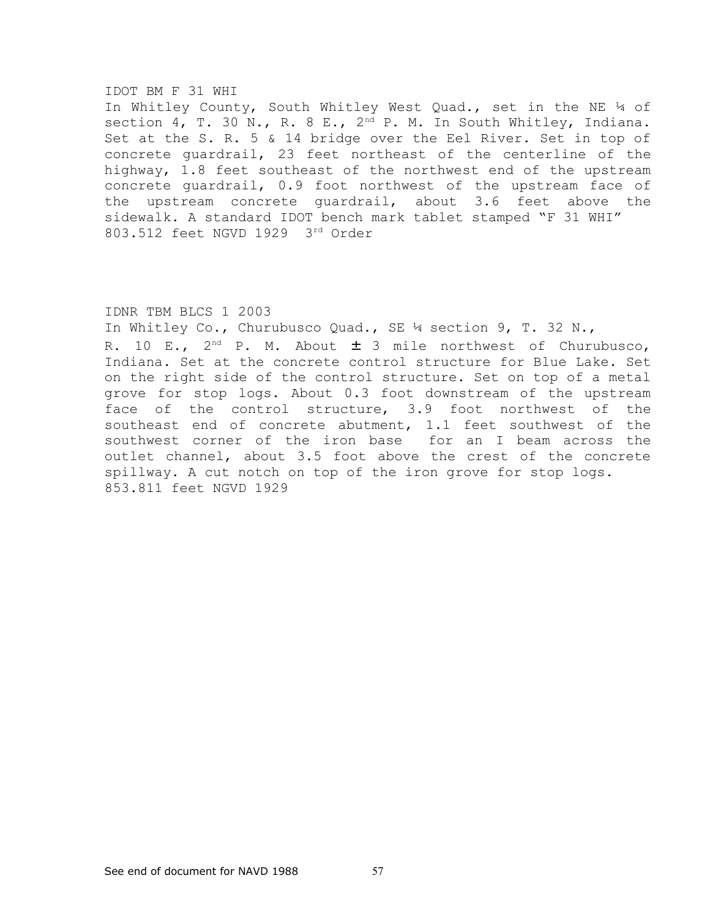IDOT BM F 31 WHI

In Whitley County, South Whitley West Quad., set in the NE ¼ of section 4, T. 30 N., R. 8 E., 2nd P. M. In South Whitley, Indiana. Set at the S. R. 5 & 14 bridge over the Eel River. Set in top of concrete guardrail, 23 feet northeast of the centerline of the highway, 1.8 feet southeast of the northwest end of the upstream concrete guardrail, 0.9 foot northwest of the upstream face of the upstream concrete guardrail, about 3.6 feet above the sidewalk. A standard IDOT bench mark tablet stamped "F 31 WHI"

803.512 feet NGVD 1929 3rd Order

IDNR TBM BLCS 1 2003

In Whitley Co., Churubusco Quad., SE ¼ section 9, T. 32 N., R. 10 E., 2nd P. M. About ± 3 mile northwest of Churubusco, Indiana. Set at the concrete control structure for Blue Lake. Set on the right side of the control structure. Set on top of a metal grove for stop logs. About 0.3 foot downstream of the upstream face of the control structure, 3.9 foot northwest of the southeast end of concrete abutment, 1.1 feet southwest of the southwest corner of the iron base for an I beam across the outlet channel, about 3.5 foot above the crest of the concrete spillway. A cut notch on top of the iron grove for stop logs.

853.811 feet NGVD 1929

See end of document for NAVD 1988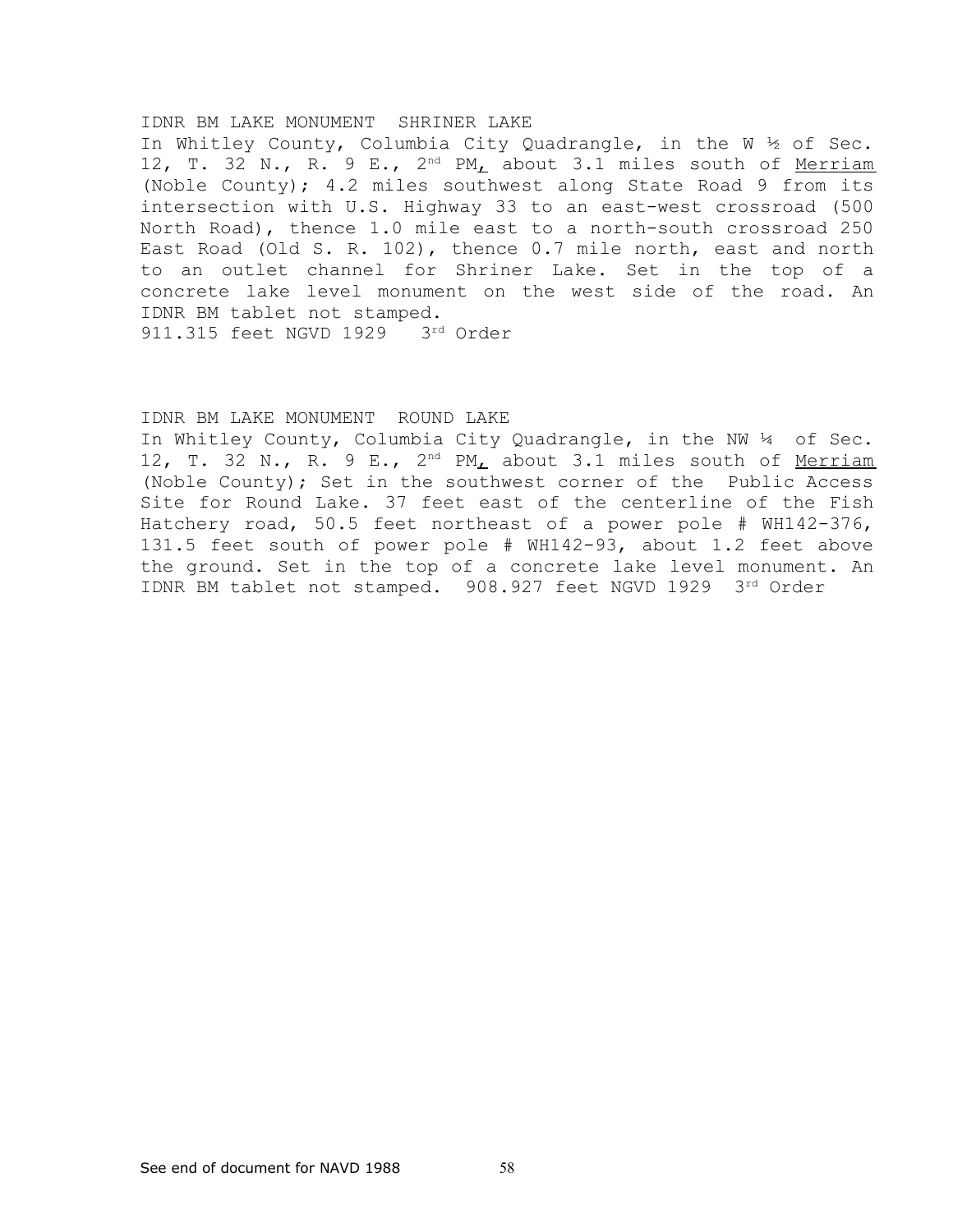IDNR BM LAKE MONUMENT SHRINER LAKE

In Whitley County, Columbia City Quadrangle, in the W ½ of Sec. 12, T. 32 N., R. 9 E., 2nd PM, about 3.1 miles south of Merriam (Noble County); 4.2 miles southwest along State Road 9 from its intersection with U.S. Highway 33 to an east-west crossroad (500 North Road), thence 1.0 mile east to a north-south crossroad 250 East Road (Old S. R. 102), thence 0.7 mile north, east and north to an outlet channel for Shriner Lake. Set in the top of a concrete lake level monument on the west side of the road. An IDNR BM tablet not stamped.

911.315 feet NGVD 1929 3rd Order

IDNR BM LAKE MONUMENT ROUND LAKE

In Whitley County, Columbia City Quadrangle, in the NW ¼ of Sec. 12, T. 32 N., R. 9 E., 2nd PM, about 3.1 miles south of Merriam (Noble County); Set in the southwest corner of the Public Access Site for Round Lake. 37 feet east of the centerline of the Fish Hatchery road, 50.5 feet northeast of a power pole # WH142-376, 131.5 feet south of power pole # WH142-93, about 1.2 feet above the ground. Set in the top of a concrete lake level monument. An IDNR BM tablet not stamped. 908.927 feet NGVD 1929 3rd Order

See end of document for NAVD 1988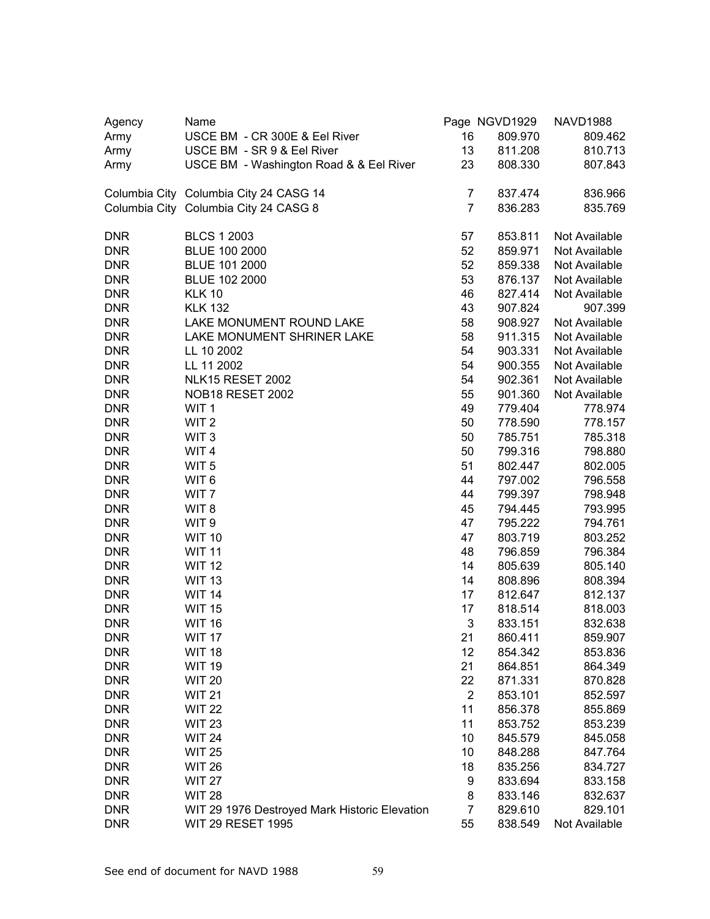| Agency | Name | Page | NGVD1929 | NAVD1988 |
|---|---|---|---|---|
| Army | USCE BM - CR 300E & Eel River | 16 | 809.970 | 809.462 |
| Army | USCE BM - SR 9 & Eel River | 13 | 811.208 | 810.713 |
| Army | USCE BM - Washington Road & & Eel River | 23 | 808.330 | 807.843 |
| | | | | |
| Columbia City | Columbia City 24 CASG 14 | 7 | 837.474 | 836.966 |
| Columbia City | Columbia City 24 CASG 8 | 7 | 836.283 | 835.769 |
| | | | | |
| DNR | BLCS 1 2003 | 57 | 853.811 | Not Available |
| DNR | BLUE 100 2000 | 52 | 859.971 | Not Available |
| DNR | BLUE 101 2000 | 52 | 859.338 | Not Available |
| DNR | BLUE 102 2000 | 53 | 876.137 | Not Available |
| DNR | KLK 10 | 46 | 827.414 | Not Available |
| DNR | KLK 132 | 43 | 907.824 | 907.399 |
| DNR | LAKE MONUMENT ROUND LAKE | 58 | 908.927 | Not Available |
| DNR | LAKE MONUMENT SHRINER LAKE | 58 | 911.315 | Not Available |
| DNR | LL 10 2002 | 54 | 903.331 | Not Available |
| DNR | LL 11 2002 | 54 | 900.355 | Not Available |
| DNR | NLK15 RESET 2002 | 54 | 902.361 | Not Available |
| DNR | NOB18 RESET 2002 | 55 | 901.360 | Not Available |
| DNR | WIT 1 | 49 | 779.404 | 778.974 |
| DNR | WIT 2 | 50 | 778.590 | 778.157 |
| DNR | WIT 3 | 50 | 785.751 | 785.318 |
| DNR | WIT 4 | 50 | 799.316 | 798.880 |
| DNR | WIT 5 | 51 | 802.447 | 802.005 |
| DNR | WIT 6 | 44 | 797.002 | 796.558 |
| DNR | WIT 7 | 44 | 799.397 | 798.948 |
| DNR | WIT 8 | 45 | 794.445 | 793.995 |
| DNR | WIT 9 | 47 | 795.222 | 794.761 |
| DNR | WIT 10 | 47 | 803.719 | 803.252 |
| DNR | WIT 11 | 48 | 796.859 | 796.384 |
| DNR | WIT 12 | 14 | 805.639 | 805.140 |
| DNR | WIT 13 | 14 | 808.896 | 808.394 |
| DNR | WIT 14 | 17 | 812.647 | 812.137 |
| DNR | WIT 15 | 17 | 818.514 | 818.003 |
| DNR | WIT 16 | 3 | 833.151 | 832.638 |
| DNR | WIT 17 | 21 | 860.411 | 859.907 |
| DNR | WIT 18 | 12 | 854.342 | 853.836 |
| DNR | WIT 19 | 21 | 864.851 | 864.349 |
| DNR | WIT 20 | 22 | 871.331 | 870.828 |
| DNR | WIT 21 | 2 | 853.101 | 852.597 |
| DNR | WIT 22 | 11 | 856.378 | 855.869 |
| DNR | WIT 23 | 11 | 853.752 | 853.239 |
| DNR | WIT 24 | 10 | 845.579 | 845.058 |
| DNR | WIT 25 | 10 | 848.288 | 847.764 |
| DNR | WIT 26 | 18 | 835.256 | 834.727 |
| DNR | WIT 27 | 9 | 833.694 | 833.158 |
| DNR | WIT 28 | 8 | 833.146 | 832.637 |
| DNR | WIT 29 1976 Destroyed Mark Historic Elevation | 7 | 829.610 | 829.101 |
| DNR | WIT 29 RESET 1995 | 55 | 838.549 | Not Available |

See end of document for NAVD 1988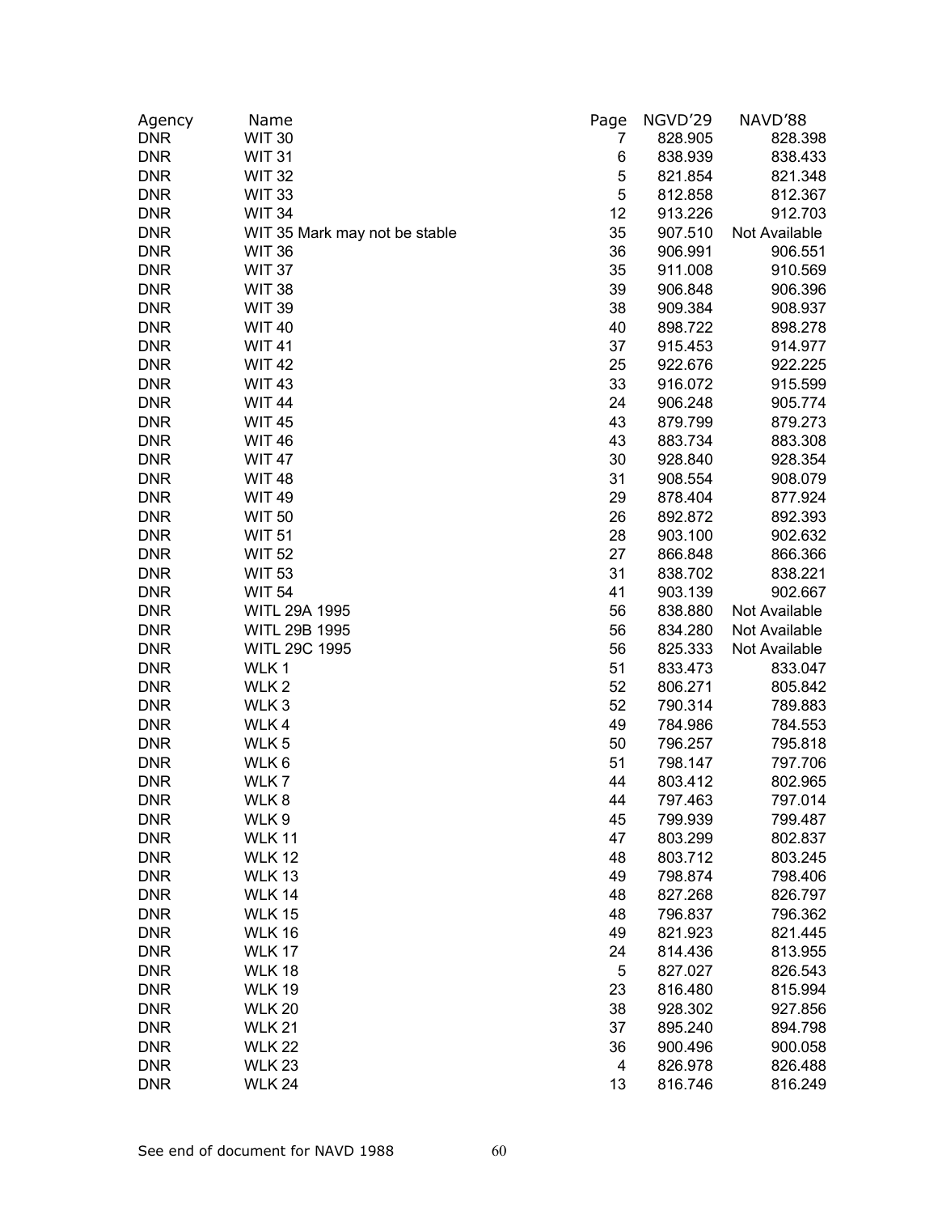| Agency | Name | Page | NGVD'29 | NAVD'88 |
|---|---|---|---|---|
| DNR | WIT 30 | 7 | 828.905 | 828.398 |
| DNR | WIT 31 | 6 | 838.939 | 838.433 |
| DNR | WIT 32 | 5 | 821.854 | 821.348 |
| DNR | WIT 33 | 5 | 812.858 | 812.367 |
| DNR | WIT 34 | 12 | 913.226 | 912.703 |
| DNR | WIT 35 Mark may not be stable | 35 | 907.510 | Not Available |
| DNR | WIT 36 | 36 | 906.991 | 906.551 |
| DNR | WIT 37 | 35 | 911.008 | 910.569 |
| DNR | WIT 38 | 39 | 906.848 | 906.396 |
| DNR | WIT 39 | 38 | 909.384 | 908.937 |
| DNR | WIT 40 | 40 | 898.722 | 898.278 |
| DNR | WIT 41 | 37 | 915.453 | 914.977 |
| DNR | WIT 42 | 25 | 922.676 | 922.225 |
| DNR | WIT 43 | 33 | 916.072 | 915.599 |
| DNR | WIT 44 | 24 | 906.248 | 905.774 |
| DNR | WIT 45 | 43 | 879.799 | 879.273 |
| DNR | WIT 46 | 43 | 883.734 | 883.308 |
| DNR | WIT 47 | 30 | 928.840 | 928.354 |
| DNR | WIT 48 | 31 | 908.554 | 908.079 |
| DNR | WIT 49 | 29 | 878.404 | 877.924 |
| DNR | WIT 50 | 26 | 892.872 | 892.393 |
| DNR | WIT 51 | 28 | 903.100 | 902.632 |
| DNR | WIT 52 | 27 | 866.848 | 866.366 |
| DNR | WIT 53 | 31 | 838.702 | 838.221 |
| DNR | WIT 54 | 41 | 903.139 | 902.667 |
| DNR | WITL 29A 1995 | 56 | 838.880 | Not Available |
| DNR | WITL 29B 1995 | 56 | 834.280 | Not Available |
| DNR | WITL 29C 1995 | 56 | 825.333 | Not Available |
| DNR | WLK 1 | 51 | 833.473 | 833.047 |
| DNR | WLK 2 | 52 | 806.271 | 805.842 |
| DNR | WLK 3 | 52 | 790.314 | 789.883 |
| DNR | WLK 4 | 49 | 784.986 | 784.553 |
| DNR | WLK 5 | 50 | 796.257 | 795.818 |
| DNR | WLK 6 | 51 | 798.147 | 797.706 |
| DNR | WLK 7 | 44 | 803.412 | 802.965 |
| DNR | WLK 8 | 44 | 797.463 | 797.014 |
| DNR | WLK 9 | 45 | 799.939 | 799.487 |
| DNR | WLK 11 | 47 | 803.299 | 802.837 |
| DNR | WLK 12 | 48 | 803.712 | 803.245 |
| DNR | WLK 13 | 49 | 798.874 | 798.406 |
| DNR | WLK 14 | 48 | 827.268 | 826.797 |
| DNR | WLK 15 | 48 | 796.837 | 796.362 |
| DNR | WLK 16 | 49 | 821.923 | 821.445 |
| DNR | WLK 17 | 24 | 814.436 | 813.955 |
| DNR | WLK 18 | 5 | 827.027 | 826.543 |
| DNR | WLK 19 | 23 | 816.480 | 815.994 |
| DNR | WLK 20 | 38 | 928.302 | 927.856 |
| DNR | WLK 21 | 37 | 895.240 | 894.798 |
| DNR | WLK 22 | 36 | 900.496 | 900.058 |
| DNR | WLK 23 | 4 | 826.978 | 826.488 |
| DNR | WLK 24 | 13 | 816.746 | 816.249 |

See end of document for NAVD 1988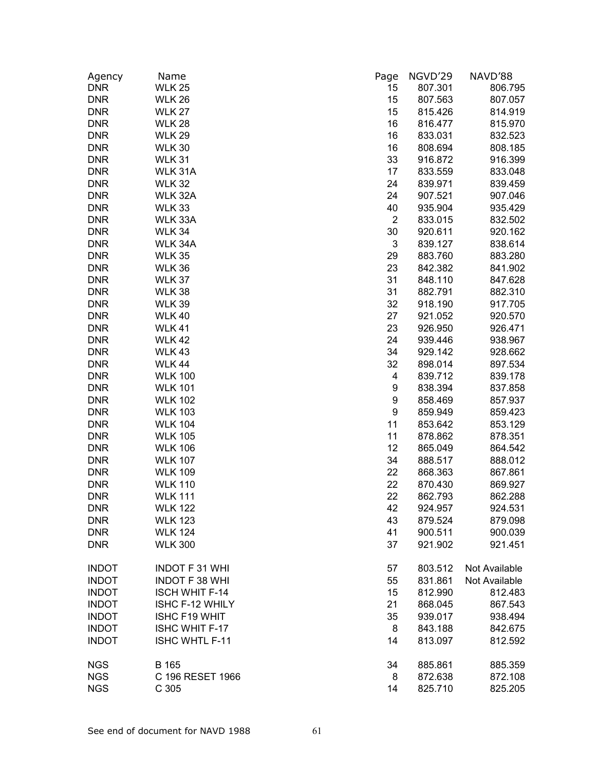| Agency | Name | Page | NGVD'29 | NAVD'88 |
|---|---|---|---|---|
| DNR | WLK 25 | 15 | 807.301 | 806.795 |
| DNR | WLK 26 | 15 | 807.563 | 807.057 |
| DNR | WLK 27 | 15 | 815.426 | 814.919 |
| DNR | WLK 28 | 16 | 816.477 | 815.970 |
| DNR | WLK 29 | 16 | 833.031 | 832.523 |
| DNR | WLK 30 | 16 | 808.694 | 808.185 |
| DNR | WLK 31 | 33 | 916.872 | 916.399 |
| DNR | WLK 31A | 17 | 833.559 | 833.048 |
| DNR | WLK 32 | 24 | 839.971 | 839.459 |
| DNR | WLK 32A | 24 | 907.521 | 907.046 |
| DNR | WLK 33 | 40 | 935.904 | 935.429 |
| DNR | WLK 33A | 2 | 833.015 | 832.502 |
| DNR | WLK 34 | 30 | 920.611 | 920.162 |
| DNR | WLK 34A | 3 | 839.127 | 838.614 |
| DNR | WLK 35 | 29 | 883.760 | 883.280 |
| DNR | WLK 36 | 23 | 842.382 | 841.902 |
| DNR | WLK 37 | 31 | 848.110 | 847.628 |
| DNR | WLK 38 | 31 | 882.791 | 882.310 |
| DNR | WLK 39 | 32 | 918.190 | 917.705 |
| DNR | WLK 40 | 27 | 921.052 | 920.570 |
| DNR | WLK 41 | 23 | 926.950 | 926.471 |
| DNR | WLK 42 | 24 | 939.446 | 938.967 |
| DNR | WLK 43 | 34 | 929.142 | 928.662 |
| DNR | WLK 44 | 32 | 898.014 | 897.534 |
| DNR | WLK 100 | 4 | 839.712 | 839.178 |
| DNR | WLK 101 | 9 | 838.394 | 837.858 |
| DNR | WLK 102 | 9 | 858.469 | 857.937 |
| DNR | WLK 103 | 9 | 859.949 | 859.423 |
| DNR | WLK 104 | 11 | 853.642 | 853.129 |
| DNR | WLK 105 | 11 | 878.862 | 878.351 |
| DNR | WLK 106 | 12 | 865.049 | 864.542 |
| DNR | WLK 107 | 34 | 888.517 | 888.012 |
| DNR | WLK 109 | 22 | 868.363 | 867.861 |
| DNR | WLK 110 | 22 | 870.430 | 869.927 |
| DNR | WLK 111 | 22 | 862.793 | 862.288 |
| DNR | WLK 122 | 42 | 924.957 | 924.531 |
| DNR | WLK 123 | 43 | 879.524 | 879.098 |
| DNR | WLK 124 | 41 | 900.511 | 900.039 |
| DNR | WLK 300 | 37 | 921.902 | 921.451 |
| INDOT | INDOT F 31 WHI | 57 | 803.512 | Not Available |
| INDOT | INDOT F 38 WHI | 55 | 831.861 | Not Available |
| INDOT | ISCH WHIT F-14 | 15 | 812.990 | 812.483 |
| INDOT | ISHC F-12 WHILY | 21 | 868.045 | 867.543 |
| INDOT | ISHC F19 WHIT | 35 | 939.017 | 938.494 |
| INDOT | ISHC WHIT F-17 | 8 | 843.188 | 842.675 |
| INDOT | ISHC WHTL F-11 | 14 | 813.097 | 812.592 |
| NGS | B 165 | 34 | 885.861 | 885.359 |
| NGS | C 196 RESET 1966 | 8 | 872.638 | 872.108 |
| NGS | C 305 | 14 | 825.710 | 825.205 |

See end of document for NAVD 1988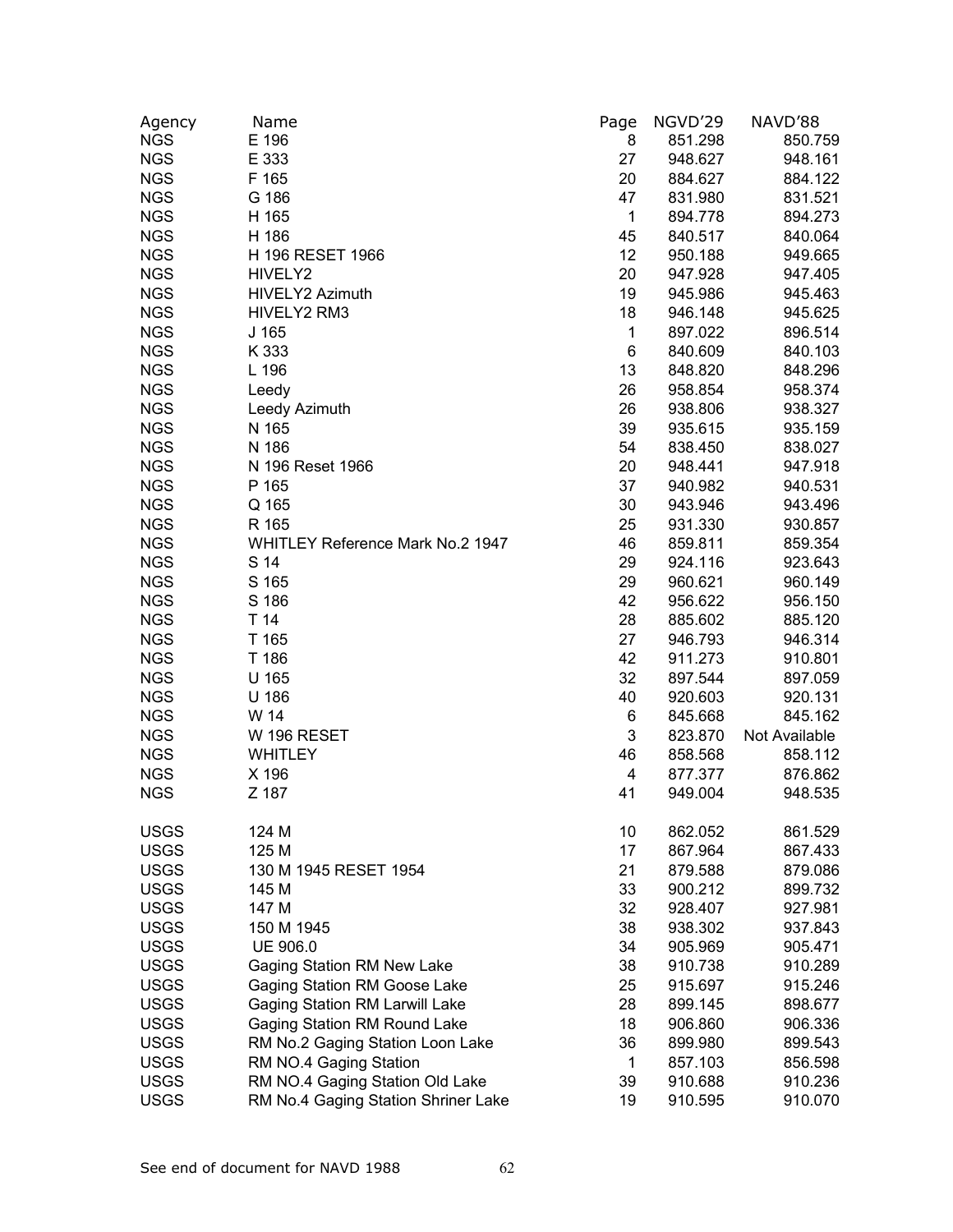| Agency | Name | Page | NGVD'29 | NAVD'88 |
|---|---|---|---|---|
| NGS | E 196 | 8 | 851.298 | 850.759 |
| NGS | E 333 | 27 | 948.627 | 948.161 |
| NGS | F 165 | 20 | 884.627 | 884.122 |
| NGS | G 186 | 47 | 831.980 | 831.521 |
| NGS | H 165 | 1 | 894.778 | 894.273 |
| NGS | H 186 | 45 | 840.517 | 840.064 |
| NGS | H 196 RESET 1966 | 12 | 950.188 | 949.665 |
| NGS | HIVELY2 | 20 | 947.928 | 947.405 |
| NGS | HIVELY2 Azimuth | 19 | 945.986 | 945.463 |
| NGS | HIVELY2 RM3 | 18 | 946.148 | 945.625 |
| NGS | J 165 | 1 | 897.022 | 896.514 |
| NGS | K 333 | 6 | 840.609 | 840.103 |
| NGS | L 196 | 13 | 848.820 | 848.296 |
| NGS | Leedy | 26 | 958.854 | 958.374 |
| NGS | Leedy Azimuth | 26 | 938.806 | 938.327 |
| NGS | N 165 | 39 | 935.615 | 935.159 |
| NGS | N 186 | 54 | 838.450 | 838.027 |
| NGS | N 196 Reset 1966 | 20 | 948.441 | 947.918 |
| NGS | P 165 | 37 | 940.982 | 940.531 |
| NGS | Q 165 | 30 | 943.946 | 943.496 |
| NGS | R 165 | 25 | 931.330 | 930.857 |
| NGS | WHITLEY Reference Mark No.2 1947 | 46 | 859.811 | 859.354 |
| NGS | S 14 | 29 | 924.116 | 923.643 |
| NGS | S 165 | 29 | 960.621 | 960.149 |
| NGS | S 186 | 42 | 956.622 | 956.150 |
| NGS | T 14 | 28 | 885.602 | 885.120 |
| NGS | T 165 | 27 | 946.793 | 946.314 |
| NGS | T 186 | 42 | 911.273 | 910.801 |
| NGS | U 165 | 32 | 897.544 | 897.059 |
| NGS | U 186 | 40 | 920.603 | 920.131 |
| NGS | W 14 | 6 | 845.668 | 845.162 |
| NGS | W 196 RESET | 3 | 823.870 | Not Available |
| NGS | WHITLEY | 46 | 858.568 | 858.112 |
| NGS | X 196 | 4 | 877.377 | 876.862 |
| NGS | Z 187 | 41 | 949.004 | 948.535 |
| | | | | |
| USGS | 124 M | 10 | 862.052 | 861.529 |
| USGS | 125 M | 17 | 867.964 | 867.433 |
| USGS | 130 M 1945 RESET 1954 | 21 | 879.588 | 879.086 |
| USGS | 145 M | 33 | 900.212 | 899.732 |
| USGS | 147 M | 32 | 928.407 | 927.981 |
| USGS | 150 M 1945 | 38 | 938.302 | 937.843 |
| USGS | UE 906.0 | 34 | 905.969 | 905.471 |
| USGS | Gaging Station RM New Lake | 38 | 910.738 | 910.289 |
| USGS | Gaging Station RM Goose Lake | 25 | 915.697 | 915.246 |
| USGS | Gaging Station RM Larwill Lake | 28 | 899.145 | 898.677 |
| USGS | Gaging Station RM Round Lake | 18 | 906.860 | 906.336 |
| USGS | RM No.2 Gaging Station Loon Lake | 36 | 899.980 | 899.543 |
| USGS | RM NO.4 Gaging Station | 1 | 857.103 | 856.598 |
| USGS | RM NO.4 Gaging Station Old Lake | 39 | 910.688 | 910.236 |
| USGS | RM No.4 Gaging Station Shriner Lake | 19 | 910.595 | 910.070 |

See end of document for NAVD 1988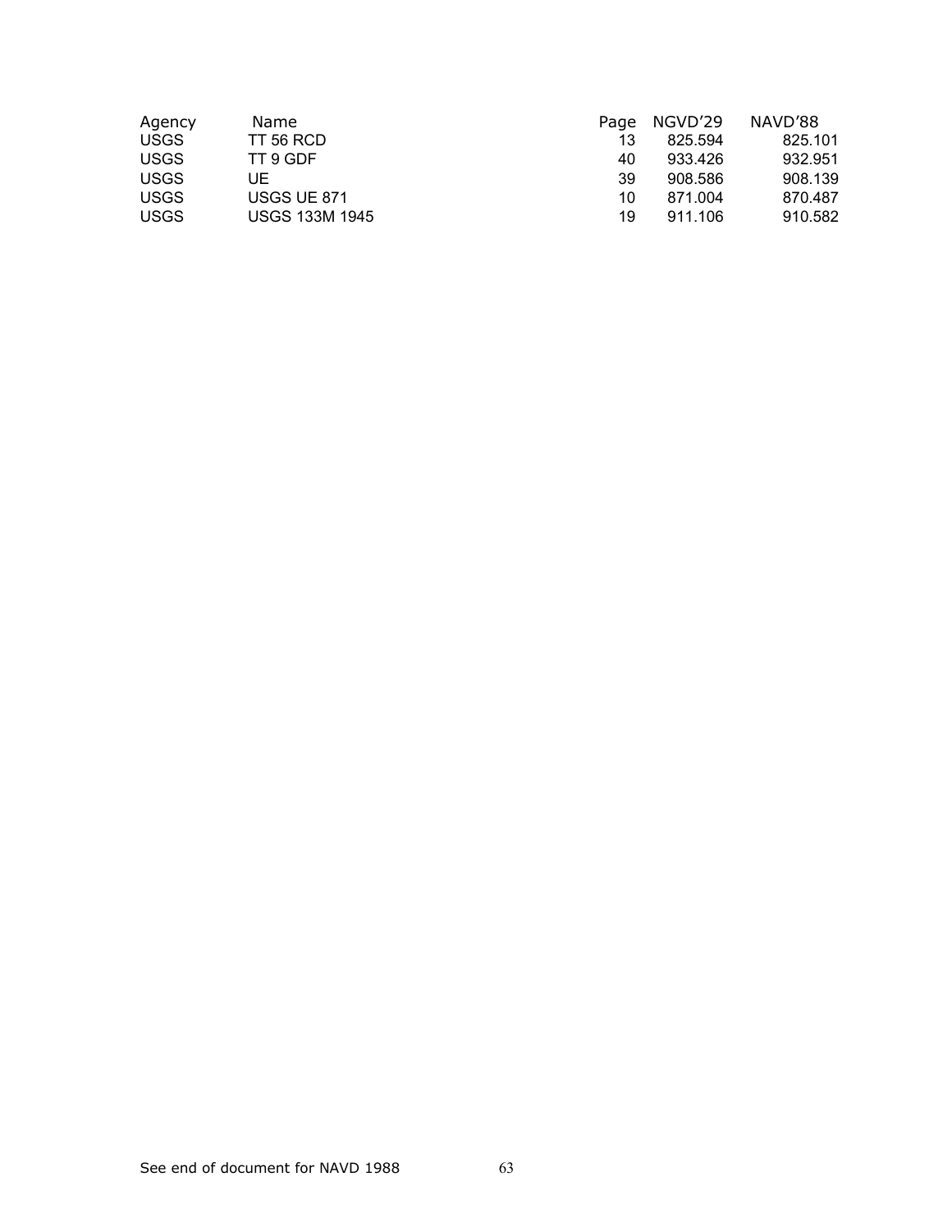| Agency | Name | Page | NGVD'29 | NAVD'88 |
|---|---|---|---|---|
| USGS | TT 56 RCD | 13 | 825.594 | 825.101 |
| USGS | TT 9 GDF | 40 | 933.426 | 932.951 |
| USGS | UE | 39 | 908.586 | 908.139 |
| USGS | USGS UE 871 | 10 | 871.004 | 870.487 |
| USGS | USGS 133M 1945 | 19 | 911.106 | 910.582 |

See end of document for NAVD 1988